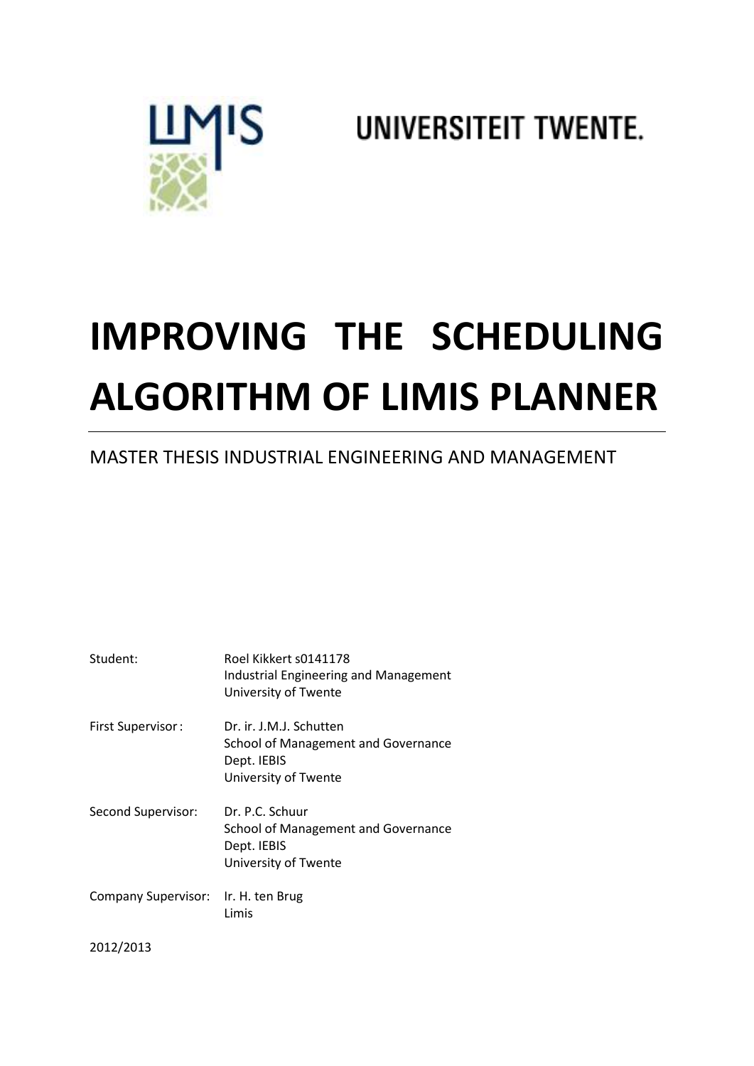LIMIS

UNIVERSITEIT TWENTE.

# IMPROVING THE SCHEDULING ALGORITHM OF LIMIS PLANNER

MASTER THESIS INDUSTRIAL ENGINEERING AND MANAGEMENT

| | |
|---|---|
| Student: | Roel Kikkert s0141178<br>Industrial Engineering and Management<br>University of Twente |
| First Supervisor: | Dr. ir. J.M.J. Schutten<br>School of Management and Governance<br>Dept. IEBIS<br>University of Twente |
| Second Supervisor: | Dr. P.C. Schuur<br>School of Management and Governance<br>Dept. IEBIS<br>University of Twente |
| Company Supervisor: | Ir. H. ten Brug<br>Limis |

2012/2013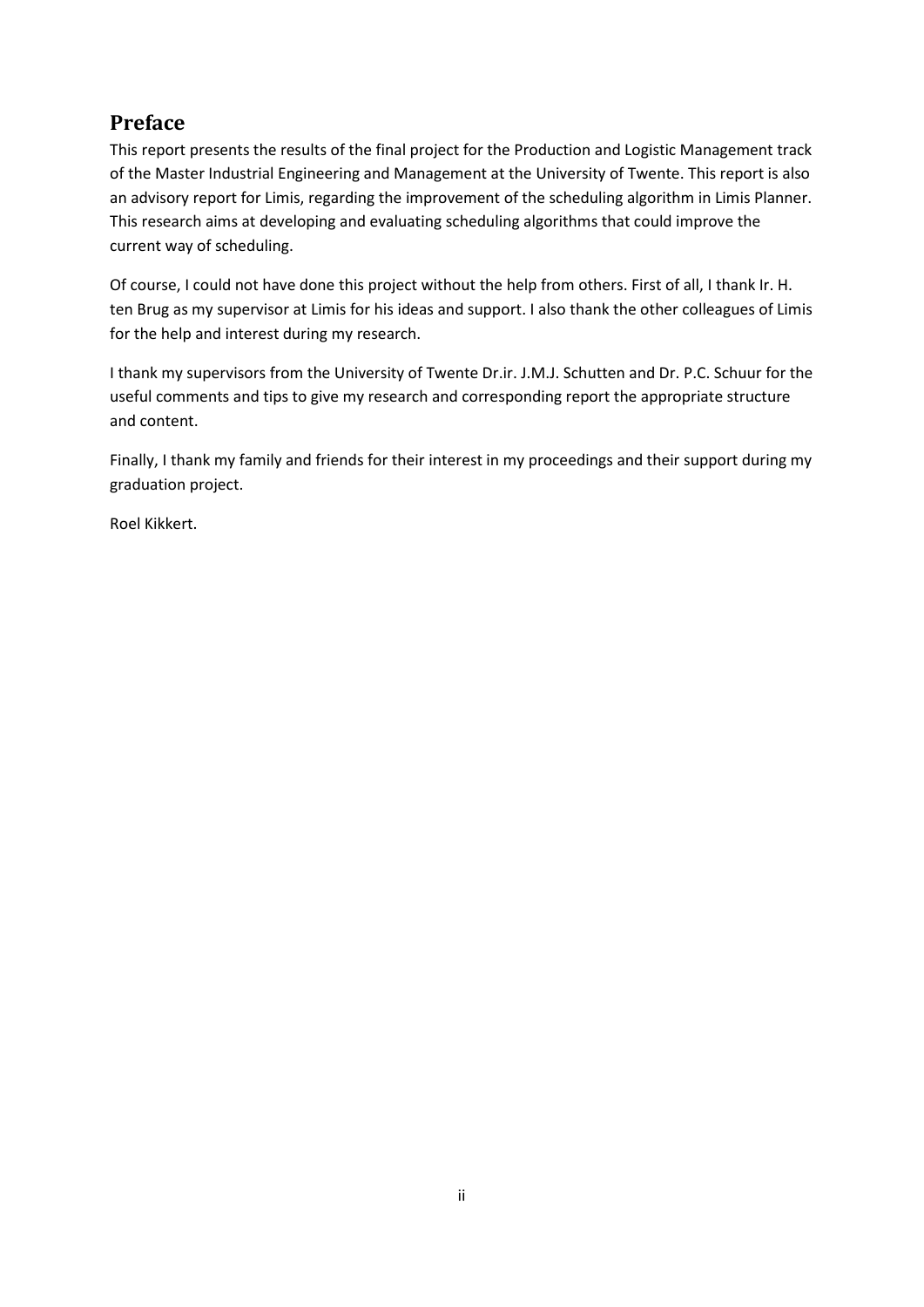## Preface

This report presents the results of the final project for the Production and Logistic Management track of the Master Industrial Engineering and Management at the University of Twente. This report is also an advisory report for Limis, regarding the improvement of the scheduling algorithm in Limis Planner. This research aims at developing and evaluating scheduling algorithms that could improve the current way of scheduling.

Of course, I could not have done this project without the help from others. First of all, I thank Ir. H. ten Brug as my supervisor at Limis for his ideas and support. I also thank the other colleagues of Limis for the help and interest during my research.

I thank my supervisors from the University of Twente Dr.ir. J.M.J. Schutten and Dr. P.C. Schuur for the useful comments and tips to give my research and corresponding report the appropriate structure and content.

Finally, I thank my family and friends for their interest in my proceedings and their support during my graduation project.

Roel Kikkert.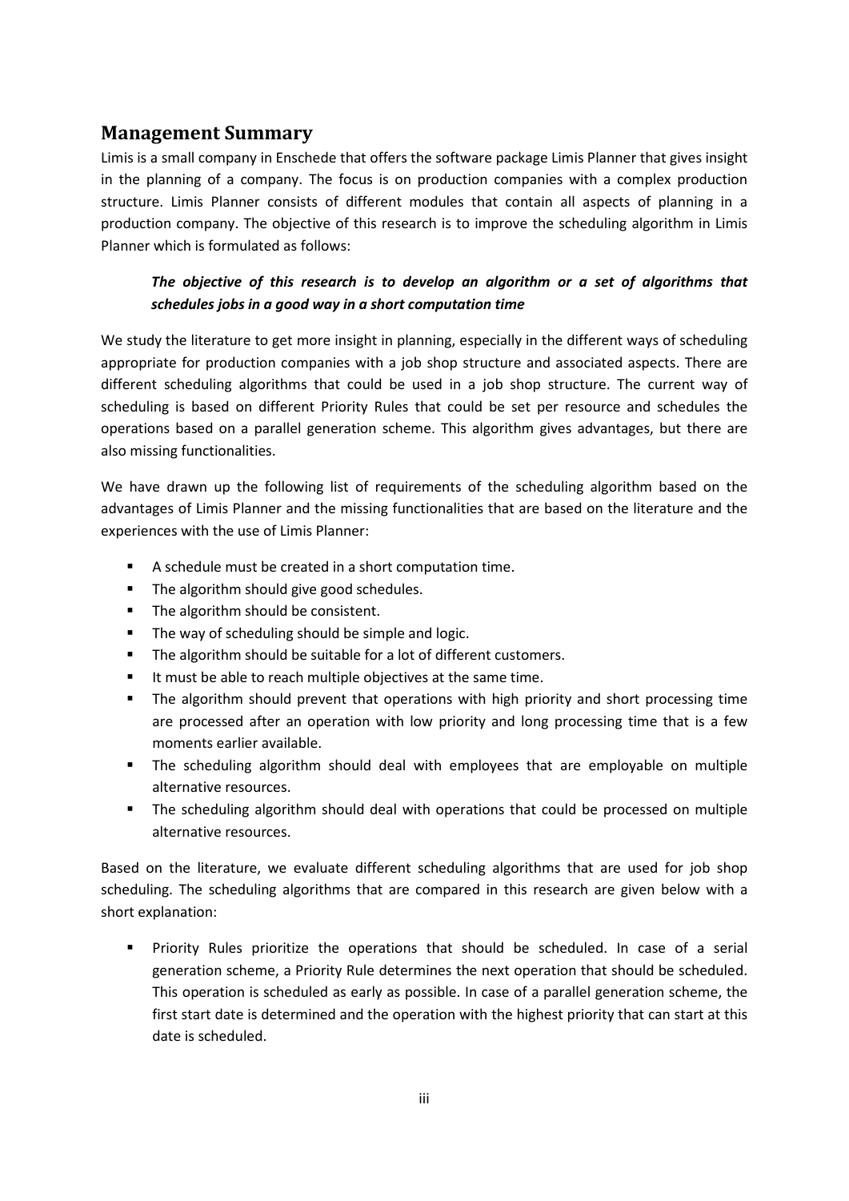## Management Summary

Limis is a small company in Enschede that offers the software package Limis Planner that gives insight in the planning of a company. The focus is on production companies with a complex production structure. Limis Planner consists of different modules that contain all aspects of planning in a production company. The objective of this research is to improve the scheduling algorithm in Limis Planner which is formulated as follows:

> ***The objective of this research is to develop an algorithm or a set of algorithms that schedules jobs in a good way in a short computation time***

We study the literature to get more insight in planning, especially in the different ways of scheduling appropriate for production companies with a job shop structure and associated aspects. There are different scheduling algorithms that could be used in a job shop structure. The current way of scheduling is based on different Priority Rules that could be set per resource and schedules the operations based on a parallel generation scheme. This algorithm gives advantages, but there are also missing functionalities.

We have drawn up the following list of requirements of the scheduling algorithm based on the advantages of Limis Planner and the missing functionalities that are based on the literature and the experiences with the use of Limis Planner:

- A schedule must be created in a short computation time.
- The algorithm should give good schedules.
- The algorithm should be consistent.
- The way of scheduling should be simple and logic.
- The algorithm should be suitable for a lot of different customers.
- It must be able to reach multiple objectives at the same time.
- The algorithm should prevent that operations with high priority and short processing time are processed after an operation with low priority and long processing time that is a few moments earlier available.
- The scheduling algorithm should deal with employees that are employable on multiple alternative resources.
- The scheduling algorithm should deal with operations that could be processed on multiple alternative resources.

Based on the literature, we evaluate different scheduling algorithms that are used for job shop scheduling. The scheduling algorithms that are compared in this research are given below with a short explanation:

- Priority Rules prioritize the operations that should be scheduled. In case of a serial generation scheme, a Priority Rule determines the next operation that should be scheduled. This operation is scheduled as early as possible. In case of a parallel generation scheme, the first start date is determined and the operation with the highest priority that can start at this date is scheduled.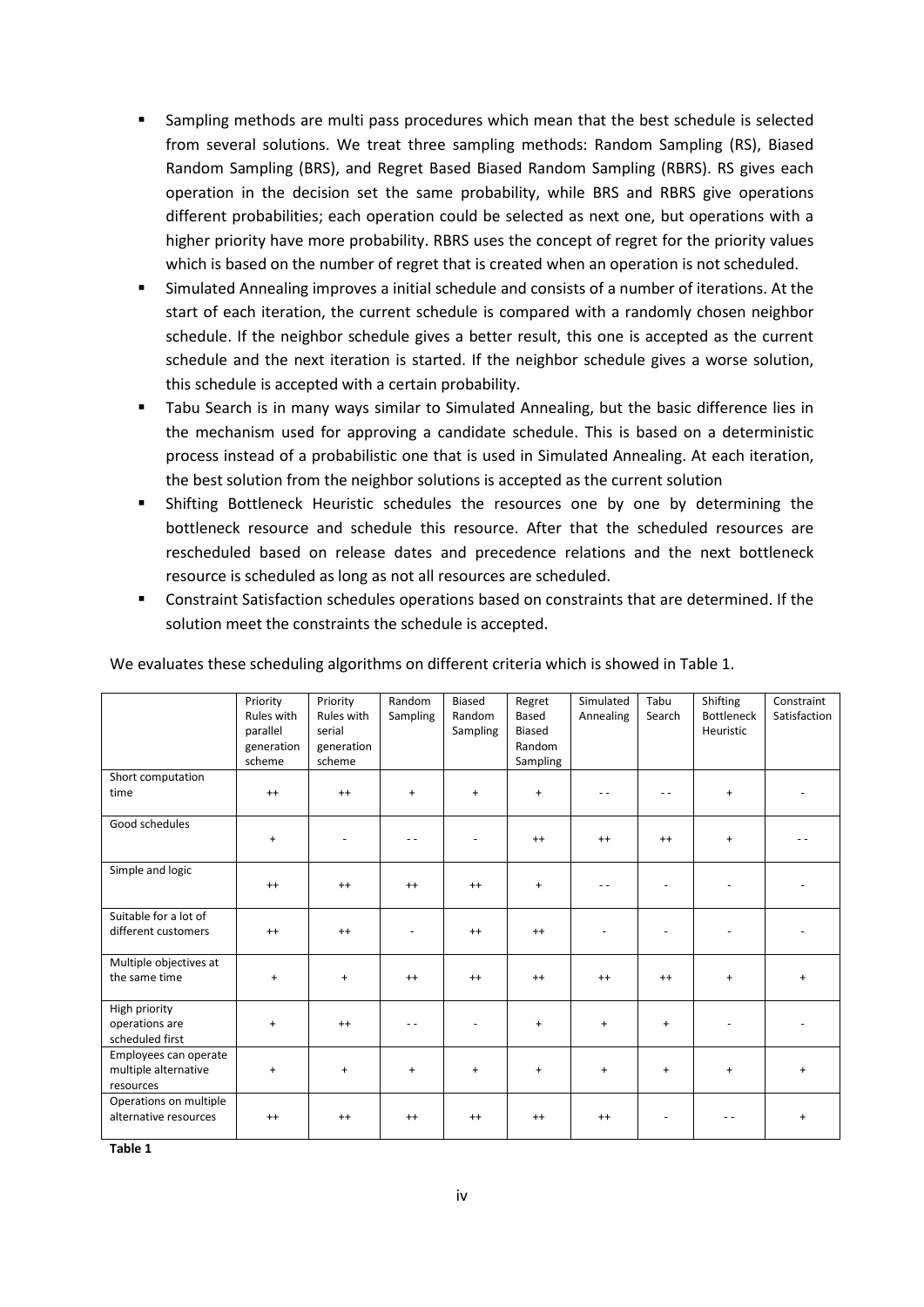- Sampling methods are multi pass procedures which mean that the best schedule is selected from several solutions. We treat three sampling methods: Random Sampling (RS), Biased Random Sampling (BRS), and Regret Based Biased Random Sampling (RBRS). RS gives each operation in the decision set the same probability, while BRS and RBRS give operations different probabilities; each operation could be selected as next one, but operations with a higher priority have more probability. RBRS uses the concept of regret for the priority values which is based on the number of regret that is created when an operation is not scheduled.
- Simulated Annealing improves a initial schedule and consists of a number of iterations. At the start of each iteration, the current schedule is compared with a randomly chosen neighbor schedule. If the neighbor schedule gives a better result, this one is accepted as the current schedule and the next iteration is started. If the neighbor schedule gives a worse solution, this schedule is accepted with a certain probability.
- Tabu Search is in many ways similar to Simulated Annealing, but the basic difference lies in the mechanism used for approving a candidate schedule. This is based on a deterministic process instead of a probabilistic one that is used in Simulated Annealing. At each iteration, the best solution from the neighbor solutions is accepted as the current solution
- Shifting Bottleneck Heuristic schedules the resources one by one by determining the bottleneck resource and schedule this resource. After that the scheduled resources are rescheduled based on release dates and precedence relations and the next bottleneck resource is scheduled as long as not all resources are scheduled.
- Constraint Satisfaction schedules operations based on constraints that are determined. If the solution meet the constraints the schedule is accepted.

We evaluates these scheduling algorithms on different criteria which is showed in Table 1.

| | Priority Rules with parallel generation scheme | Priority Rules with serial generation scheme | Random Sampling | Biased Random Sampling | Regret Based Biased Random Sampling | Simulated Annealing | Tabu Search | Shifting Bottleneck Heuristic | Constraint Satisfaction |
|---|---|---|---|---|---|---|---|---|---|
| Short computation time | ++ | ++ | + | + | + | - - | - - | + | - |
| Good schedules | + | - | - - | - | ++ | ++ | ++ | + | - - |
| Simple and logic | ++ | ++ | ++ | ++ | + | - - | - | - | - |
| Suitable for a lot of different customers | ++ | ++ | - | ++ | ++ | - | - | - | - |
| Multiple objectives at the same time | + | + | ++ | ++ | ++ | ++ | ++ | + | + |
| High priority operations are scheduled first | + | ++ | - - | - | + | + | + | - | - |
| Employees can operate multiple alternative resources | + | + | + | + | + | + | + | + | + |
| Operations on multiple alternative resources | ++ | ++ | ++ | ++ | ++ | ++ | - | - - | + |

**Table 1**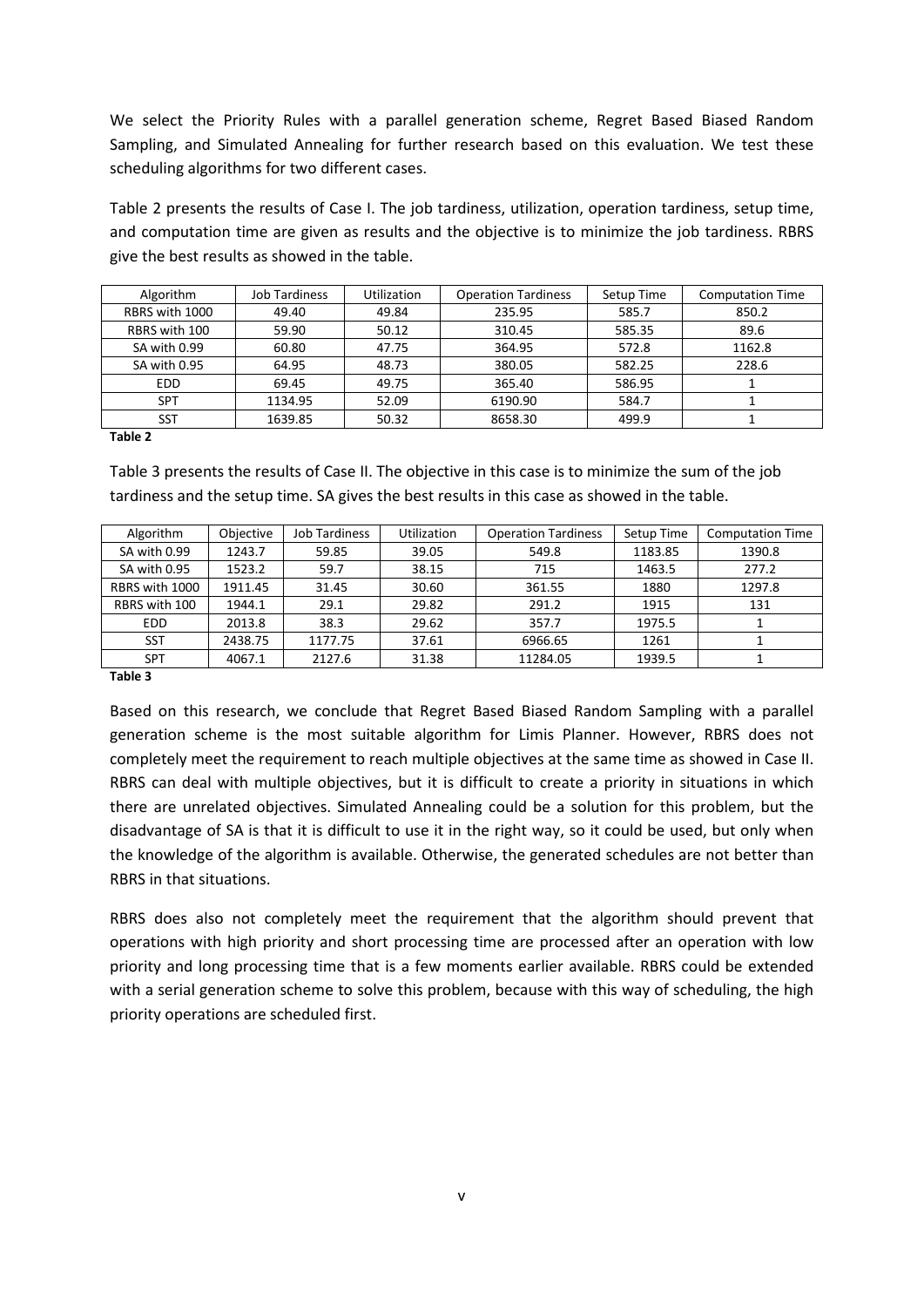We select the Priority Rules with a parallel generation scheme, Regret Based Biased Random Sampling, and Simulated Annealing for further research based on this evaluation. We test these scheduling algorithms for two different cases.

Table 2 presents the results of Case I. The job tardiness, utilization, operation tardiness, setup time, and computation time are given as results and the objective is to minimize the job tardiness. RBRS give the best results as showed in the table.

| Algorithm | Job Tardiness | Utilization | Operation Tardiness | Setup Time | Computation Time |
|---|---|---|---|---|---|
| RBRS with 1000 | 49.40 | 49.84 | 235.95 | 585.7 | 850.2 |
| RBRS with 100 | 59.90 | 50.12 | 310.45 | 585.35 | 89.6 |
| SA with 0.99 | 60.80 | 47.75 | 364.95 | 572.8 | 1162.8 |
| SA with 0.95 | 64.95 | 48.73 | 380.05 | 582.25 | 228.6 |
| EDD | 69.45 | 49.75 | 365.40 | 586.95 | 1 |
| SPT | 1134.95 | 52.09 | 6190.90 | 584.7 | 1 |
| SST | 1639.85 | 50.32 | 8658.30 | 499.9 | 1 |

**Table 2**

Table 3 presents the results of Case II. The objective in this case is to minimize the sum of the job tardiness and the setup time. SA gives the best results in this case as showed in the table.

| Algorithm | Objective | Job Tardiness | Utilization | Operation Tardiness | Setup Time | Computation Time |
|---|---|---|---|---|---|---|
| SA with 0.99 | 1243.7 | 59.85 | 39.05 | 549.8 | 1183.85 | 1390.8 |
| SA with 0.95 | 1523.2 | 59.7 | 38.15 | 715 | 1463.5 | 277.2 |
| RBRS with 1000 | 1911.45 | 31.45 | 30.60 | 361.55 | 1880 | 1297.8 |
| RBRS with 100 | 1944.1 | 29.1 | 29.82 | 291.2 | 1915 | 131 |
| EDD | 2013.8 | 38.3 | 29.62 | 357.7 | 1975.5 | 1 |
| SST | 2438.75 | 1177.75 | 37.61 | 6966.65 | 1261 | 1 |
| SPT | 4067.1 | 2127.6 | 31.38 | 11284.05 | 1939.5 | 1 |

**Table 3**

Based on this research, we conclude that Regret Based Biased Random Sampling with a parallel generation scheme is the most suitable algorithm for Limis Planner. However, RBRS does not completely meet the requirement to reach multiple objectives at the same time as showed in Case II. RBRS can deal with multiple objectives, but it is difficult to create a priority in situations in which there are unrelated objectives. Simulated Annealing could be a solution for this problem, but the disadvantage of SA is that it is difficult to use it in the right way, so it could be used, but only when the knowledge of the algorithm is available. Otherwise, the generated schedules are not better than RBRS in that situations.

RBRS does also not completely meet the requirement that the algorithm should prevent that operations with high priority and short processing time are processed after an operation with low priority and long processing time that is a few moments earlier available. RBRS could be extended with a serial generation scheme to solve this problem, because with this way of scheduling, the high priority operations are scheduled first.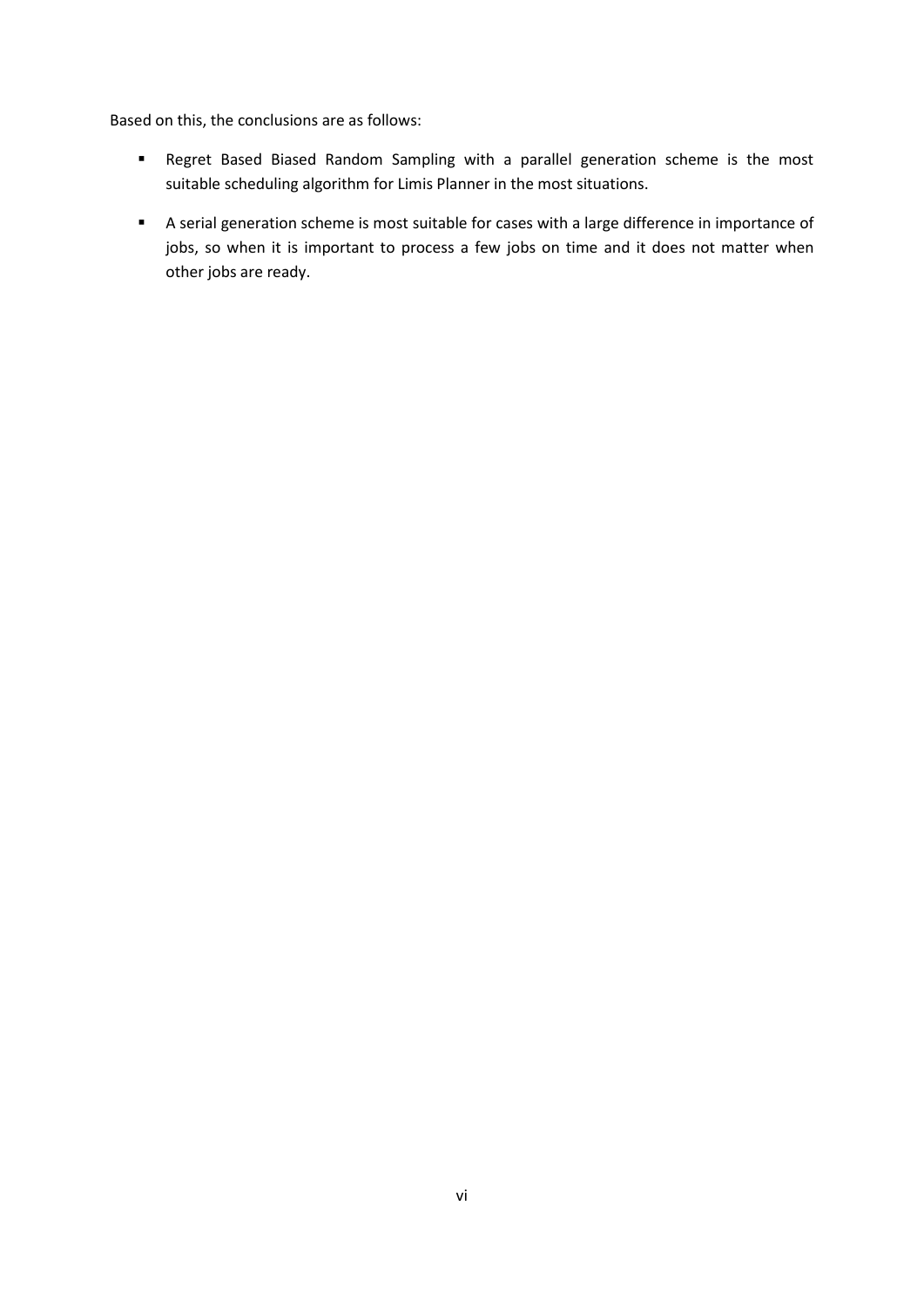Based on this, the conclusions are as follows:

- Regret Based Biased Random Sampling with a parallel generation scheme is the most suitable scheduling algorithm for Limis Planner in the most situations.
- A serial generation scheme is most suitable for cases with a large difference in importance of jobs, so when it is important to process a few jobs on time and it does not matter when other jobs are ready.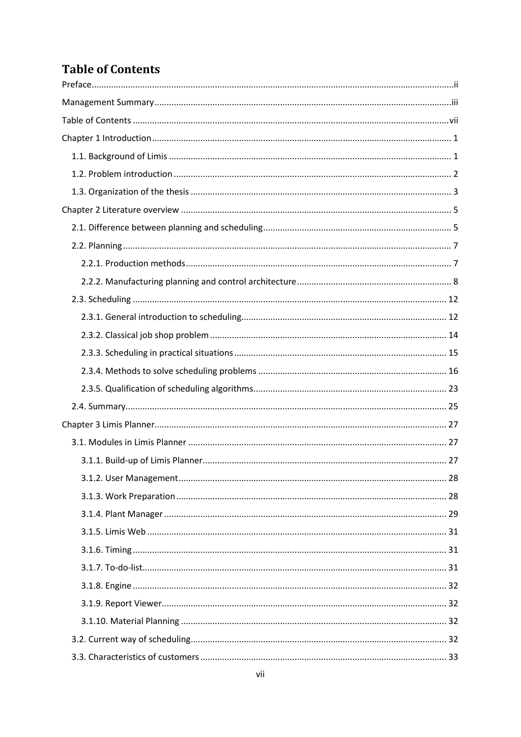# Table of Contents

Preface ................................................................ ii

Management Summary ................................................................ iii

Table of Contents ................................................................ vii

Chapter 1 Introduction ................................................................ 1

- 1.1. Background of Limis ................................................................ 1
- 1.2. Problem introduction ................................................................ 2
- 1.3. Organization of the thesis ................................................................ 3

Chapter 2 Literature overview ................................................................ 5

- 2.1. Difference between planning and scheduling ................................................................ 5
- 2.2. Planning ................................................................ 7
  - 2.2.1. Production methods ................................................................ 7
  - 2.2.2. Manufacturing planning and control architecture ................................................................ 8
- 2.3. Scheduling ................................................................ 12
  - 2.3.1. General introduction to scheduling ................................................................ 12
  - 2.3.2. Classical job shop problem ................................................................ 14
  - 2.3.3. Scheduling in practical situations ................................................................ 15
  - 2.3.4. Methods to solve scheduling problems ................................................................ 16
  - 2.3.5. Qualification of scheduling algorithms ................................................................ 23
- 2.4. Summary ................................................................ 25

Chapter 3 Limis Planner ................................................................ 27

- 3.1. Modules in Limis Planner ................................................................ 27
  - 3.1.1. Build-up of Limis Planner ................................................................ 27
  - 3.1.2. User Management ................................................................ 28
  - 3.1.3. Work Preparation ................................................................ 28
  - 3.1.4. Plant Manager ................................................................ 29
  - 3.1.5. Limis Web ................................................................ 31
  - 3.1.6. Timing ................................................................ 31
  - 3.1.7. To-do-list ................................................................ 31
  - 3.1.8. Engine ................................................................ 32
  - 3.1.9. Report Viewer ................................................................ 32
  - 3.1.10. Material Planning ................................................................ 32
- 3.2. Current way of scheduling ................................................................ 32
- 3.3. Characteristics of customers ................................................................ 33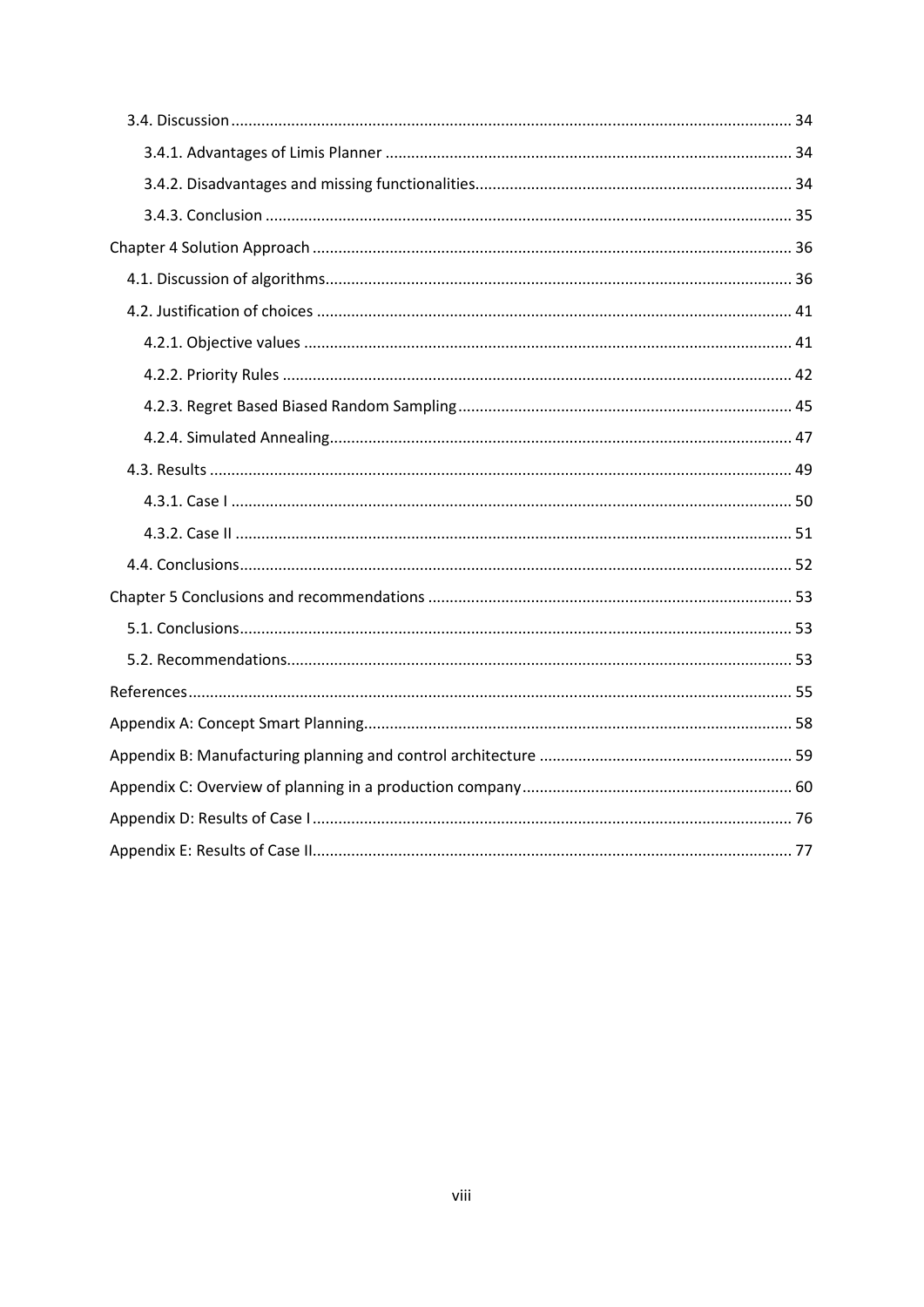3.4. Discussion ........................................................................................................................ 34

3.4.1. Advantages of Limis Planner ........................................................................................ 34

3.4.2. Disadvantages and missing functionalities.................................................................. 34

3.4.3. Conclusion .................................................................................................................. 35

Chapter 4 Solution Approach ...................................................................................................... 36

4.1. Discussion of algorithms....................................................................................................... 36

4.2. Justification of choices ......................................................................................................... 41

4.2.1. Objective values ........................................................................................................... 41

4.2.2. Priority Rules ................................................................................................................ 42

4.2.3. Regret Based Biased Random Sampling ....................................................................... 45

4.2.4. Simulated Annealing.................................................................................................... 47

4.3. Results .................................................................................................................................. 49

4.3.1. Case I ............................................................................................................................ 50

4.3.2. Case II ........................................................................................................................... 51

4.4. Conclusions........................................................................................................................... 52

Chapter 5 Conclusions and recommendations ............................................................................ 53

5.1. Conclusions........................................................................................................................... 53

5.2. Recommendations................................................................................................................. 53

References...................................................................................................................................... 55

Appendix A: Concept Smart Planning............................................................................................ 58

Appendix B: Manufacturing planning and control architecture ................................................... 59

Appendix C: Overview of planning in a production company....................................................... 60

Appendix D: Results of Case I ........................................................................................................ 76

Appendix E: Results of Case II........................................................................................................ 77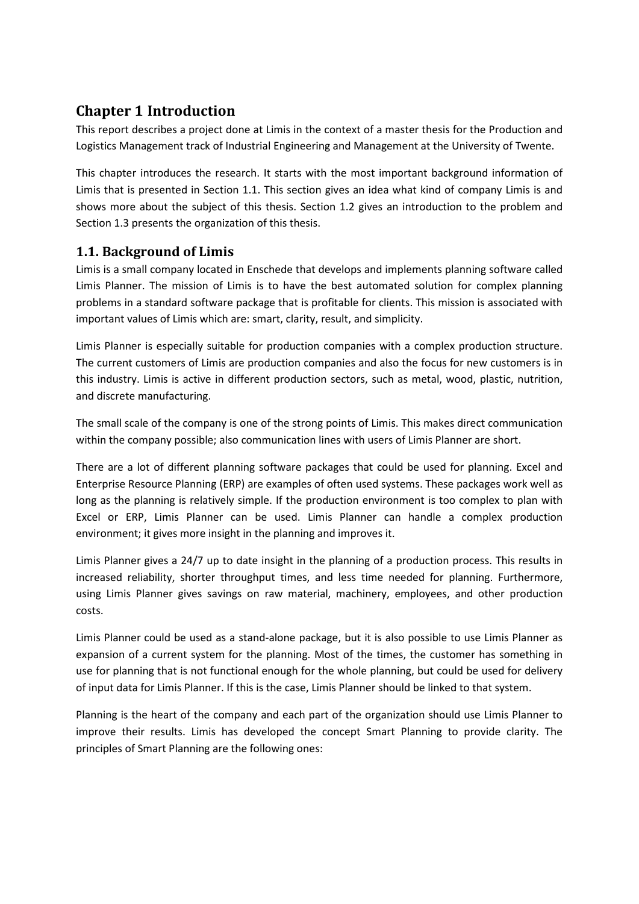# Chapter 1 Introduction

This report describes a project done at Limis in the context of a master thesis for the Production and Logistics Management track of Industrial Engineering and Management at the University of Twente.

This chapter introduces the research. It starts with the most important background information of Limis that is presented in Section 1.1. This section gives an idea what kind of company Limis is and shows more about the subject of this thesis. Section 1.2 gives an introduction to the problem and Section 1.3 presents the organization of this thesis.

## 1.1. Background of Limis

Limis is a small company located in Enschede that develops and implements planning software called Limis Planner. The mission of Limis is to have the best automated solution for complex planning problems in a standard software package that is profitable for clients. This mission is associated with important values of Limis which are: smart, clarity, result, and simplicity.

Limis Planner is especially suitable for production companies with a complex production structure. The current customers of Limis are production companies and also the focus for new customers is in this industry. Limis is active in different production sectors, such as metal, wood, plastic, nutrition, and discrete manufacturing.

The small scale of the company is one of the strong points of Limis. This makes direct communication within the company possible; also communication lines with users of Limis Planner are short.

There are a lot of different planning software packages that could be used for planning. Excel and Enterprise Resource Planning (ERP) are examples of often used systems. These packages work well as long as the planning is relatively simple. If the production environment is too complex to plan with Excel or ERP, Limis Planner can be used. Limis Planner can handle a complex production environment; it gives more insight in the planning and improves it.

Limis Planner gives a 24/7 up to date insight in the planning of a production process. This results in increased reliability, shorter throughput times, and less time needed for planning. Furthermore, using Limis Planner gives savings on raw material, machinery, employees, and other production costs.

Limis Planner could be used as a stand-alone package, but it is also possible to use Limis Planner as expansion of a current system for the planning. Most of the times, the customer has something in use for planning that is not functional enough for the whole planning, but could be used for delivery of input data for Limis Planner. If this is the case, Limis Planner should be linked to that system.

Planning is the heart of the company and each part of the organization should use Limis Planner to improve their results. Limis has developed the concept Smart Planning to provide clarity. The principles of Smart Planning are the following ones: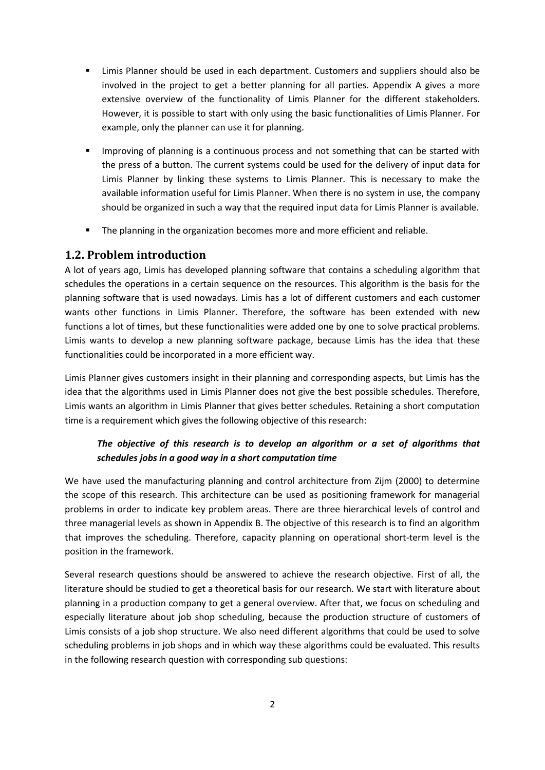- Limis Planner should be used in each department. Customers and suppliers should also be involved in the project to get a better planning for all parties. Appendix A gives a more extensive overview of the functionality of Limis Planner for the different stakeholders. However, it is possible to start with only using the basic functionalities of Limis Planner. For example, only the planner can use it for planning.

- Improving of planning is a continuous process and not something that can be started with the press of a button. The current systems could be used for the delivery of input data for Limis Planner by linking these systems to Limis Planner. This is necessary to make the available information useful for Limis Planner. When there is no system in use, the company should be organized in such a way that the required input data for Limis Planner is available.

- The planning in the organization becomes more and more efficient and reliable.

## 1.2. Problem introduction

A lot of years ago, Limis has developed planning software that contains a scheduling algorithm that schedules the operations in a certain sequence on the resources. This algorithm is the basis for the planning software that is used nowadays. Limis has a lot of different customers and each customer wants other functions in Limis Planner. Therefore, the software has been extended with new functions a lot of times, but these functionalities were added one by one to solve practical problems. Limis wants to develop a new planning software package, because Limis has the idea that these functionalities could be incorporated in a more efficient way.

Limis Planner gives customers insight in their planning and corresponding aspects, but Limis has the idea that the algorithms used in Limis Planner does not give the best possible schedules. Therefore, Limis wants an algorithm in Limis Planner that gives better schedules. Retaining a short computation time is a requirement which gives the following objective of this research:

> ***The objective of this research is to develop an algorithm or a set of algorithms that schedules jobs in a good way in a short computation time***

We have used the manufacturing planning and control architecture from Zijm (2000) to determine the scope of this research. This architecture can be used as positioning framework for managerial problems in order to indicate key problem areas. There are three hierarchical levels of control and three managerial levels as shown in Appendix B. The objective of this research is to find an algorithm that improves the scheduling. Therefore, capacity planning on operational short-term level is the position in the framework.

Several research questions should be answered to achieve the research objective. First of all, the literature should be studied to get a theoretical basis for our research. We start with literature about planning in a production company to get a general overview. After that, we focus on scheduling and especially literature about job shop scheduling, because the production structure of customers of Limis consists of a job shop structure. We also need different algorithms that could be used to solve scheduling problems in job shops and in which way these algorithms could be evaluated. This results in the following research question with corresponding sub questions: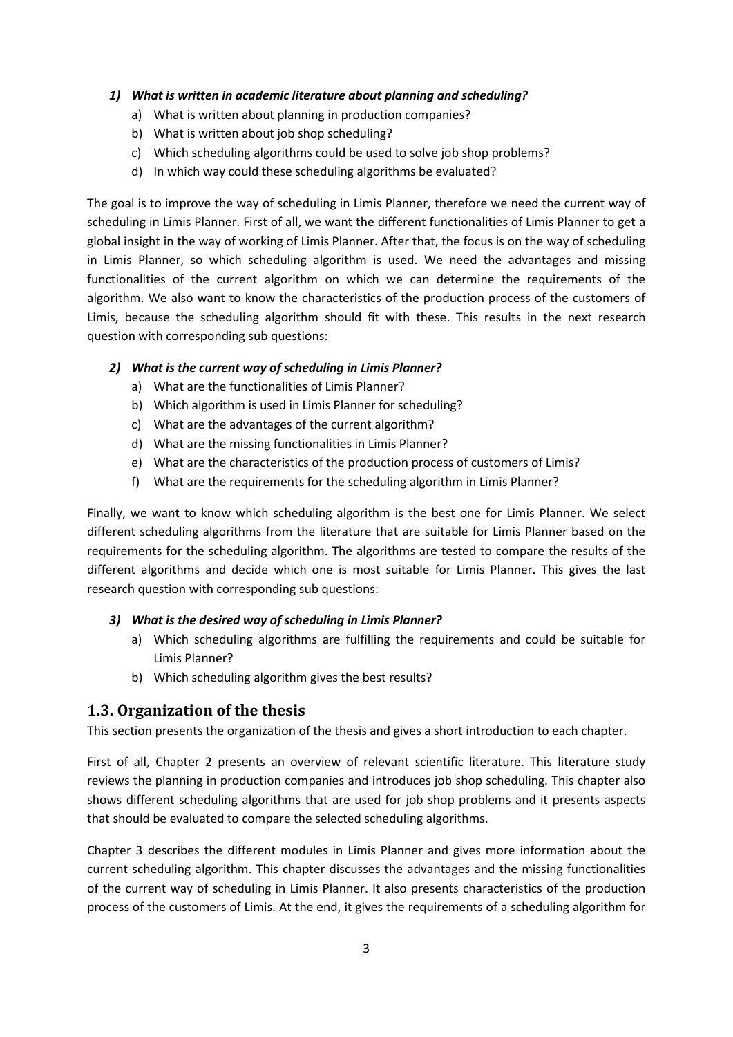1) ***What is written in academic literature about planning and scheduling?***
    a) What is written about planning in production companies?
    b) What is written about job shop scheduling?
    c) Which scheduling algorithms could be used to solve job shop problems?
    d) In which way could these scheduling algorithms be evaluated?

The goal is to improve the way of scheduling in Limis Planner, therefore we need the current way of scheduling in Limis Planner. First of all, we want the different functionalities of Limis Planner to get a global insight in the way of working of Limis Planner. After that, the focus is on the way of scheduling in Limis Planner, so which scheduling algorithm is used. We need the advantages and missing functionalities of the current algorithm on which we can determine the requirements of the algorithm. We also want to know the characteristics of the production process of the customers of Limis, because the scheduling algorithm should fit with these. This results in the next research question with corresponding sub questions:

2) ***What is the current way of scheduling in Limis Planner?***
    a) What are the functionalities of Limis Planner?
    b) Which algorithm is used in Limis Planner for scheduling?
    c) What are the advantages of the current algorithm?
    d) What are the missing functionalities in Limis Planner?
    e) What are the characteristics of the production process of customers of Limis?
    f) What are the requirements for the scheduling algorithm in Limis Planner?

Finally, we want to know which scheduling algorithm is the best one for Limis Planner. We select different scheduling algorithms from the literature that are suitable for Limis Planner based on the requirements for the scheduling algorithm. The algorithms are tested to compare the results of the different algorithms and decide which one is most suitable for Limis Planner. This gives the last research question with corresponding sub questions:

3) ***What is the desired way of scheduling in Limis Planner?***
    a) Which scheduling algorithms are fulfilling the requirements and could be suitable for Limis Planner?
    b) Which scheduling algorithm gives the best results?

## 1.3. Organization of the thesis

This section presents the organization of the thesis and gives a short introduction to each chapter.

First of all, Chapter 2 presents an overview of relevant scientific literature. This literature study reviews the planning in production companies and introduces job shop scheduling. This chapter also shows different scheduling algorithms that are used for job shop problems and it presents aspects that should be evaluated to compare the selected scheduling algorithms.

Chapter 3 describes the different modules in Limis Planner and gives more information about the current scheduling algorithm. This chapter discusses the advantages and the missing functionalities of the current way of scheduling in Limis Planner. It also presents characteristics of the production process of the customers of Limis. At the end, it gives the requirements of a scheduling algorithm for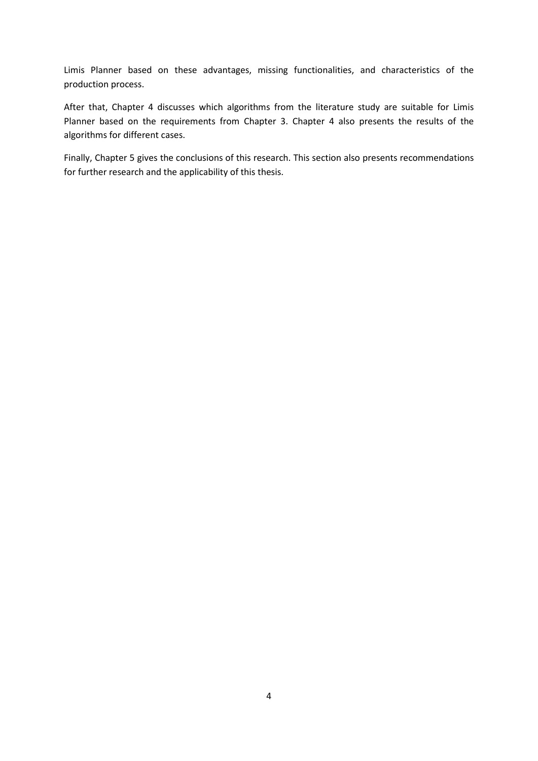Limis Planner based on these advantages, missing functionalities, and characteristics of the production process.

After that, Chapter 4 discusses which algorithms from the literature study are suitable for Limis Planner based on the requirements from Chapter 3. Chapter 4 also presents the results of the algorithms for different cases.

Finally, Chapter 5 gives the conclusions of this research. This section also presents recommendations for further research and the applicability of this thesis.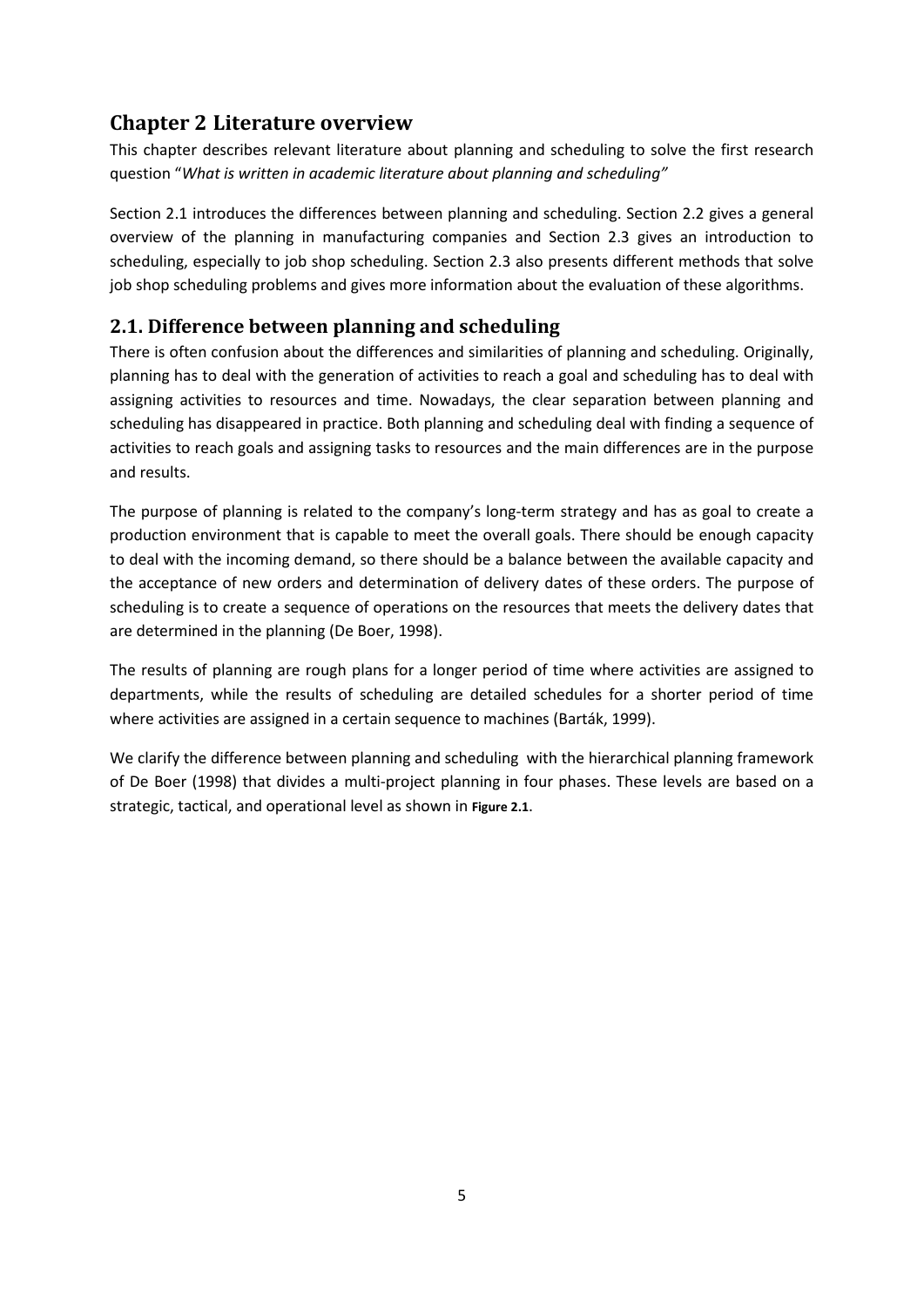# Chapter 2 Literature overview

This chapter describes relevant literature about planning and scheduling to solve the first research question "*What is written in academic literature about planning and scheduling"*

Section 2.1 introduces the differences between planning and scheduling. Section 2.2 gives a general overview of the planning in manufacturing companies and Section 2.3 gives an introduction to scheduling, especially to job shop scheduling. Section 2.3 also presents different methods that solve job shop scheduling problems and gives more information about the evaluation of these algorithms.

## 2.1. Difference between planning and scheduling

There is often confusion about the differences and similarities of planning and scheduling. Originally, planning has to deal with the generation of activities to reach a goal and scheduling has to deal with assigning activities to resources and time. Nowadays, the clear separation between planning and scheduling has disappeared in practice. Both planning and scheduling deal with finding a sequence of activities to reach goals and assigning tasks to resources and the main differences are in the purpose and results.

The purpose of planning is related to the company's long-term strategy and has as goal to create a production environment that is capable to meet the overall goals. There should be enough capacity to deal with the incoming demand, so there should be a balance between the available capacity and the acceptance of new orders and determination of delivery dates of these orders. The purpose of scheduling is to create a sequence of operations on the resources that meets the delivery dates that are determined in the planning (De Boer, 1998).

The results of planning are rough plans for a longer period of time where activities are assigned to departments, while the results of scheduling are detailed schedules for a shorter period of time where activities are assigned in a certain sequence to machines (Barták, 1999).

We clarify the difference between planning and scheduling with the hierarchical planning framework of De Boer (1998) that divides a multi-project planning in four phases. These levels are based on a strategic, tactical, and operational level as shown in **Figure 2.1**.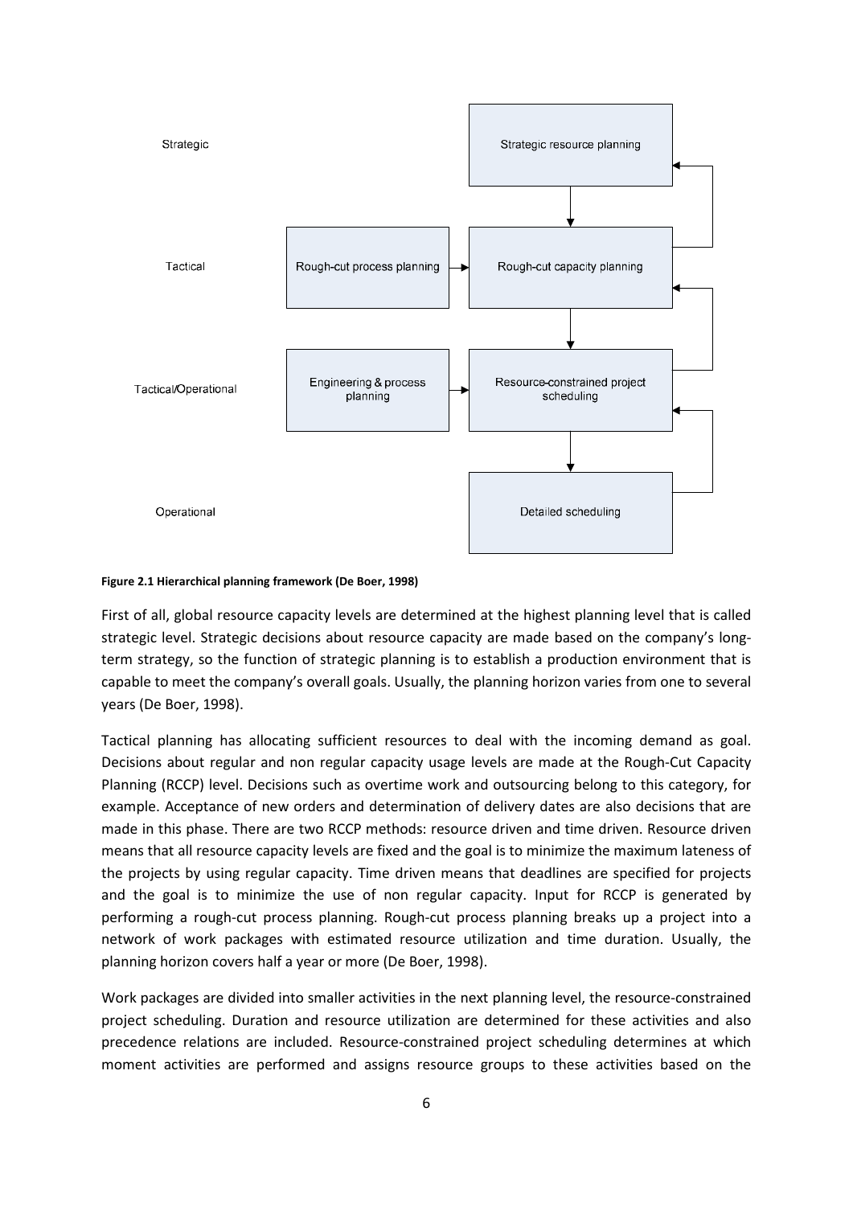**Figure 2.1 Hierarchical planning framework (De Boer, 1998)**

First of all, global resource capacity levels are determined at the highest planning level that is called strategic level. Strategic decisions about resource capacity are made based on the company's long-term strategy, so the function of strategic planning is to establish a production environment that is capable to meet the company's overall goals. Usually, the planning horizon varies from one to several years (De Boer, 1998).

Tactical planning has allocating sufficient resources to deal with the incoming demand as goal. Decisions about regular and non regular capacity usage levels are made at the Rough-Cut Capacity Planning (RCCP) level. Decisions such as overtime work and outsourcing belong to this category, for example. Acceptance of new orders and determination of delivery dates are also decisions that are made in this phase. There are two RCCP methods: resource driven and time driven. Resource driven means that all resource capacity levels are fixed and the goal is to minimize the maximum lateness of the projects by using regular capacity. Time driven means that deadlines are specified for projects and the goal is to minimize the use of non regular capacity. Input for RCCP is generated by performing a rough-cut process planning. Rough-cut process planning breaks up a project into a network of work packages with estimated resource utilization and time duration. Usually, the planning horizon covers half a year or more (De Boer, 1998).

Work packages are divided into smaller activities in the next planning level, the resource-constrained project scheduling. Duration and resource utilization are determined for these activities and also precedence relations are included. Resource-constrained project scheduling determines at which moment activities are performed and assigns resource groups to these activities based on the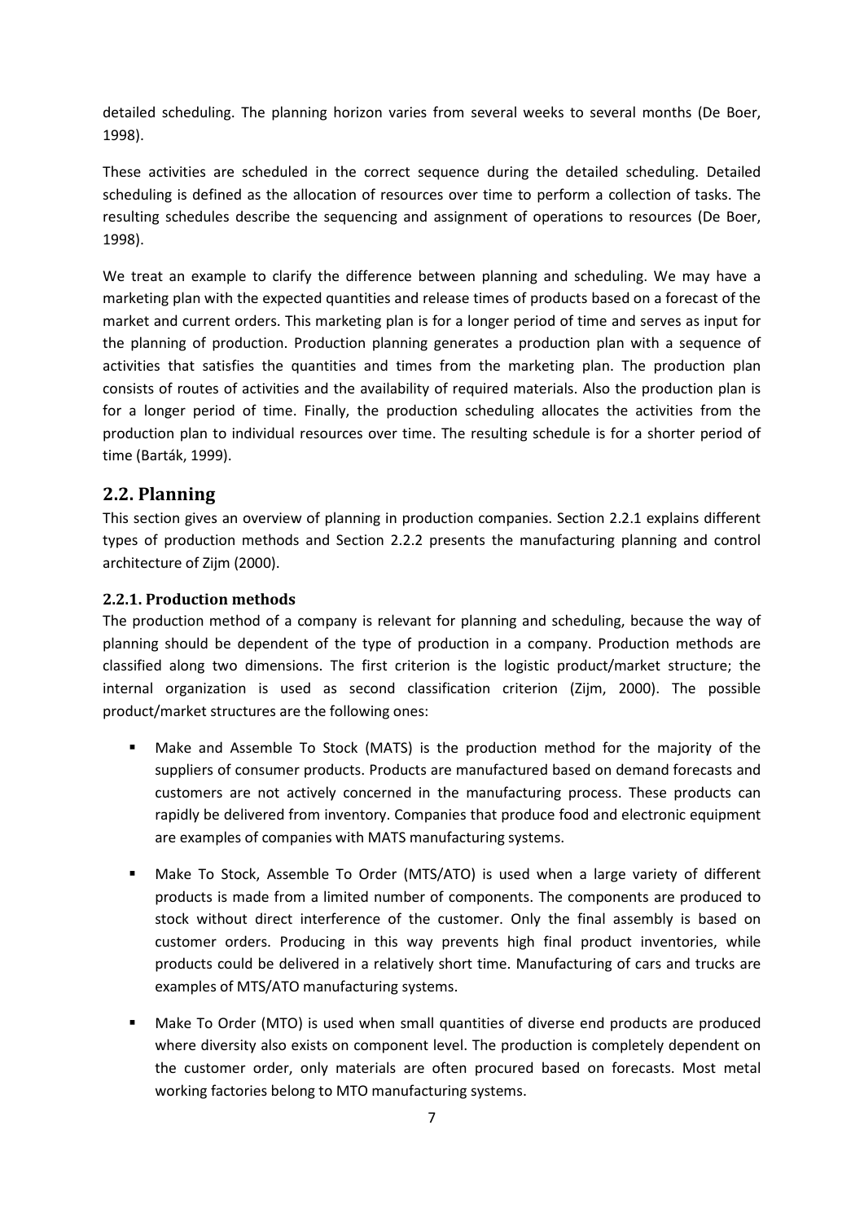detailed scheduling. The planning horizon varies from several weeks to several months (De Boer, 1998).

These activities are scheduled in the correct sequence during the detailed scheduling. Detailed scheduling is defined as the allocation of resources over time to perform a collection of tasks. The resulting schedules describe the sequencing and assignment of operations to resources (De Boer, 1998).

We treat an example to clarify the difference between planning and scheduling. We may have a marketing plan with the expected quantities and release times of products based on a forecast of the market and current orders. This marketing plan is for a longer period of time and serves as input for the planning of production. Production planning generates a production plan with a sequence of activities that satisfies the quantities and times from the marketing plan. The production plan consists of routes of activities and the availability of required materials. Also the production plan is for a longer period of time. Finally, the production scheduling allocates the activities from the production plan to individual resources over time. The resulting schedule is for a shorter period of time (Barták, 1999).

## 2.2. Planning

This section gives an overview of planning in production companies. Section 2.2.1 explains different types of production methods and Section 2.2.2 presents the manufacturing planning and control architecture of Zijm (2000).

### 2.2.1. Production methods

The production method of a company is relevant for planning and scheduling, because the way of planning should be dependent of the type of production in a company. Production methods are classified along two dimensions. The first criterion is the logistic product/market structure; the internal organization is used as second classification criterion (Zijm, 2000). The possible product/market structures are the following ones:

- Make and Assemble To Stock (MATS) is the production method for the majority of the suppliers of consumer products. Products are manufactured based on demand forecasts and customers are not actively concerned in the manufacturing process. These products can rapidly be delivered from inventory. Companies that produce food and electronic equipment are examples of companies with MATS manufacturing systems.

- Make To Stock, Assemble To Order (MTS/ATO) is used when a large variety of different products is made from a limited number of components. The components are produced to stock without direct interference of the customer. Only the final assembly is based on customer orders. Producing in this way prevents high final product inventories, while products could be delivered in a relatively short time. Manufacturing of cars and trucks are examples of MTS/ATO manufacturing systems.

- Make To Order (MTO) is used when small quantities of diverse end products are produced where diversity also exists on component level. The production is completely dependent on the customer order, only materials are often procured based on forecasts. Most metal working factories belong to MTO manufacturing systems.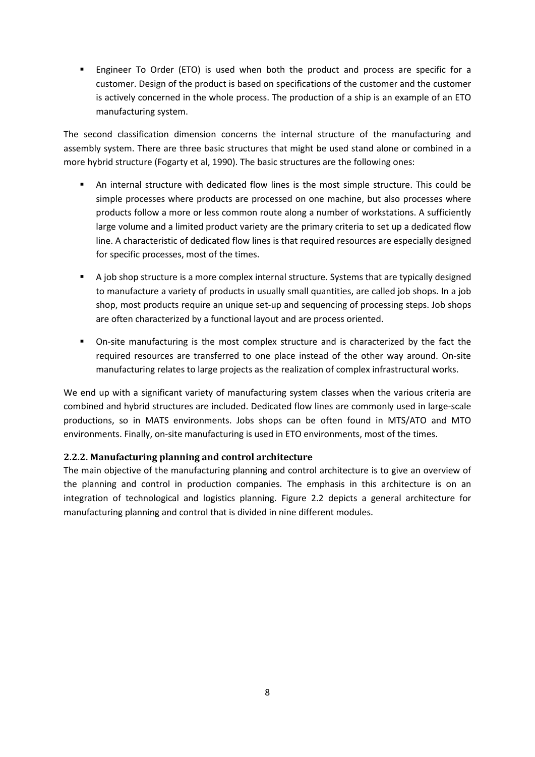- Engineer To Order (ETO) is used when both the product and process are specific for a customer. Design of the product is based on specifications of the customer and the customer is actively concerned in the whole process. The production of a ship is an example of an ETO manufacturing system.

The second classification dimension concerns the internal structure of the manufacturing and assembly system. There are three basic structures that might be used stand alone or combined in a more hybrid structure (Fogarty et al, 1990). The basic structures are the following ones:

- An internal structure with dedicated flow lines is the most simple structure. This could be simple processes where products are processed on one machine, but also processes where products follow a more or less common route along a number of workstations. A sufficiently large volume and a limited product variety are the primary criteria to set up a dedicated flow line. A characteristic of dedicated flow lines is that required resources are especially designed for specific processes, most of the times.

- A job shop structure is a more complex internal structure. Systems that are typically designed to manufacture a variety of products in usually small quantities, are called job shops. In a job shop, most products require an unique set-up and sequencing of processing steps. Job shops are often characterized by a functional layout and are process oriented.

- On-site manufacturing is the most complex structure and is characterized by the fact the required resources are transferred to one place instead of the other way around. On-site manufacturing relates to large projects as the realization of complex infrastructural works.

We end up with a significant variety of manufacturing system classes when the various criteria are combined and hybrid structures are included. Dedicated flow lines are commonly used in large-scale productions, so in MATS environments. Jobs shops can be often found in MTS/ATO and MTO environments. Finally, on-site manufacturing is used in ETO environments, most of the times.

### 2.2.2. Manufacturing planning and control architecture

The main objective of the manufacturing planning and control architecture is to give an overview of the planning and control in production companies. The emphasis in this architecture is on an integration of technological and logistics planning. Figure 2.2 depicts a general architecture for manufacturing planning and control that is divided in nine different modules.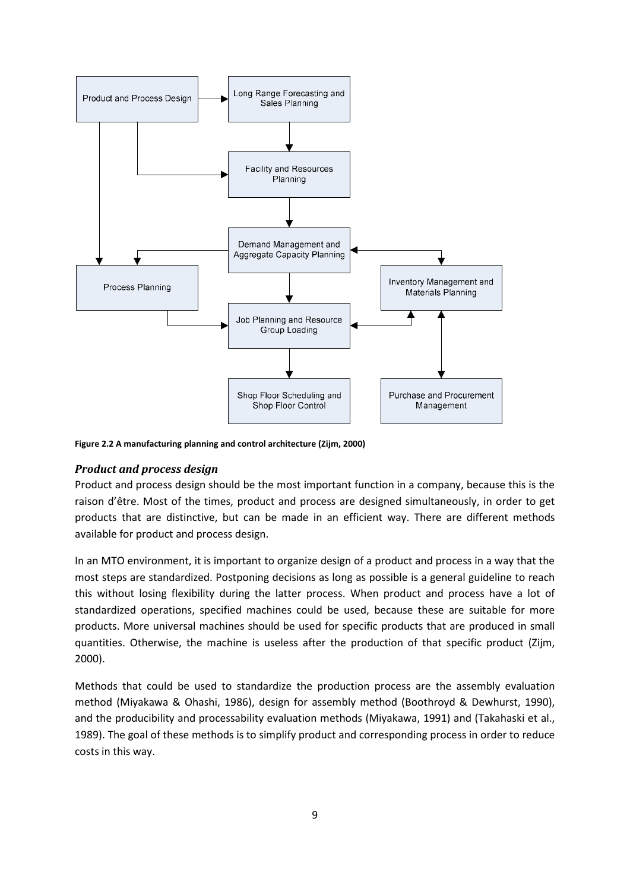**Figure 2.2 A manufacturing planning and control architecture (Zijm, 2000)**

### *Product and process design*

Product and process design should be the most important function in a company, because this is the raison d'être. Most of the times, product and process are designed simultaneously, in order to get products that are distinctive, but can be made in an efficient way. There are different methods available for product and process design.

In an MTO environment, it is important to organize design of a product and process in a way that the most steps are standardized. Postponing decisions as long as possible is a general guideline to reach this without losing flexibility during the latter process. When product and process have a lot of standardized operations, specified machines could be used, because these are suitable for more products. More universal machines should be used for specific products that are produced in small quantities. Otherwise, the machine is useless after the production of that specific product (Zijm, 2000).

Methods that could be used to standardize the production process are the assembly evaluation method (Miyakawa & Ohashi, 1986), design for assembly method (Boothroyd & Dewhurst, 1990), and the producibility and processability evaluation methods (Miyakawa, 1991) and (Takahaski et al., 1989). The goal of these methods is to simplify product and corresponding process in order to reduce costs in this way.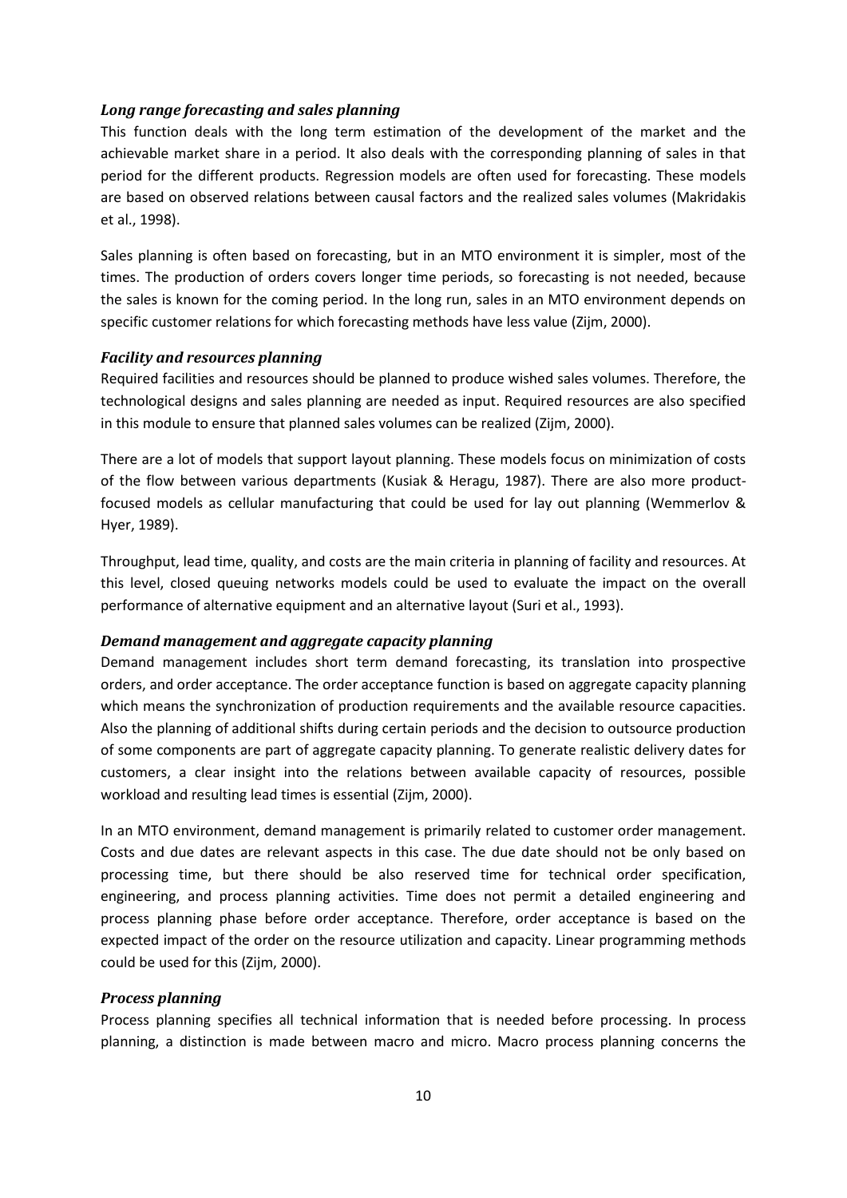### *Long range forecasting and sales planning*

This function deals with the long term estimation of the development of the market and the achievable market share in a period. It also deals with the corresponding planning of sales in that period for the different products. Regression models are often used for forecasting. These models are based on observed relations between causal factors and the realized sales volumes (Makridakis et al., 1998).

Sales planning is often based on forecasting, but in an MTO environment it is simpler, most of the times. The production of orders covers longer time periods, so forecasting is not needed, because the sales is known for the coming period. In the long run, sales in an MTO environment depends on specific customer relations for which forecasting methods have less value (Zijm, 2000).

### *Facility and resources planning*

Required facilities and resources should be planned to produce wished sales volumes. Therefore, the technological designs and sales planning are needed as input. Required resources are also specified in this module to ensure that planned sales volumes can be realized (Zijm, 2000).

There are a lot of models that support layout planning. These models focus on minimization of costs of the flow between various departments (Kusiak & Heragu, 1987). There are also more product-focused models as cellular manufacturing that could be used for lay out planning (Wemmerlov & Hyer, 1989).

Throughput, lead time, quality, and costs are the main criteria in planning of facility and resources. At this level, closed queuing networks models could be used to evaluate the impact on the overall performance of alternative equipment and an alternative layout (Suri et al., 1993).

### *Demand management and aggregate capacity planning*

Demand management includes short term demand forecasting, its translation into prospective orders, and order acceptance. The order acceptance function is based on aggregate capacity planning which means the synchronization of production requirements and the available resource capacities. Also the planning of additional shifts during certain periods and the decision to outsource production of some components are part of aggregate capacity planning. To generate realistic delivery dates for customers, a clear insight into the relations between available capacity of resources, possible workload and resulting lead times is essential (Zijm, 2000).

In an MTO environment, demand management is primarily related to customer order management. Costs and due dates are relevant aspects in this case. The due date should not be only based on processing time, but there should be also reserved time for technical order specification, engineering, and process planning activities. Time does not permit a detailed engineering and process planning phase before order acceptance. Therefore, order acceptance is based on the expected impact of the order on the resource utilization and capacity. Linear programming methods could be used for this (Zijm, 2000).

### *Process planning*

Process planning specifies all technical information that is needed before processing. In process planning, a distinction is made between macro and micro. Macro process planning concerns the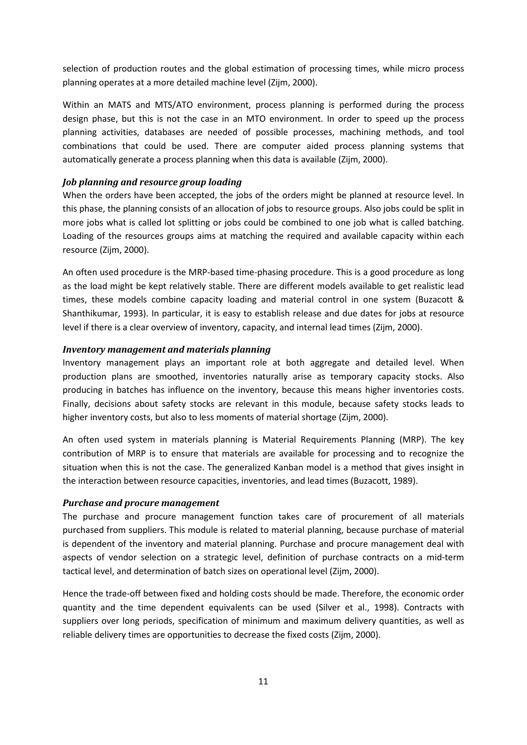selection of production routes and the global estimation of processing times, while micro process planning operates at a more detailed machine level (Zijm, 2000).

Within an MATS and MTS/ATO environment, process planning is performed during the process design phase, but this is not the case in an MTO environment. In order to speed up the process planning activities, databases are needed of possible processes, machining methods, and tool combinations that could be used. There are computer aided process planning systems that automatically generate a process planning when this data is available (Zijm, 2000).

### *Job planning and resource group loading*

When the orders have been accepted, the jobs of the orders might be planned at resource level. In this phase, the planning consists of an allocation of jobs to resource groups. Also jobs could be split in more jobs what is called lot splitting or jobs could be combined to one job what is called batching. Loading of the resources groups aims at matching the required and available capacity within each resource (Zijm, 2000).

An often used procedure is the MRP-based time-phasing procedure. This is a good procedure as long as the load might be kept relatively stable. There are different models available to get realistic lead times, these models combine capacity loading and material control in one system (Buzacott & Shanthikumar, 1993). In particular, it is easy to establish release and due dates for jobs at resource level if there is a clear overview of inventory, capacity, and internal lead times (Zijm, 2000).

### *Inventory management and materials planning*

Inventory management plays an important role at both aggregate and detailed level. When production plans are smoothed, inventories naturally arise as temporary capacity stocks. Also producing in batches has influence on the inventory, because this means higher inventories costs. Finally, decisions about safety stocks are relevant in this module, because safety stocks leads to higher inventory costs, but also to less moments of material shortage (Zijm, 2000).

An often used system in materials planning is Material Requirements Planning (MRP). The key contribution of MRP is to ensure that materials are available for processing and to recognize the situation when this is not the case. The generalized Kanban model is a method that gives insight in the interaction between resource capacities, inventories, and lead times (Buzacott, 1989).

### *Purchase and procure management*

The purchase and procure management function takes care of procurement of all materials purchased from suppliers. This module is related to material planning, because purchase of material is dependent of the inventory and material planning. Purchase and procure management deal with aspects of vendor selection on a strategic level, definition of purchase contracts on a mid-term tactical level, and determination of batch sizes on operational level (Zijm, 2000).

Hence the trade-off between fixed and holding costs should be made. Therefore, the economic order quantity and the time dependent equivalents can be used (Silver et al., 1998). Contracts with suppliers over long periods, specification of minimum and maximum delivery quantities, as well as reliable delivery times are opportunities to decrease the fixed costs (Zijm, 2000).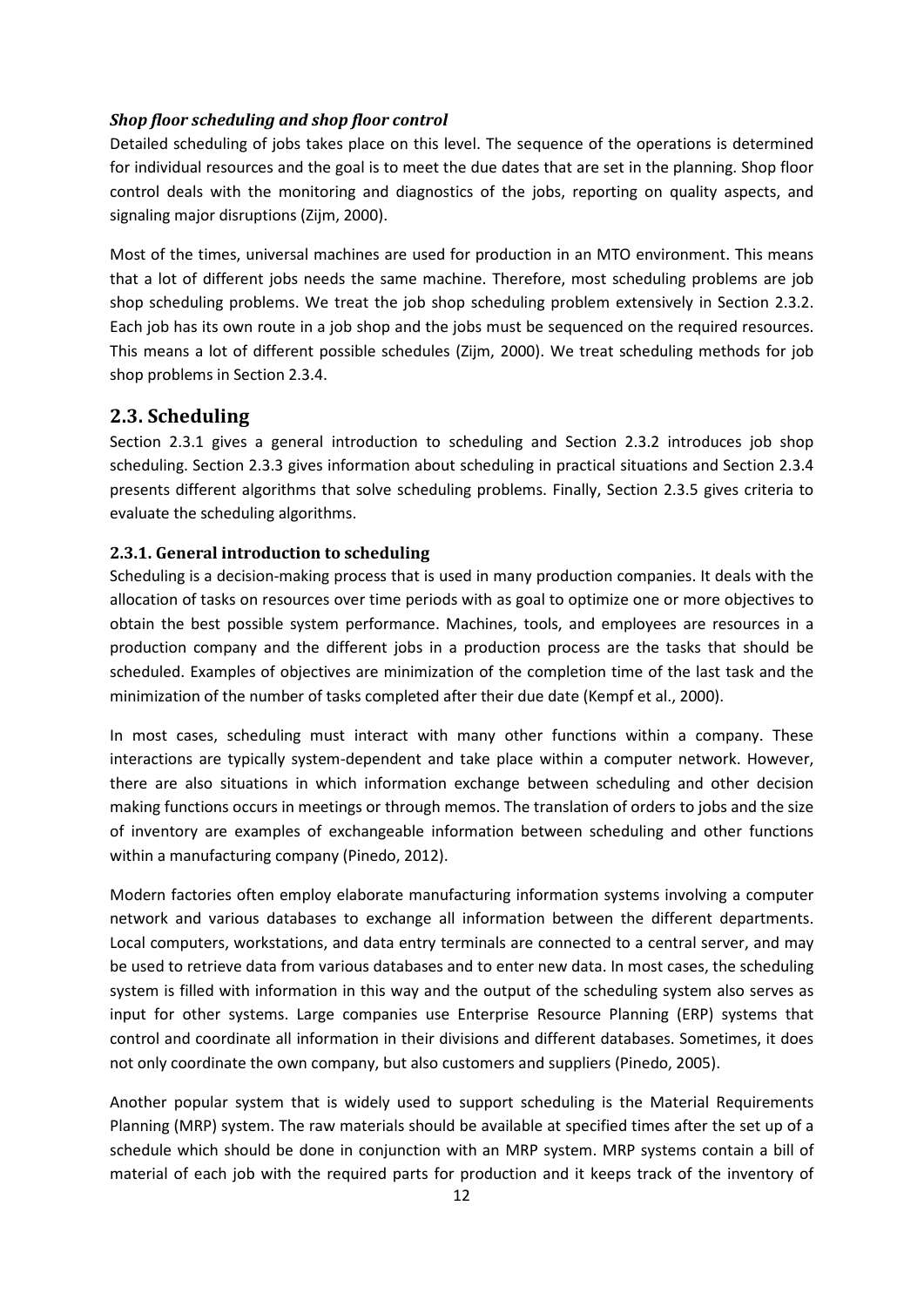***Shop floor scheduling and shop floor control***

Detailed scheduling of jobs takes place on this level. The sequence of the operations is determined for individual resources and the goal is to meet the due dates that are set in the planning. Shop floor control deals with the monitoring and diagnostics of the jobs, reporting on quality aspects, and signaling major disruptions (Zijm, 2000).

Most of the times, universal machines are used for production in an MTO environment. This means that a lot of different jobs needs the same machine. Therefore, most scheduling problems are job shop scheduling problems. We treat the job shop scheduling problem extensively in Section 2.3.2. Each job has its own route in a job shop and the jobs must be sequenced on the required resources. This means a lot of different possible schedules (Zijm, 2000). We treat scheduling methods for job shop problems in Section 2.3.4.

## 2.3. Scheduling

Section 2.3.1 gives a general introduction to scheduling and Section 2.3.2 introduces job shop scheduling. Section 2.3.3 gives information about scheduling in practical situations and Section 2.3.4 presents different algorithms that solve scheduling problems. Finally, Section 2.3.5 gives criteria to evaluate the scheduling algorithms.

### 2.3.1. General introduction to scheduling

Scheduling is a decision-making process that is used in many production companies. It deals with the allocation of tasks on resources over time periods with as goal to optimize one or more objectives to obtain the best possible system performance. Machines, tools, and employees are resources in a production company and the different jobs in a production process are the tasks that should be scheduled. Examples of objectives are minimization of the completion time of the last task and the minimization of the number of tasks completed after their due date (Kempf et al., 2000).

In most cases, scheduling must interact with many other functions within a company. These interactions are typically system-dependent and take place within a computer network. However, there are also situations in which information exchange between scheduling and other decision making functions occurs in meetings or through memos. The translation of orders to jobs and the size of inventory are examples of exchangeable information between scheduling and other functions within a manufacturing company (Pinedo, 2012).

Modern factories often employ elaborate manufacturing information systems involving a computer network and various databases to exchange all information between the different departments. Local computers, workstations, and data entry terminals are connected to a central server, and may be used to retrieve data from various databases and to enter new data. In most cases, the scheduling system is filled with information in this way and the output of the scheduling system also serves as input for other systems. Large companies use Enterprise Resource Planning (ERP) systems that control and coordinate all information in their divisions and different databases. Sometimes, it does not only coordinate the own company, but also customers and suppliers (Pinedo, 2005).

Another popular system that is widely used to support scheduling is the Material Requirements Planning (MRP) system. The raw materials should be available at specified times after the set up of a schedule which should be done in conjunction with an MRP system. MRP systems contain a bill of material of each job with the required parts for production and it keeps track of the inventory of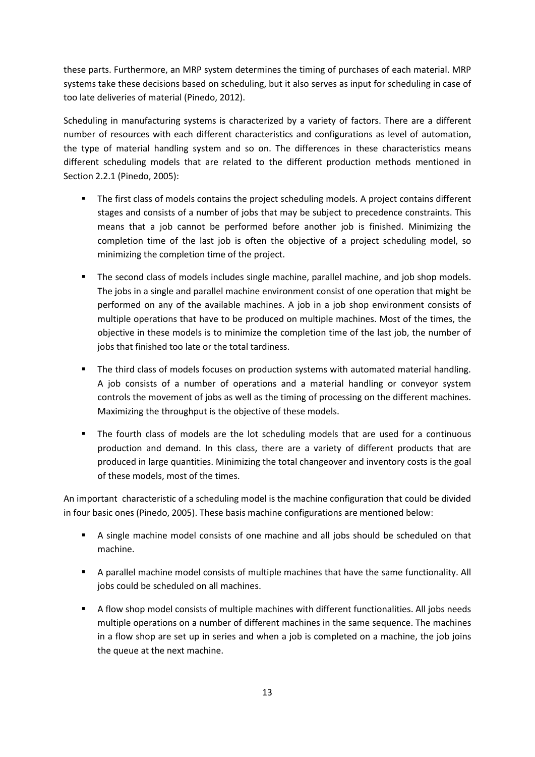these parts. Furthermore, an MRP system determines the timing of purchases of each material. MRP systems take these decisions based on scheduling, but it also serves as input for scheduling in case of too late deliveries of material (Pinedo, 2012).

Scheduling in manufacturing systems is characterized by a variety of factors. There are a different number of resources with each different characteristics and configurations as level of automation, the type of material handling system and so on. The differences in these characteristics means different scheduling models that are related to the different production methods mentioned in Section 2.2.1 (Pinedo, 2005):

- The first class of models contains the project scheduling models. A project contains different stages and consists of a number of jobs that may be subject to precedence constraints. This means that a job cannot be performed before another job is finished. Minimizing the completion time of the last job is often the objective of a project scheduling model, so minimizing the completion time of the project.
- The second class of models includes single machine, parallel machine, and job shop models. The jobs in a single and parallel machine environment consist of one operation that might be performed on any of the available machines. A job in a job shop environment consists of multiple operations that have to be produced on multiple machines. Most of the times, the objective in these models is to minimize the completion time of the last job, the number of jobs that finished too late or the total tardiness.
- The third class of models focuses on production systems with automated material handling. A job consists of a number of operations and a material handling or conveyor system controls the movement of jobs as well as the timing of processing on the different machines. Maximizing the throughput is the objective of these models.
- The fourth class of models are the lot scheduling models that are used for a continuous production and demand. In this class, there are a variety of different products that are produced in large quantities. Minimizing the total changeover and inventory costs is the goal of these models, most of the times.

An important characteristic of a scheduling model is the machine configuration that could be divided in four basic ones (Pinedo, 2005). These basis machine configurations are mentioned below:

- A single machine model consists of one machine and all jobs should be scheduled on that machine.
- A parallel machine model consists of multiple machines that have the same functionality. All jobs could be scheduled on all machines.
- A flow shop model consists of multiple machines with different functionalities. All jobs needs multiple operations on a number of different machines in the same sequence. The machines in a flow shop are set up in series and when a job is completed on a machine, the job joins the queue at the next machine.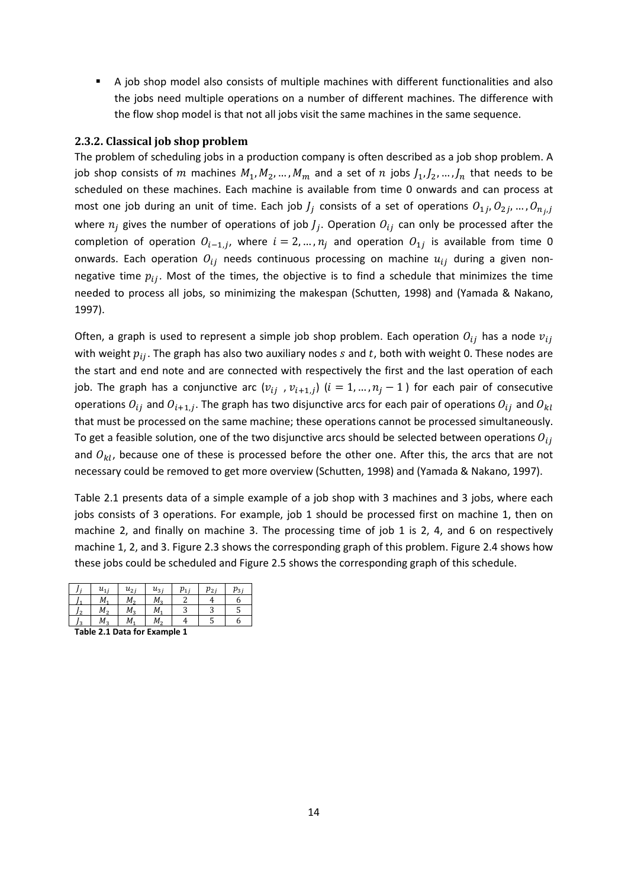- A job shop model also consists of multiple machines with different functionalities and also the jobs need multiple operations on a number of different machines. The difference with the flow shop model is that not all jobs visit the same machines in the same sequence.

### 2.3.2. Classical job shop problem

The problem of scheduling jobs in a production company is often described as a job shop problem. A job shop consists of $m$ machines $M_1, M_2, \ldots, M_m$ and a set of $n$ jobs $J_1, J_2, \ldots, J_n$ that needs to be scheduled on these machines. Each machine is available from time 0 onwards and can process at most one job during an unit of time. Each job $J_j$ consists of a set of operations $O_{1j}, O_{2j}, \ldots, O_{n_j,j}$ where $n_j$ gives the number of operations of job $J_j$. Operation $O_{ij}$ can only be processed after the completion of operation $O_{i-1,j}$, where $i = 2, \ldots, n_j$ and operation $O_{1j}$ is available from time 0 onwards. Each operation $O_{ij}$ needs continuous processing on machine $u_{ij}$ during a given non-negative time $p_{ij}$. Most of the times, the objective is to find a schedule that minimizes the time needed to process all jobs, so minimizing the makespan (Schutten, 1998) and (Yamada & Nakano, 1997).

Often, a graph is used to represent a simple job shop problem. Each operation $O_{ij}$ has a node $v_{ij}$ with weight $p_{ij}$. The graph has also two auxiliary nodes $s$ and $t$, both with weight 0. These nodes are the start and end note and are connected with respectively the first and the last operation of each job. The graph has a conjunctive arc $(v_{ij}\ , v_{i+1,j})$ $(i = 1, \ldots, n_j - 1)$ for each pair of consecutive operations $O_{ij}$ and $O_{i+1,j}$. The graph has two disjunctive arcs for each pair of operations $O_{ij}$ and $O_{kl}$ that must be processed on the same machine; these operations cannot be processed simultaneously. To get a feasible solution, one of the two disjunctive arcs should be selected between operations $O_{ij}$ and $O_{kl}$, because one of these is processed before the other one. After this, the arcs that are not necessary could be removed to get more overview (Schutten, 1998) and (Yamada & Nakano, 1997).

Table 2.1 presents data of a simple example of a job shop with 3 machines and 3 jobs, where each jobs consists of 3 operations. For example, job 1 should be processed first on machine 1, then on machine 2, and finally on machine 3. The processing time of job 1 is 2, 4, and 6 on respectively machine 1, 2, and 3. Figure 2.3 shows the corresponding graph of this problem. Figure 2.4 shows how these jobs could be scheduled and Figure 2.5 shows the corresponding graph of this schedule.

| $J_j$ | $u_{1j}$ | $u_{2j}$ | $u_{3j}$ | $p_{1j}$ | $p_{2j}$ | $p_{3j}$ |
|---|---|---|---|---|---|---|
| $J_1$ | $M_1$ | $M_2$ | $M_3$ | 2 | 4 | 6 |
| $J_2$ | $M_2$ | $M_3$ | $M_1$ | 3 | 3 | 5 |
| $J_3$ | $M_3$ | $M_1$ | $M_2$ | 4 | 5 | 6 |

**Table 2.1 Data for Example 1**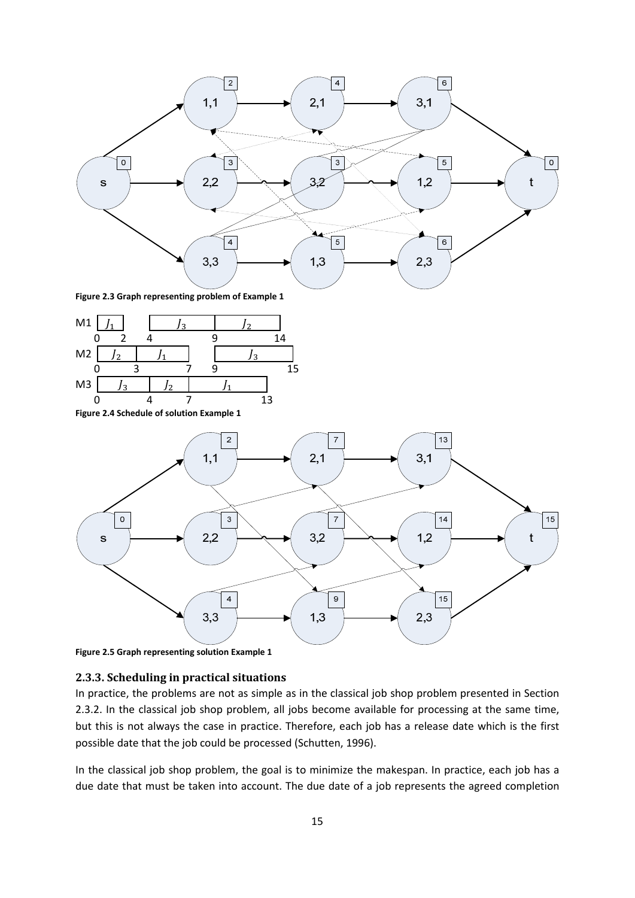**Figure 2.3 Graph representing problem of Example 1**

**Figure 2.4 Schedule of solution Example 1**

**Figure 2.5 Graph representing solution Example 1**

### 2.3.3. Scheduling in practical situations

In practice, the problems are not as simple as in the classical job shop problem presented in Section 2.3.2. In the classical job shop problem, all jobs become available for processing at the same time, but this is not always the case in practice. Therefore, each job has a release date which is the first possible date that the job could be processed (Schutten, 1996).

In the classical job shop problem, the goal is to minimize the makespan. In practice, each job has a due date that must be taken into account. The due date of a job represents the agreed completion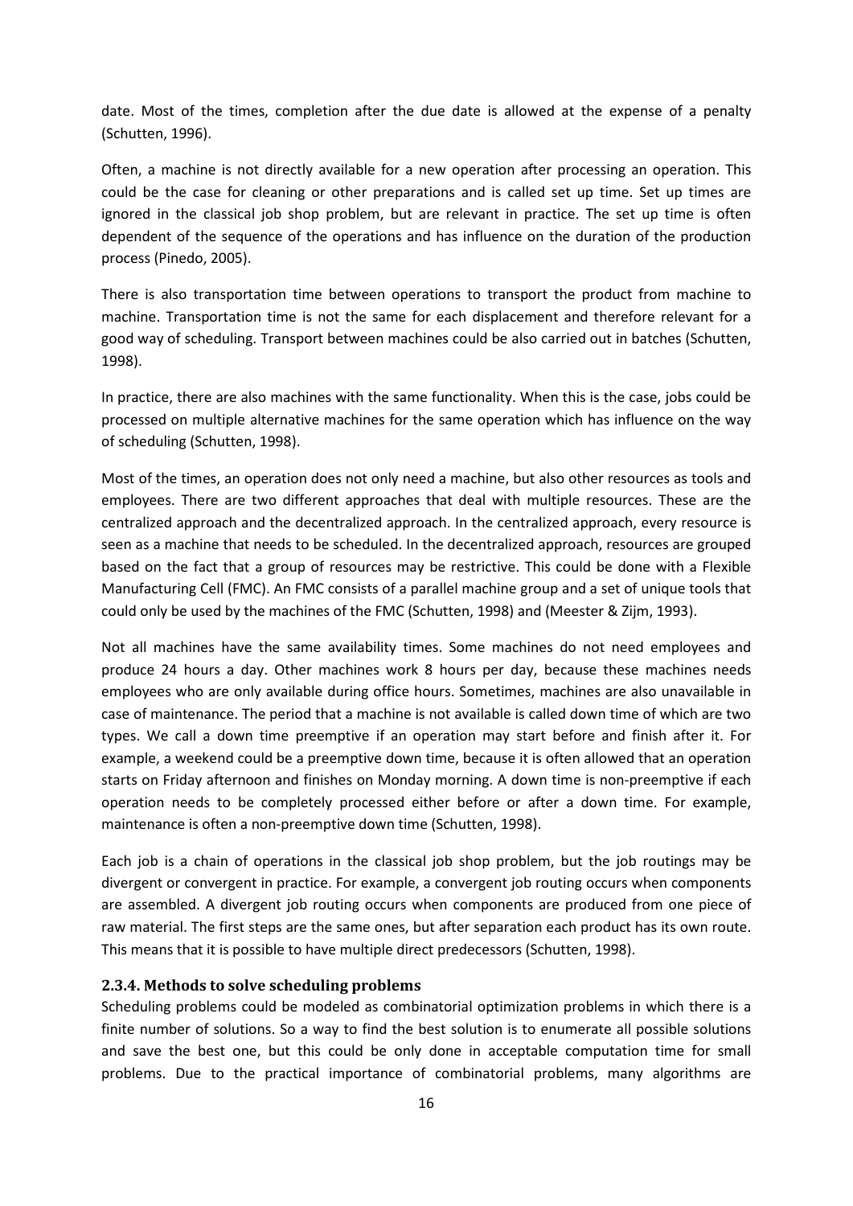date. Most of the times, completion after the due date is allowed at the expense of a penalty (Schutten, 1996).

Often, a machine is not directly available for a new operation after processing an operation. This could be the case for cleaning or other preparations and is called set up time. Set up times are ignored in the classical job shop problem, but are relevant in practice. The set up time is often dependent of the sequence of the operations and has influence on the duration of the production process (Pinedo, 2005).

There is also transportation time between operations to transport the product from machine to machine. Transportation time is not the same for each displacement and therefore relevant for a good way of scheduling. Transport between machines could be also carried out in batches (Schutten, 1998).

In practice, there are also machines with the same functionality. When this is the case, jobs could be processed on multiple alternative machines for the same operation which has influence on the way of scheduling (Schutten, 1998).

Most of the times, an operation does not only need a machine, but also other resources as tools and employees. There are two different approaches that deal with multiple resources. These are the centralized approach and the decentralized approach. In the centralized approach, every resource is seen as a machine that needs to be scheduled. In the decentralized approach, resources are grouped based on the fact that a group of resources may be restrictive. This could be done with a Flexible Manufacturing Cell (FMC). An FMC consists of a parallel machine group and a set of unique tools that could only be used by the machines of the FMC (Schutten, 1998) and (Meester & Zijm, 1993).

Not all machines have the same availability times. Some machines do not need employees and produce 24 hours a day. Other machines work 8 hours per day, because these machines needs employees who are only available during office hours. Sometimes, machines are also unavailable in case of maintenance. The period that a machine is not available is called down time of which are two types. We call a down time preemptive if an operation may start before and finish after it. For example, a weekend could be a preemptive down time, because it is often allowed that an operation starts on Friday afternoon and finishes on Monday morning. A down time is non-preemptive if each operation needs to be completely processed either before or after a down time. For example, maintenance is often a non-preemptive down time (Schutten, 1998).

Each job is a chain of operations in the classical job shop problem, but the job routings may be divergent or convergent in practice. For example, a convergent job routing occurs when components are assembled. A divergent job routing occurs when components are produced from one piece of raw material. The first steps are the same ones, but after separation each product has its own route. This means that it is possible to have multiple direct predecessors (Schutten, 1998).

### 2.3.4. Methods to solve scheduling problems

Scheduling problems could be modeled as combinatorial optimization problems in which there is a finite number of solutions. So a way to find the best solution is to enumerate all possible solutions and save the best one, but this could be only done in acceptable computation time for small problems. Due to the practical importance of combinatorial problems, many algorithms are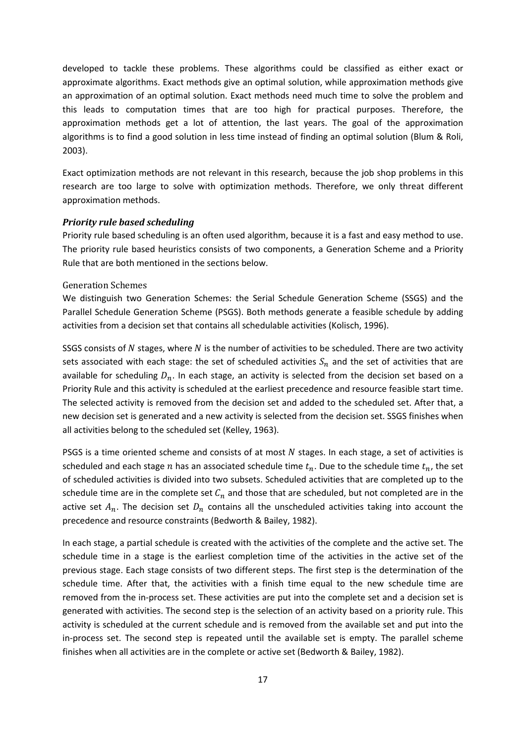developed to tackle these problems. These algorithms could be classified as either exact or approximate algorithms. Exact methods give an optimal solution, while approximation methods give an approximation of an optimal solution. Exact methods need much time to solve the problem and this leads to computation times that are too high for practical purposes. Therefore, the approximation methods get a lot of attention, the last years. The goal of the approximation algorithms is to find a good solution in less time instead of finding an optimal solution (Blum & Roli, 2003).

Exact optimization methods are not relevant in this research, because the job shop problems in this research are too large to solve with optimization methods. Therefore, we only threat different approximation methods.

### *Priority rule based scheduling*

Priority rule based scheduling is an often used algorithm, because it is a fast and easy method to use. The priority rule based heuristics consists of two components, a Generation Scheme and a Priority Rule that are both mentioned in the sections below.

#### Generation Schemes

We distinguish two Generation Schemes: the Serial Schedule Generation Scheme (SSGS) and the Parallel Schedule Generation Scheme (PSGS). Both methods generate a feasible schedule by adding activities from a decision set that contains all schedulable activities (Kolisch, 1996).

SSGS consists of $N$ stages, where $N$ is the number of activities to be scheduled. There are two activity sets associated with each stage: the set of scheduled activities $S_n$ and the set of activities that are available for scheduling $D_n$. In each stage, an activity is selected from the decision set based on a Priority Rule and this activity is scheduled at the earliest precedence and resource feasible start time. The selected activity is removed from the decision set and added to the scheduled set. After that, a new decision set is generated and a new activity is selected from the decision set. SSGS finishes when all activities belong to the scheduled set (Kelley, 1963).

PSGS is a time oriented scheme and consists of at most $N$ stages. In each stage, a set of activities is scheduled and each stage $n$ has an associated schedule time $t_n$. Due to the schedule time $t_n$, the set of scheduled activities is divided into two subsets. Scheduled activities that are completed up to the schedule time are in the complete set $C_n$ and those that are scheduled, but not completed are in the active set $A_n$. The decision set $D_n$ contains all the unscheduled activities taking into account the precedence and resource constraints (Bedworth & Bailey, 1982).

In each stage, a partial schedule is created with the activities of the complete and the active set. The schedule time in a stage is the earliest completion time of the activities in the active set of the previous stage. Each stage consists of two different steps. The first step is the determination of the schedule time. After that, the activities with a finish time equal to the new schedule time are removed from the in-process set. These activities are put into the complete set and a decision set is generated with activities. The second step is the selection of an activity based on a priority rule. This activity is scheduled at the current schedule and is removed from the available set and put into the in-process set. The second step is repeated until the available set is empty. The parallel scheme finishes when all activities are in the complete or active set (Bedworth & Bailey, 1982).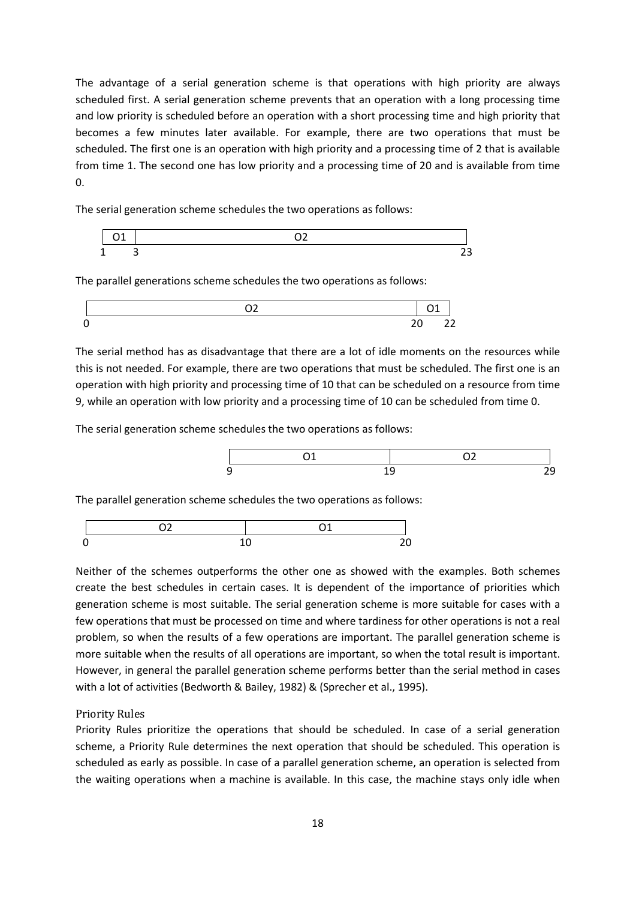The advantage of a serial generation scheme is that operations with high priority are always scheduled first. A serial generation scheme prevents that an operation with a long processing time and low priority is scheduled before an operation with a short processing time and high priority that becomes a few minutes later available. For example, there are two operations that must be scheduled. The first one is an operation with high priority and a processing time of 2 that is available from time 1. The second one has low priority and a processing time of 20 and is available from time 0.

The serial generation scheme schedules the two operations as follows:

| O1 | O2 |
|---|---|
| 1 – 3 | 3 – 23 |

The parallel generations scheme schedules the two operations as follows:

| O2 | O1 |
|---|---|
| 0 – 20 | 20 – 22 |

The serial method has as disadvantage that there are a lot of idle moments on the resources while this is not needed. For example, there are two operations that must be scheduled. The first one is an operation with high priority and processing time of 10 that can be scheduled on a resource from time 9, while an operation with low priority and a processing time of 10 can be scheduled from time 0.

The serial generation scheme schedules the two operations as follows:

| O1 | O2 |
|---|---|
| 9 – 19 | 19 – 29 |

The parallel generation scheme schedules the two operations as follows:

| O2 | O1 |
|---|---|
| 0 – 10 | 10 – 20 |

Neither of the schemes outperforms the other one as showed with the examples. Both schemes create the best schedules in certain cases. It is dependent of the importance of priorities which generation scheme is most suitable. The serial generation scheme is more suitable for cases with a few operations that must be processed on time and where tardiness for other operations is not a real problem, so when the results of a few operations are important. The parallel generation scheme is more suitable when the results of all operations are important, so when the total result is important. However, in general the parallel generation scheme performs better than the serial method in cases with a lot of activities (Bedworth & Bailey, 1982) & (Sprecher et al., 1995).

### Priority Rules

Priority Rules prioritize the operations that should be scheduled. In case of a serial generation scheme, a Priority Rule determines the next operation that should be scheduled. This operation is scheduled as early as possible. In case of a parallel generation scheme, an operation is selected from the waiting operations when a machine is available. In this case, the machine stays only idle when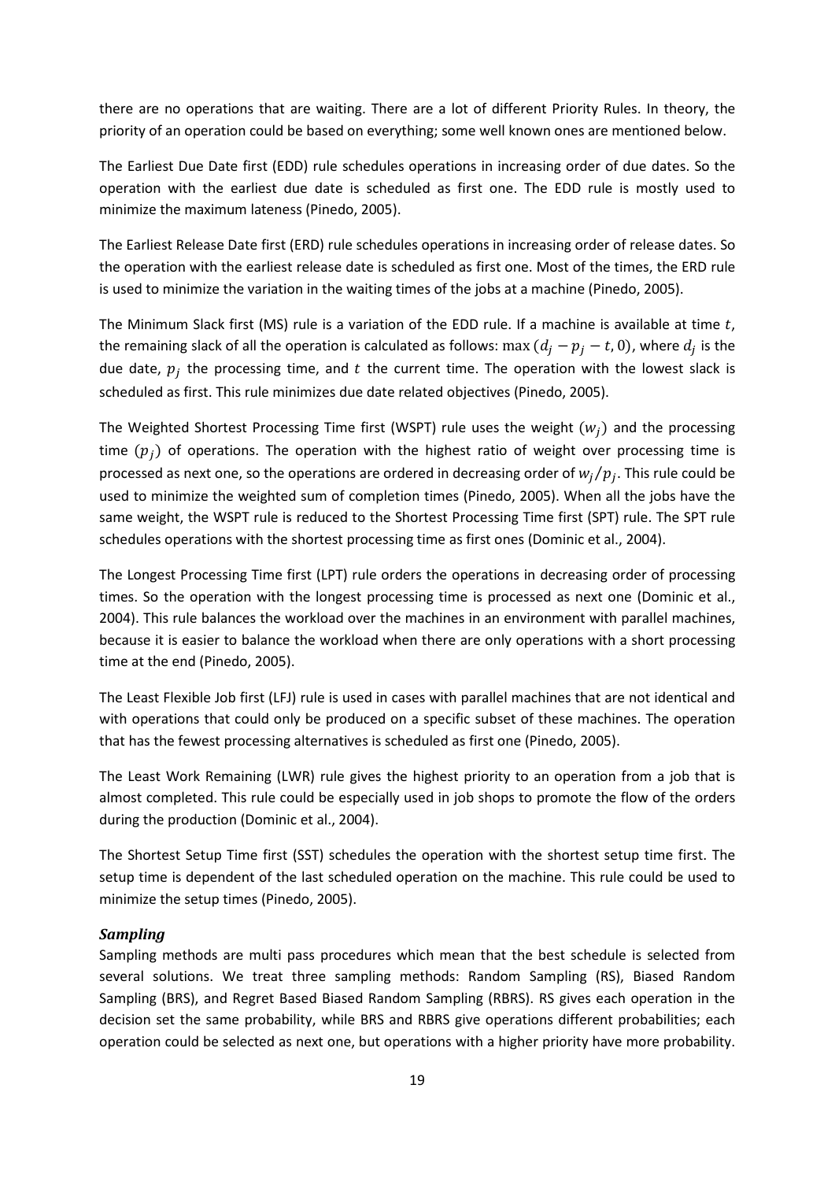there are no operations that are waiting. There are a lot of different Priority Rules. In theory, the priority of an operation could be based on everything; some well known ones are mentioned below.

The Earliest Due Date first (EDD) rule schedules operations in increasing order of due dates. So the operation with the earliest due date is scheduled as first one. The EDD rule is mostly used to minimize the maximum lateness (Pinedo, 2005).

The Earliest Release Date first (ERD) rule schedules operations in increasing order of release dates. So the operation with the earliest release date is scheduled as first one. Most of the times, the ERD rule is used to minimize the variation in the waiting times of the jobs at a machine (Pinedo, 2005).

The Minimum Slack first (MS) rule is a variation of the EDD rule. If a machine is available at time $t$, the remaining slack of all the operation is calculated as follows: $\max(d_j - p_j - t, 0)$, where $d_j$ is the due date, $p_j$ the processing time, and $t$ the current time. The operation with the lowest slack is scheduled as first. This rule minimizes due date related objectives (Pinedo, 2005).

The Weighted Shortest Processing Time first (WSPT) rule uses the weight $(w_j)$ and the processing time $(p_j)$ of operations. The operation with the highest ratio of weight over processing time is processed as next one, so the operations are ordered in decreasing order of $w_j/p_j$. This rule could be used to minimize the weighted sum of completion times (Pinedo, 2005). When all the jobs have the same weight, the WSPT rule is reduced to the Shortest Processing Time first (SPT) rule. The SPT rule schedules operations with the shortest processing time as first ones (Dominic et al., 2004).

The Longest Processing Time first (LPT) rule orders the operations in decreasing order of processing times. So the operation with the longest processing time is processed as next one (Dominic et al., 2004). This rule balances the workload over the machines in an environment with parallel machines, because it is easier to balance the workload when there are only operations with a short processing time at the end (Pinedo, 2005).

The Least Flexible Job first (LFJ) rule is used in cases with parallel machines that are not identical and with operations that could only be produced on a specific subset of these machines. The operation that has the fewest processing alternatives is scheduled as first one (Pinedo, 2005).

The Least Work Remaining (LWR) rule gives the highest priority to an operation from a job that is almost completed. This rule could be especially used in job shops to promote the flow of the orders during the production (Dominic et al., 2004).

The Shortest Setup Time first (SST) schedules the operation with the shortest setup time first. The setup time is dependent of the last scheduled operation on the machine. This rule could be used to minimize the setup times (Pinedo, 2005).

### *Sampling*

Sampling methods are multi pass procedures which mean that the best schedule is selected from several solutions. We treat three sampling methods: Random Sampling (RS), Biased Random Sampling (BRS), and Regret Based Biased Random Sampling (RBRS). RS gives each operation in the decision set the same probability, while BRS and RBRS give operations different probabilities; each operation could be selected as next one, but operations with a higher priority have more probability.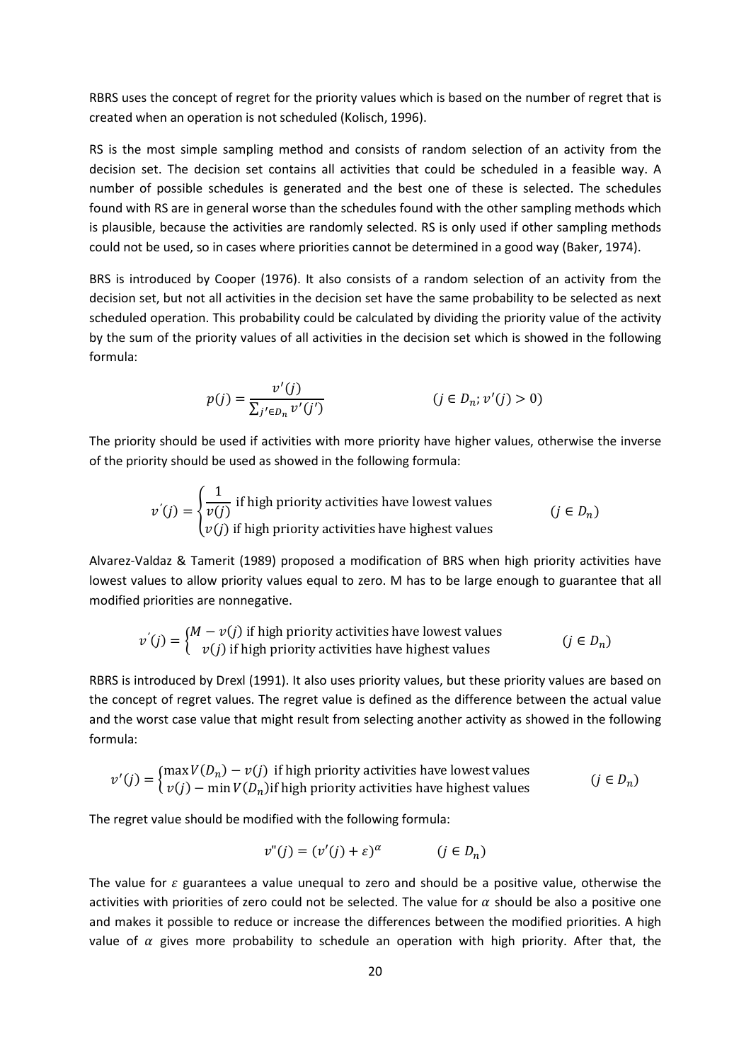RBRS uses the concept of regret for the priority values which is based on the number of regret that is created when an operation is not scheduled (Kolisch, 1996).

RS is the most simple sampling method and consists of random selection of an activity from the decision set. The decision set contains all activities that could be scheduled in a feasible way. A number of possible schedules is generated and the best one of these is selected. The schedules found with RS are in general worse than the schedules found with the other sampling methods which is plausible, because the activities are randomly selected. RS is only used if other sampling methods could not be used, so in cases where priorities cannot be determined in a good way (Baker, 1974).

BRS is introduced by Cooper (1976). It also consists of a random selection of an activity from the decision set, but not all activities in the decision set have the same probability to be selected as next scheduled operation. This probability could be calculated by dividing the priority value of the activity by the sum of the priority values of all activities in the decision set which is showed in the following formula:

$$p(j) = \frac{v'(j)}{\sum_{j' \in D_n} v'(j')} \qquad (j \in D_n; v'(j) > 0)$$

The priority should be used if activities with more priority have higher values, otherwise the inverse of the priority should be used as showed in the following formula:

$$v'(j) = \begin{cases} \dfrac{1}{v(j)} \text{ if high priority activities have lowest values} \\ v(j) \text{ if high priority activities have highest values} \end{cases} \qquad (j \in D_n)$$

Alvarez-Valdaz & Tamerit (1989) proposed a modification of BRS when high priority activities have lowest values to allow priority values equal to zero. M has to be large enough to guarantee that all modified priorities are nonnegative.

$$v'(j) = \begin{cases} M - v(j) \text{ if high priority activities have lowest values} \\ v(j) \text{ if high priority activities have highest values} \end{cases} \qquad (j \in D_n)$$

RBRS is introduced by Drexl (1991). It also uses priority values, but these priority values are based on the concept of regret values. The regret value is defined as the difference between the actual value and the worst case value that might result from selecting another activity as showed in the following formula:

$$v'(j) = \begin{cases} \max V(D_n) - v(j) \text{ if high priority activities have lowest values} \\ v(j) - \min V(D_n) \text{ if high priority activities have highest values} \end{cases} \qquad (j \in D_n)$$

The regret value should be modified with the following formula:

$$v''(j) = (v'(j) + \varepsilon)^{\alpha} \qquad (j \in D_n)$$

The value for $\varepsilon$ guarantees a value unequal to zero and should be a positive value, otherwise the activities with priorities of zero could not be selected. The value for $\alpha$ should be also a positive one and makes it possible to reduce or increase the differences between the modified priorities. A high value of $\alpha$ gives more probability to schedule an operation with high priority. After that, the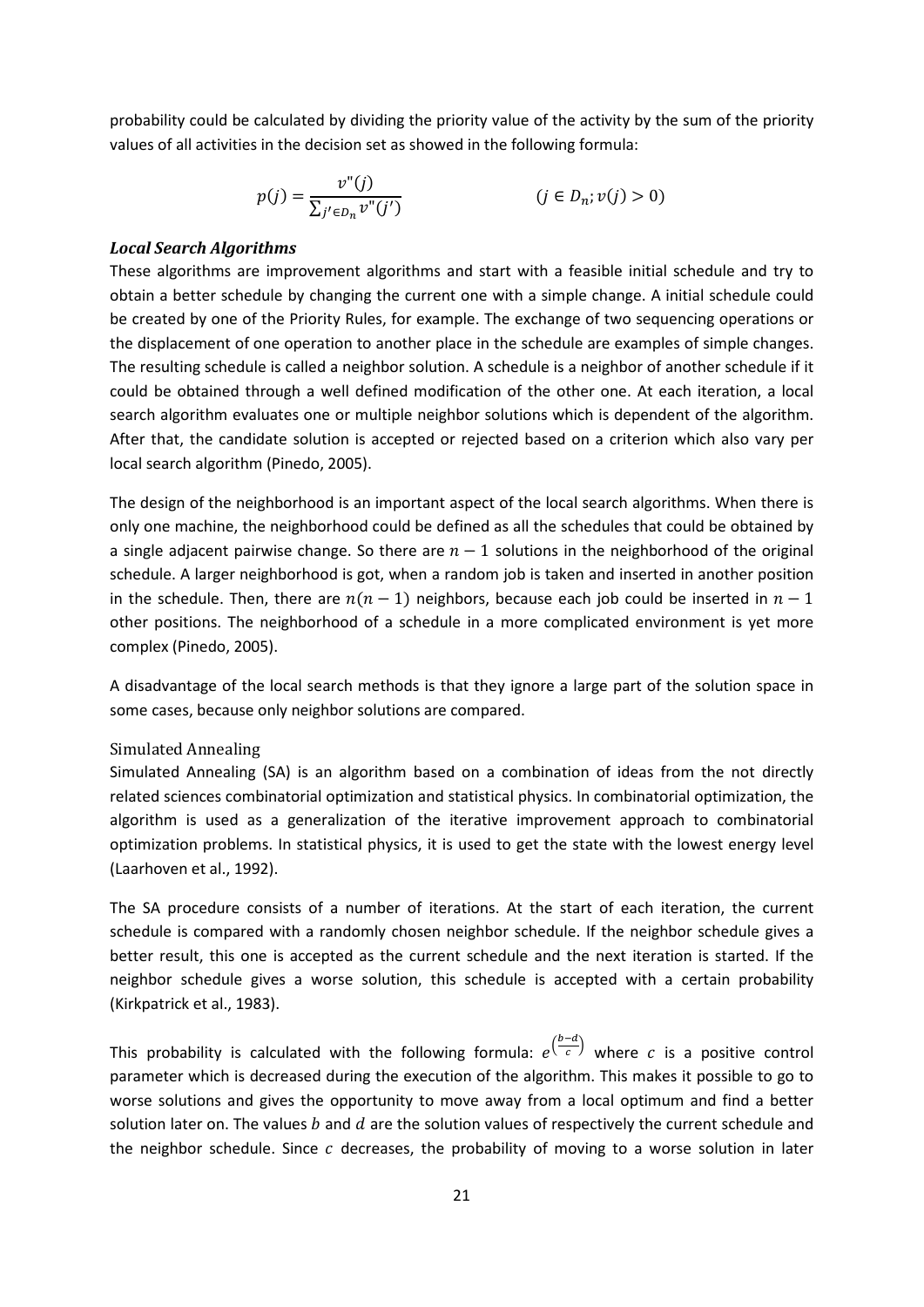probability could be calculated by dividing the priority value of the activity by the sum of the priority values of all activities in the decision set as showed in the following formula:

$$p(j) = \frac{v''(j)}{\sum_{j' \in D_n} v''(j')} \qquad\qquad (j \in D_n; v(j) > 0)$$

***Local Search Algorithms***

These algorithms are improvement algorithms and start with a feasible initial schedule and try to obtain a better schedule by changing the current one with a simple change. A initial schedule could be created by one of the Priority Rules, for example. The exchange of two sequencing operations or the displacement of one operation to another place in the schedule are examples of simple changes. The resulting schedule is called a neighbor solution. A schedule is a neighbor of another schedule if it could be obtained through a well defined modification of the other one. At each iteration, a local search algorithm evaluates one or multiple neighbor solutions which is dependent of the algorithm. After that, the candidate solution is accepted or rejected based on a criterion which also vary per local search algorithm (Pinedo, 2005).

The design of the neighborhood is an important aspect of the local search algorithms. When there is only one machine, the neighborhood could be defined as all the schedules that could be obtained by a single adjacent pairwise change. So there are $n-1$ solutions in the neighborhood of the original schedule. A larger neighborhood is got, when a random job is taken and inserted in another position in the schedule. Then, there are $n(n-1)$ neighbors, because each job could be inserted in $n-1$ other positions. The neighborhood of a schedule in a more complicated environment is yet more complex (Pinedo, 2005).

A disadvantage of the local search methods is that they ignore a large part of the solution space in some cases, because only neighbor solutions are compared.

Simulated Annealing

Simulated Annealing (SA) is an algorithm based on a combination of ideas from the not directly related sciences combinatorial optimization and statistical physics. In combinatorial optimization, the algorithm is used as a generalization of the iterative improvement approach to combinatorial optimization problems. In statistical physics, it is used to get the state with the lowest energy level (Laarhoven et al., 1992).

The SA procedure consists of a number of iterations. At the start of each iteration, the current schedule is compared with a randomly chosen neighbor schedule. If the neighbor schedule gives a better result, this one is accepted as the current schedule and the next iteration is started. If the neighbor schedule gives a worse solution, this schedule is accepted with a certain probability (Kirkpatrick et al., 1983).

This probability is calculated with the following formula: $e^{\left(\frac{b-d}{c}\right)}$ where $c$ is a positive control parameter which is decreased during the execution of the algorithm. This makes it possible to go to worse solutions and gives the opportunity to move away from a local optimum and find a better solution later on. The values $b$ and $d$ are the solution values of respectively the current schedule and the neighbor schedule. Since $c$ decreases, the probability of moving to a worse solution in later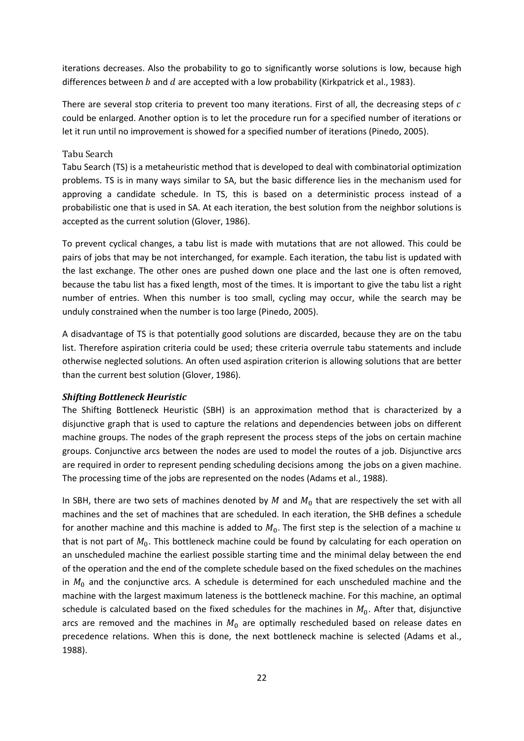iterations decreases. Also the probability to go to significantly worse solutions is low, because high differences between $b$ and $d$ are accepted with a low probability (Kirkpatrick et al., 1983).

There are several stop criteria to prevent too many iterations. First of all, the decreasing steps of $c$ could be enlarged. Another option is to let the procedure run for a specified number of iterations or let it run until no improvement is showed for a specified number of iterations (Pinedo, 2005).

#### Tabu Search

Tabu Search (TS) is a metaheuristic method that is developed to deal with combinatorial optimization problems. TS is in many ways similar to SA, but the basic difference lies in the mechanism used for approving a candidate schedule. In TS, this is based on a deterministic process instead of a probabilistic one that is used in SA. At each iteration, the best solution from the neighbor solutions is accepted as the current solution (Glover, 1986).

To prevent cyclical changes, a tabu list is made with mutations that are not allowed. This could be pairs of jobs that may be not interchanged, for example. Each iteration, the tabu list is updated with the last exchange. The other ones are pushed down one place and the last one is often removed, because the tabu list has a fixed length, most of the times. It is important to give the tabu list a right number of entries. When this number is too small, cycling may occur, while the search may be unduly constrained when the number is too large (Pinedo, 2005).

A disadvantage of TS is that potentially good solutions are discarded, because they are on the tabu list. Therefore aspiration criteria could be used; these criteria overrule tabu statements and include otherwise neglected solutions. An often used aspiration criterion is allowing solutions that are better than the current best solution (Glover, 1986).

### *Shifting Bottleneck Heuristic*

The Shifting Bottleneck Heuristic (SBH) is an approximation method that is characterized by a disjunctive graph that is used to capture the relations and dependencies between jobs on different machine groups. The nodes of the graph represent the process steps of the jobs on certain machine groups. Conjunctive arcs between the nodes are used to model the routes of a job. Disjunctive arcs are required in order to represent pending scheduling decisions among the jobs on a given machine. The processing time of the jobs are represented on the nodes (Adams et al., 1988).

In SBH, there are two sets of machines denoted by $M$ and $M_0$ that are respectively the set with all machines and the set of machines that are scheduled. In each iteration, the SHB defines a schedule for another machine and this machine is added to $M_0$. The first step is the selection of a machine $u$ that is not part of $M_0$. This bottleneck machine could be found by calculating for each operation on an unscheduled machine the earliest possible starting time and the minimal delay between the end of the operation and the end of the complete schedule based on the fixed schedules on the machines in $M_0$ and the conjunctive arcs. A schedule is determined for each unscheduled machine and the machine with the largest maximum lateness is the bottleneck machine. For this machine, an optimal schedule is calculated based on the fixed schedules for the machines in $M_0$. After that, disjunctive arcs are removed and the machines in $M_0$ are optimally rescheduled based on release dates en precedence relations. When this is done, the next bottleneck machine is selected (Adams et al., 1988).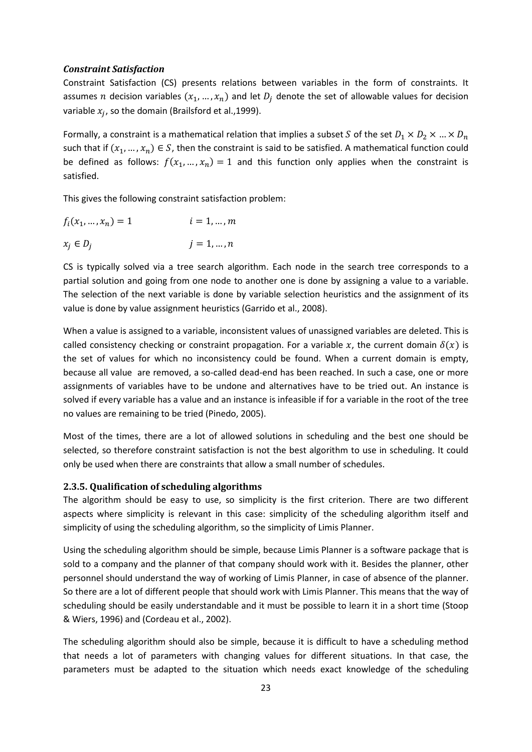### *Constraint Satisfaction*

Constraint Satisfaction (CS) presents relations between variables in the form of constraints. It assumes $n$ decision variables $(x_1, \ldots, x_n)$ and let $D_j$ denote the set of allowable values for decision variable $x_j$, so the domain (Brailsford et al.,1999).

Formally, a constraint is a mathematical relation that implies a subset $S$ of the set $D_1 \times D_2 \times \ldots \times D_n$ such that if $(x_1, \ldots, x_n) \in S$, then the constraint is said to be satisfied. A mathematical function could be defined as follows: $f(x_1, \ldots, x_n) = 1$ and this function only applies when the constraint is satisfied.

This gives the following constraint satisfaction problem:

$$f_i(x_1, \ldots, x_n) = 1 \qquad i = 1, \ldots, m$$

$$x_j \in D_j \qquad j = 1, \ldots, n$$

CS is typically solved via a tree search algorithm. Each node in the search tree corresponds to a partial solution and going from one node to another one is done by assigning a value to a variable. The selection of the next variable is done by variable selection heuristics and the assignment of its value is done by value assignment heuristics (Garrido et al., 2008).

When a value is assigned to a variable, inconsistent values of unassigned variables are deleted. This is called consistency checking or constraint propagation. For a variable $x$, the current domain $\delta(x)$ is the set of values for which no inconsistency could be found. When a current domain is empty, because all value are removed, a so-called dead-end has been reached. In such a case, one or more assignments of variables have to be undone and alternatives have to be tried out. An instance is solved if every variable has a value and an instance is infeasible if for a variable in the root of the tree no values are remaining to be tried (Pinedo, 2005).

Most of the times, there are a lot of allowed solutions in scheduling and the best one should be selected, so therefore constraint satisfaction is not the best algorithm to use in scheduling. It could only be used when there are constraints that allow a small number of schedules.

### 2.3.5. Qualification of scheduling algorithms

The algorithm should be easy to use, so simplicity is the first criterion. There are two different aspects where simplicity is relevant in this case: simplicity of the scheduling algorithm itself and simplicity of using the scheduling algorithm, so the simplicity of Limis Planner.

Using the scheduling algorithm should be simple, because Limis Planner is a software package that is sold to a company and the planner of that company should work with it. Besides the planner, other personnel should understand the way of working of Limis Planner, in case of absence of the planner. So there are a lot of different people that should work with Limis Planner. This means that the way of scheduling should be easily understandable and it must be possible to learn it in a short time (Stoop & Wiers, 1996) and (Cordeau et al., 2002).

The scheduling algorithm should also be simple, because it is difficult to have a scheduling method that needs a lot of parameters with changing values for different situations. In that case, the parameters must be adapted to the situation which needs exact knowledge of the scheduling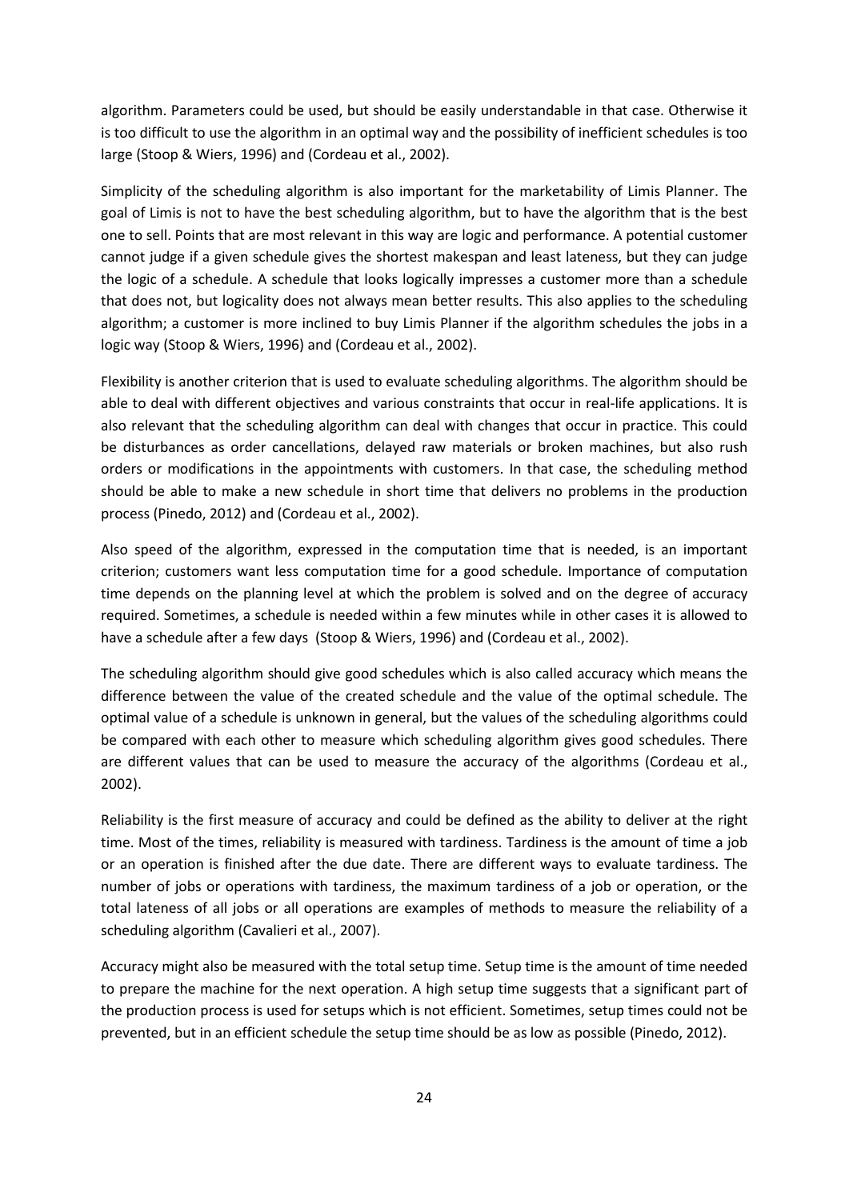algorithm. Parameters could be used, but should be easily understandable in that case. Otherwise it is too difficult to use the algorithm in an optimal way and the possibility of inefficient schedules is too large (Stoop & Wiers, 1996) and (Cordeau et al., 2002).

Simplicity of the scheduling algorithm is also important for the marketability of Limis Planner. The goal of Limis is not to have the best scheduling algorithm, but to have the algorithm that is the best one to sell. Points that are most relevant in this way are logic and performance. A potential customer cannot judge if a given schedule gives the shortest makespan and least lateness, but they can judge the logic of a schedule. A schedule that looks logically impresses a customer more than a schedule that does not, but logicality does not always mean better results. This also applies to the scheduling algorithm; a customer is more inclined to buy Limis Planner if the algorithm schedules the jobs in a logic way (Stoop & Wiers, 1996) and (Cordeau et al., 2002).

Flexibility is another criterion that is used to evaluate scheduling algorithms. The algorithm should be able to deal with different objectives and various constraints that occur in real-life applications. It is also relevant that the scheduling algorithm can deal with changes that occur in practice. This could be disturbances as order cancellations, delayed raw materials or broken machines, but also rush orders or modifications in the appointments with customers. In that case, the scheduling method should be able to make a new schedule in short time that delivers no problems in the production process (Pinedo, 2012) and (Cordeau et al., 2002).

Also speed of the algorithm, expressed in the computation time that is needed, is an important criterion; customers want less computation time for a good schedule. Importance of computation time depends on the planning level at which the problem is solved and on the degree of accuracy required. Sometimes, a schedule is needed within a few minutes while in other cases it is allowed to have a schedule after a few days (Stoop & Wiers, 1996) and (Cordeau et al., 2002).

The scheduling algorithm should give good schedules which is also called accuracy which means the difference between the value of the created schedule and the value of the optimal schedule. The optimal value of a schedule is unknown in general, but the values of the scheduling algorithms could be compared with each other to measure which scheduling algorithm gives good schedules. There are different values that can be used to measure the accuracy of the algorithms (Cordeau et al., 2002).

Reliability is the first measure of accuracy and could be defined as the ability to deliver at the right time. Most of the times, reliability is measured with tardiness. Tardiness is the amount of time a job or an operation is finished after the due date. There are different ways to evaluate tardiness. The number of jobs or operations with tardiness, the maximum tardiness of a job or operation, or the total lateness of all jobs or all operations are examples of methods to measure the reliability of a scheduling algorithm (Cavalieri et al., 2007).

Accuracy might also be measured with the total setup time. Setup time is the amount of time needed to prepare the machine for the next operation. A high setup time suggests that a significant part of the production process is used for setups which is not efficient. Sometimes, setup times could not be prevented, but in an efficient schedule the setup time should be as low as possible (Pinedo, 2012).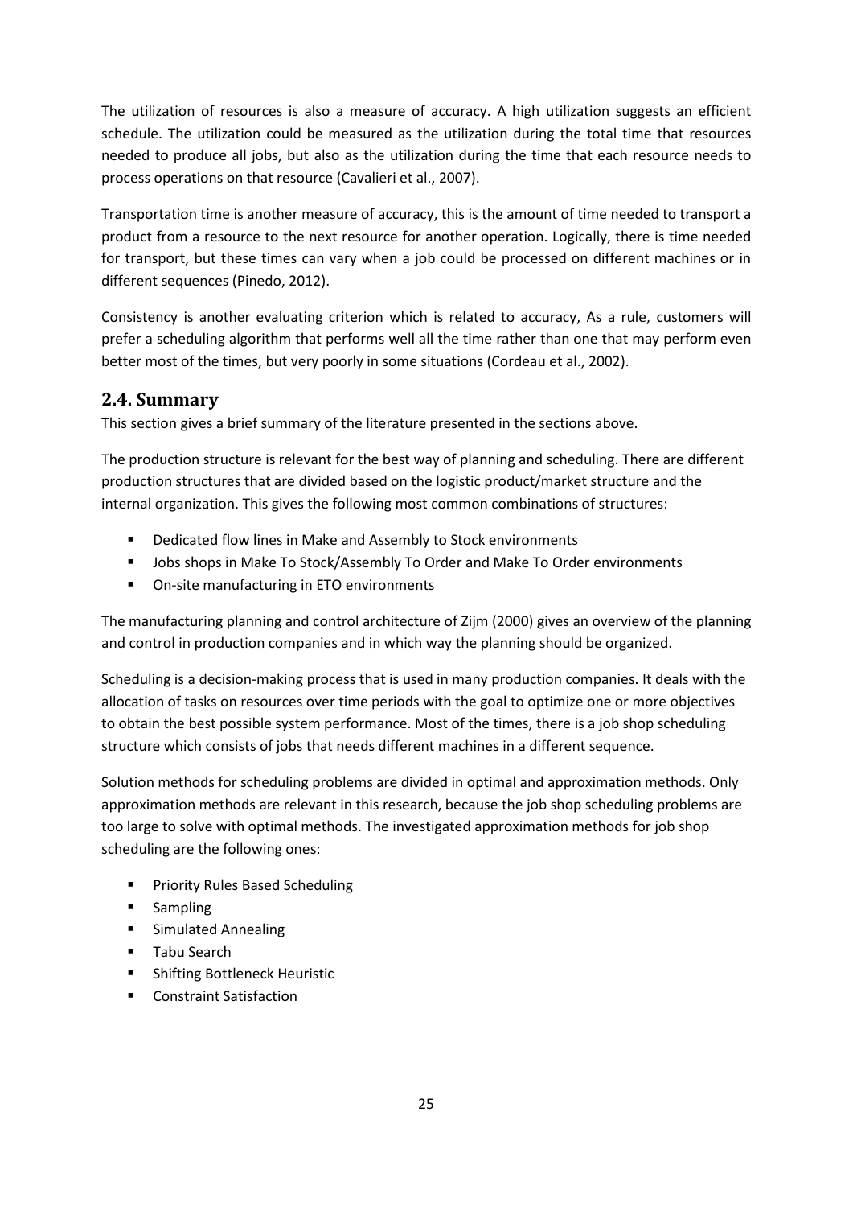The utilization of resources is also a measure of accuracy. A high utilization suggests an efficient schedule. The utilization could be measured as the utilization during the total time that resources needed to produce all jobs, but also as the utilization during the time that each resource needs to process operations on that resource (Cavalieri et al., 2007).

Transportation time is another measure of accuracy, this is the amount of time needed to transport a product from a resource to the next resource for another operation. Logically, there is time needed for transport, but these times can vary when a job could be processed on different machines or in different sequences (Pinedo, 2012).

Consistency is another evaluating criterion which is related to accuracy, As a rule, customers will prefer a scheduling algorithm that performs well all the time rather than one that may perform even better most of the times, but very poorly in some situations (Cordeau et al., 2002).

## 2.4. Summary

This section gives a brief summary of the literature presented in the sections above.

The production structure is relevant for the best way of planning and scheduling. There are different production structures that are divided based on the logistic product/market structure and the internal organization. This gives the following most common combinations of structures:

- Dedicated flow lines in Make and Assembly to Stock environments
- Jobs shops in Make To Stock/Assembly To Order and Make To Order environments
- On-site manufacturing in ETO environments

The manufacturing planning and control architecture of Zijm (2000) gives an overview of the planning and control in production companies and in which way the planning should be organized.

Scheduling is a decision-making process that is used in many production companies. It deals with the allocation of tasks on resources over time periods with the goal to optimize one or more objectives to obtain the best possible system performance. Most of the times, there is a job shop scheduling structure which consists of jobs that needs different machines in a different sequence.

Solution methods for scheduling problems are divided in optimal and approximation methods. Only approximation methods are relevant in this research, because the job shop scheduling problems are too large to solve with optimal methods. The investigated approximation methods for job shop scheduling are the following ones:

- Priority Rules Based Scheduling
- Sampling
- Simulated Annealing
- Tabu Search
- Shifting Bottleneck Heuristic
- Constraint Satisfaction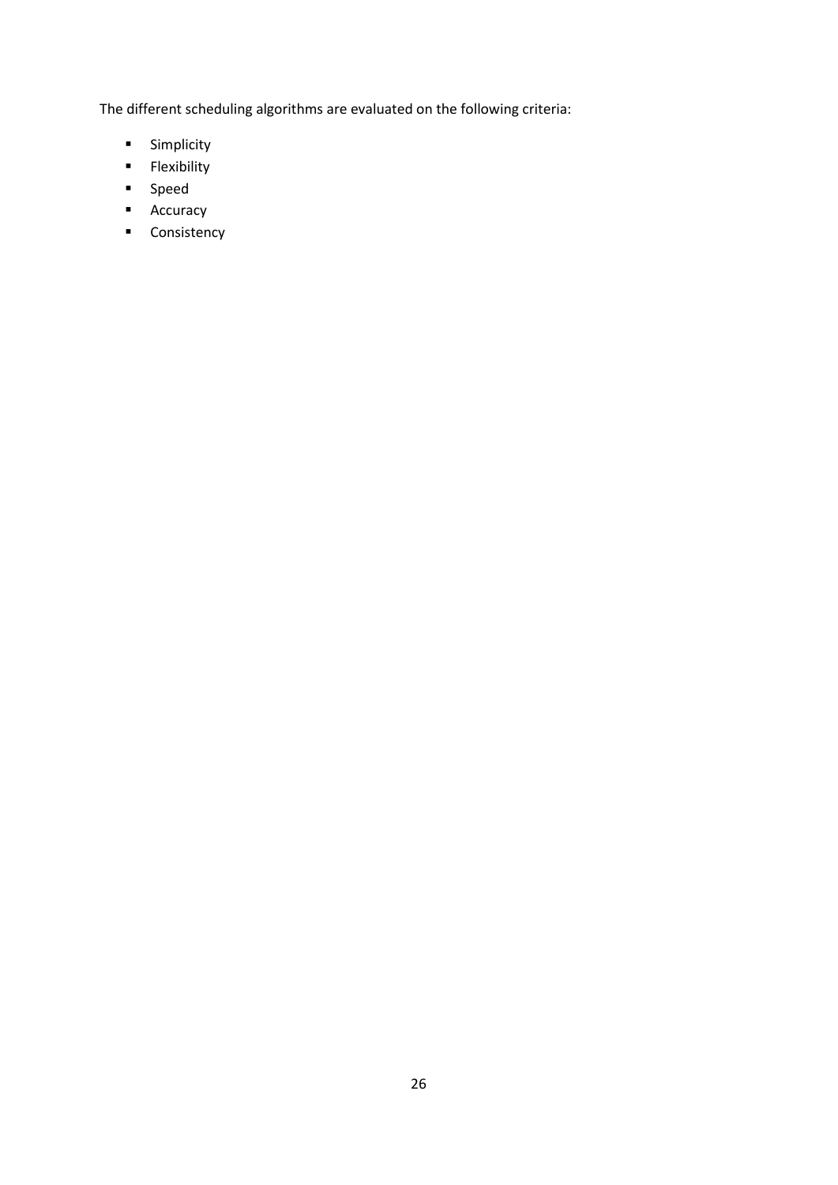The different scheduling algorithms are evaluated on the following criteria:

- Simplicity
- Flexibility
- Speed
- Accuracy
- Consistency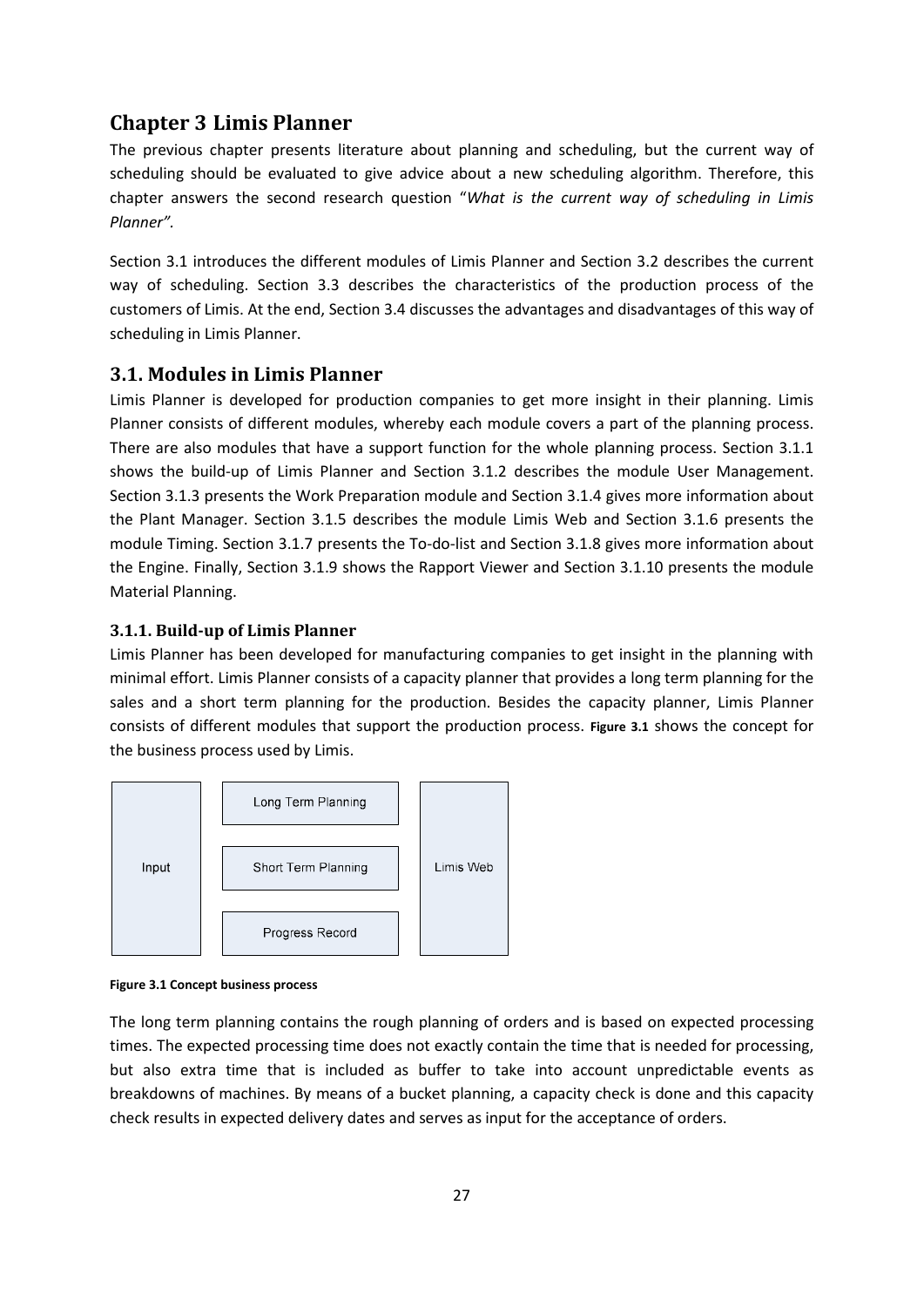# Chapter 3 Limis Planner

The previous chapter presents literature about planning and scheduling, but the current way of scheduling should be evaluated to give advice about a new scheduling algorithm. Therefore, this chapter answers the second research question "*What is the current way of scheduling in Limis Planner"*.

Section 3.1 introduces the different modules of Limis Planner and Section 3.2 describes the current way of scheduling. Section 3.3 describes the characteristics of the production process of the customers of Limis. At the end, Section 3.4 discusses the advantages and disadvantages of this way of scheduling in Limis Planner.

## 3.1. Modules in Limis Planner

Limis Planner is developed for production companies to get more insight in their planning. Limis Planner consists of different modules, whereby each module covers a part of the planning process. There are also modules that have a support function for the whole planning process. Section 3.1.1 shows the build-up of Limis Planner and Section 3.1.2 describes the module User Management. Section 3.1.3 presents the Work Preparation module and Section 3.1.4 gives more information about the Plant Manager. Section 3.1.5 describes the module Limis Web and Section 3.1.6 presents the module Timing. Section 3.1.7 presents the To-do-list and Section 3.1.8 gives more information about the Engine. Finally, Section 3.1.9 shows the Rapport Viewer and Section 3.1.10 presents the module Material Planning.

### 3.1.1. Build-up of Limis Planner

Limis Planner has been developed for manufacturing companies to get insight in the planning with minimal effort. Limis Planner consists of a capacity planner that provides a long term planning for the sales and a short term planning for the production. Besides the capacity planner, Limis Planner consists of different modules that support the production process. **Figure 3.1** shows the concept for the business process used by Limis.

**Figure 3.1 Concept business process**

The long term planning contains the rough planning of orders and is based on expected processing times. The expected processing time does not exactly contain the time that is needed for processing, but also extra time that is included as buffer to take into account unpredictable events as breakdowns of machines. By means of a bucket planning, a capacity check is done and this capacity check results in expected delivery dates and serves as input for the acceptance of orders.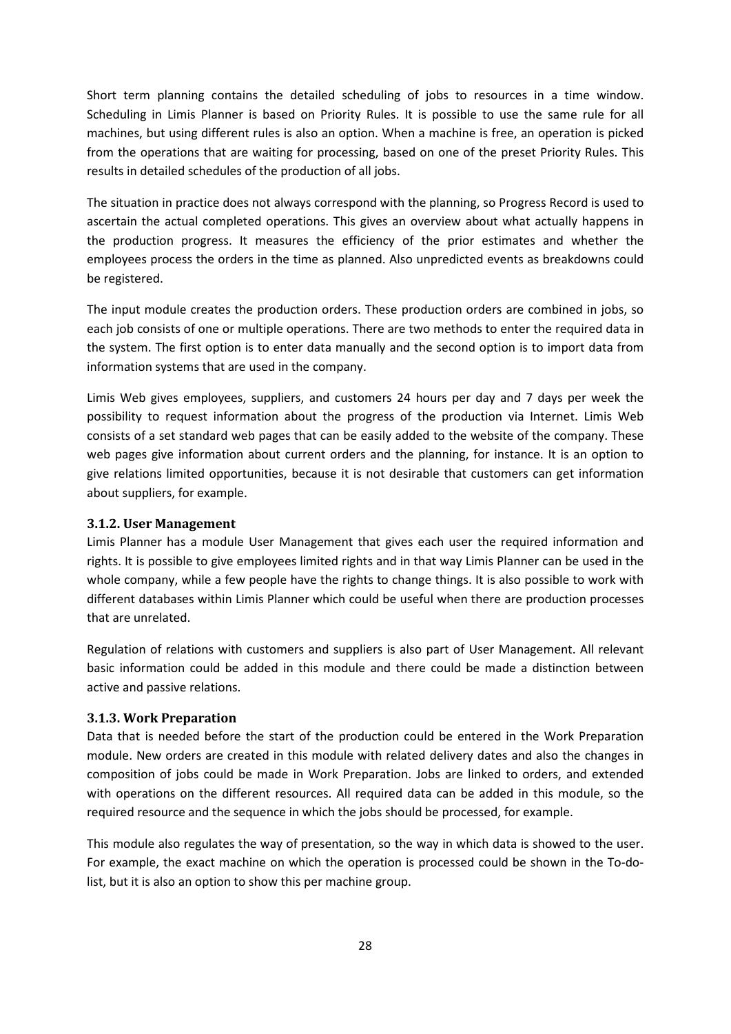Short term planning contains the detailed scheduling of jobs to resources in a time window. Scheduling in Limis Planner is based on Priority Rules. It is possible to use the same rule for all machines, but using different rules is also an option. When a machine is free, an operation is picked from the operations that are waiting for processing, based on one of the preset Priority Rules. This results in detailed schedules of the production of all jobs.

The situation in practice does not always correspond with the planning, so Progress Record is used to ascertain the actual completed operations. This gives an overview about what actually happens in the production progress. It measures the efficiency of the prior estimates and whether the employees process the orders in the time as planned. Also unpredicted events as breakdowns could be registered.

The input module creates the production orders. These production orders are combined in jobs, so each job consists of one or multiple operations. There are two methods to enter the required data in the system. The first option is to enter data manually and the second option is to import data from information systems that are used in the company.

Limis Web gives employees, suppliers, and customers 24 hours per day and 7 days per week the possibility to request information about the progress of the production via Internet. Limis Web consists of a set standard web pages that can be easily added to the website of the company. These web pages give information about current orders and the planning, for instance. It is an option to give relations limited opportunities, because it is not desirable that customers can get information about suppliers, for example.

### 3.1.2. User Management

Limis Planner has a module User Management that gives each user the required information and rights. It is possible to give employees limited rights and in that way Limis Planner can be used in the whole company, while a few people have the rights to change things. It is also possible to work with different databases within Limis Planner which could be useful when there are production processes that are unrelated.

Regulation of relations with customers and suppliers is also part of User Management. All relevant basic information could be added in this module and there could be made a distinction between active and passive relations.

### 3.1.3. Work Preparation

Data that is needed before the start of the production could be entered in the Work Preparation module. New orders are created in this module with related delivery dates and also the changes in composition of jobs could be made in Work Preparation. Jobs are linked to orders, and extended with operations on the different resources. All required data can be added in this module, so the required resource and the sequence in which the jobs should be processed, for example.

This module also regulates the way of presentation, so the way in which data is showed to the user. For example, the exact machine on which the operation is processed could be shown in the To-do-list, but it is also an option to show this per machine group.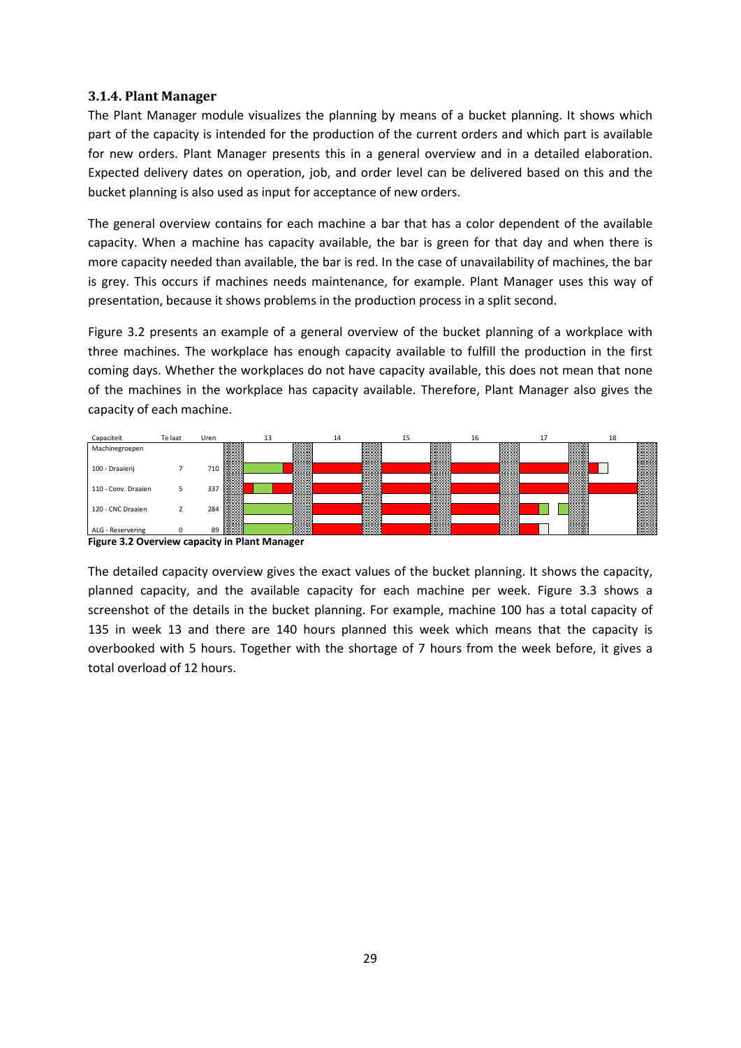### 3.1.4. Plant Manager

The Plant Manager module visualizes the planning by means of a bucket planning. It shows which part of the capacity is intended for the production of the current orders and which part is available for new orders. Plant Manager presents this in a general overview and in a detailed elaboration. Expected delivery dates on operation, job, and order level can be delivered based on this and the bucket planning is also used as input for acceptance of new orders.

The general overview contains for each machine a bar that has a color dependent of the available capacity. When a machine has capacity available, the bar is green for that day and when there is more capacity needed than available, the bar is red. In the case of unavailability of machines, the bar is grey. This occurs if machines needs maintenance, for example. Plant Manager uses this way of presentation, because it shows problems in the production process in a split second.

Figure 3.2 presents an example of a general overview of the bucket planning of a workplace with three machines. The workplace has enough capacity available to fulfill the production in the first coming days. Whether the workplaces do not have capacity available, this does not mean that none of the machines in the workplace has capacity available. Therefore, Plant Manager also gives the capacity of each machine.

| Capaciteit | Te laat | Uren | 13 | 14 | 15 | 16 | 17 | 18 |
|---|---|---|---|---|---|---|---|---|
| Machinegroepen | | | | | | | | |
| 100 - Draaierij | 7 | 710 | | | | | | |
| 110 - Conv. Draaien | 5 | 337 | | | | | | |
| 120 - CNC Draaien | 2 | 284 | | | | | | |
| ALG - Reservering | 0 | 89 | | | | | | |

**Figure 3.2 Overview capacity in Plant Manager**

The detailed capacity overview gives the exact values of the bucket planning. It shows the capacity, planned capacity, and the available capacity for each machine per week. Figure 3.3 shows a screenshot of the details in the bucket planning. For example, machine 100 has a total capacity of 135 in week 13 and there are 140 hours planned this week which means that the capacity is overbooked with 5 hours. Together with the shortage of 7 hours from the week before, it gives a total overload of 12 hours.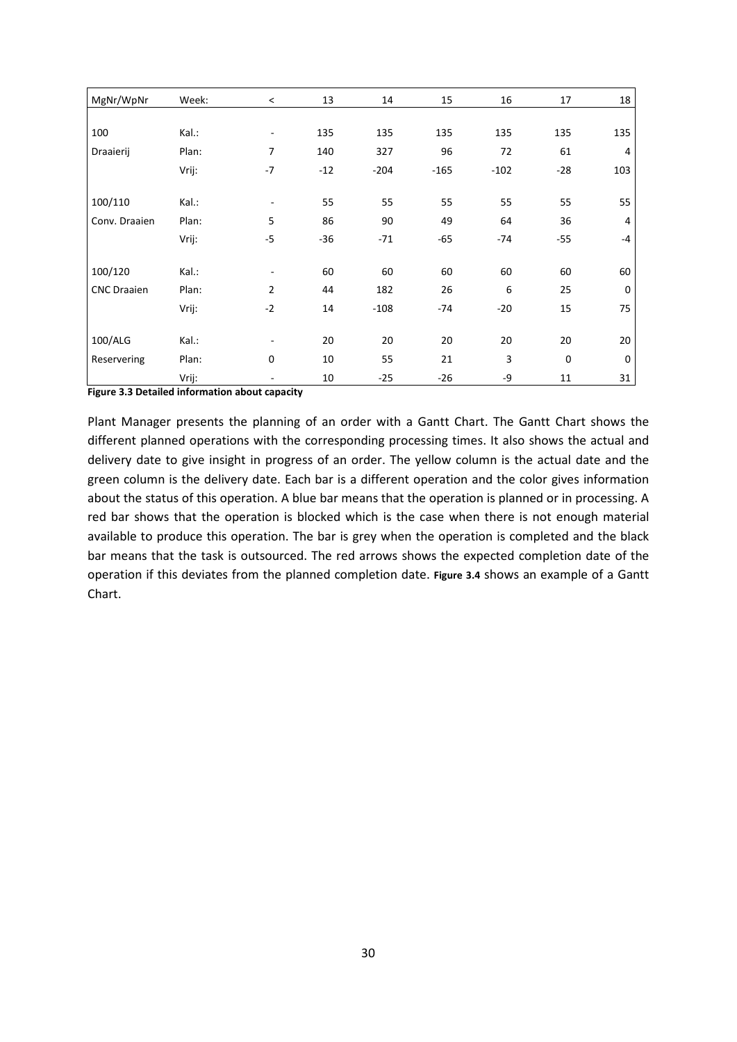| MgNr/WpNr | Week: | < | 13 | 14 | 15 | 16 | 17 | 18 |
|---|---|---|---|---|---|---|---|---|
| 100 | Kal.: | - | 135 | 135 | 135 | 135 | 135 | 135 |
| Draaierij | Plan: | 7 | 140 | 327 | 96 | 72 | 61 | 4 |
| | Vrij: | -7 | -12 | -204 | -165 | -102 | -28 | 103 |
| 100/110 | Kal.: | - | 55 | 55 | 55 | 55 | 55 | 55 |
| Conv. Draaien | Plan: | 5 | 86 | 90 | 49 | 64 | 36 | 4 |
| | Vrij: | -5 | -36 | -71 | -65 | -74 | -55 | -4 |
| 100/120 | Kal.: | - | 60 | 60 | 60 | 60 | 60 | 60 |
| CNC Draaien | Plan: | 2 | 44 | 182 | 26 | 6 | 25 | 0 |
| | Vrij: | -2 | 14 | -108 | -74 | -20 | 15 | 75 |
| 100/ALG | Kal.: | - | 20 | 20 | 20 | 20 | 20 | 20 |
| Reservering | Plan: | 0 | 10 | 55 | 21 | 3 | 0 | 0 |
| | Vrij: | - | 10 | -25 | -26 | -9 | 11 | 31 |

**Figure 3.3 Detailed information about capacity**

Plant Manager presents the planning of an order with a Gantt Chart. The Gantt Chart shows the different planned operations with the corresponding processing times. It also shows the actual and delivery date to give insight in progress of an order. The yellow column is the actual date and the green column is the delivery date. Each bar is a different operation and the color gives information about the status of this operation. A blue bar means that the operation is planned or in processing. A red bar shows that the operation is blocked which is the case when there is not enough material available to produce this operation. The bar is grey when the operation is completed and the black bar means that the task is outsourced. The red arrows shows the expected completion date of the operation if this deviates from the planned completion date. **Figure 3.4** shows an example of a Gantt Chart.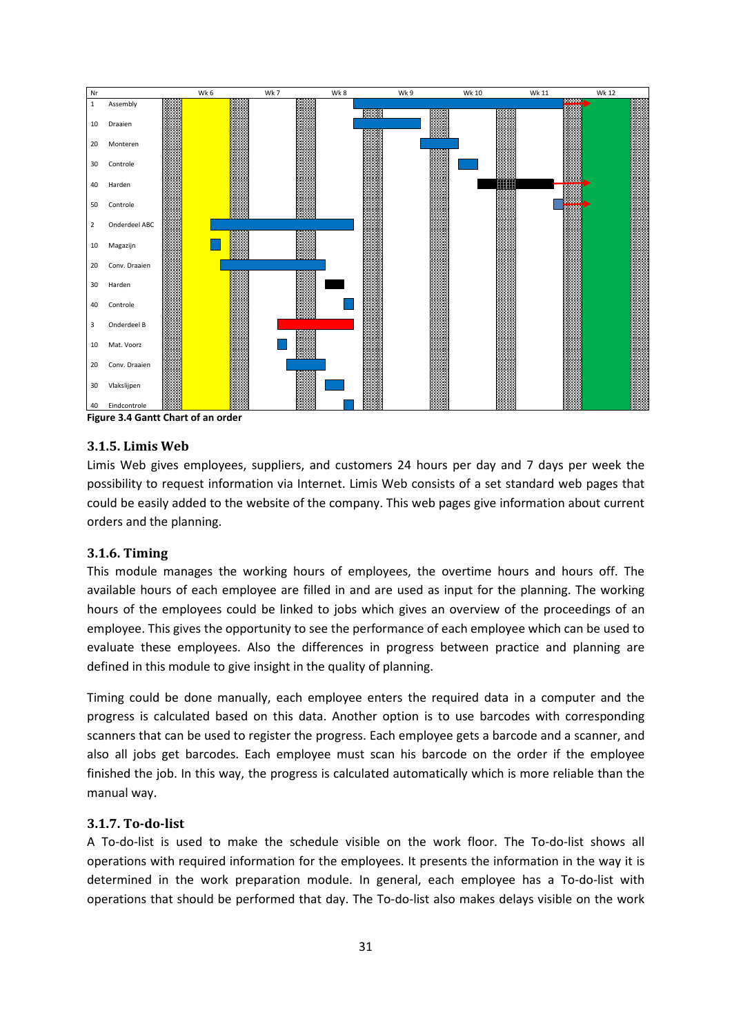| Nr | | Wk 6 | Wk 7 | Wk 8 | Wk 9 | Wk 10 | Wk 11 | Wk 12 |
|---|---|---|---|---|---|---|---|---|
| 1 | Assembly | | | | | | | |
| 10 | Draaien | | | | | | | |
| 20 | Monteren | | | | | | | |
| 30 | Controle | | | | | | | |
| 40 | Harden | | | | | | | |
| 50 | Controle | | | | | | | |
| 2 | Onderdeel ABC | | | | | | | |
| 10 | Magazijn | | | | | | | |
| 20 | Conv. Draaien | | | | | | | |
| 30 | Harden | | | | | | | |
| 40 | Controle | | | | | | | |
| 3 | Onderdeel B | | | | | | | |
| 10 | Mat. Voorz | | | | | | | |
| 20 | Conv. Draaien | | | | | | | |
| 30 | Vlakslijpen | | | | | | | |
| 40 | Eindcontrole | | | | | | | |

**Figure 3.4 Gantt Chart of an order**

### 3.1.5. Limis Web

Limis Web gives employees, suppliers, and customers 24 hours per day and 7 days per week the possibility to request information via Internet. Limis Web consists of a set standard web pages that could be easily added to the website of the company. This web pages give information about current orders and the planning.

### 3.1.6. Timing

This module manages the working hours of employees, the overtime hours and hours off. The available hours of each employee are filled in and are used as input for the planning. The working hours of the employees could be linked to jobs which gives an overview of the proceedings of an employee. This gives the opportunity to see the performance of each employee which can be used to evaluate these employees. Also the differences in progress between practice and planning are defined in this module to give insight in the quality of planning.

Timing could be done manually, each employee enters the required data in a computer and the progress is calculated based on this data. Another option is to use barcodes with corresponding scanners that can be used to register the progress. Each employee gets a barcode and a scanner, and also all jobs get barcodes. Each employee must scan his barcode on the order if the employee finished the job. In this way, the progress is calculated automatically which is more reliable than the manual way.

### 3.1.7. To-do-list

A To-do-list is used to make the schedule visible on the work floor. The To-do-list shows all operations with required information for the employees. It presents the information in the way it is determined in the work preparation module. In general, each employee has a To-do-list with operations that should be performed that day. The To-do-list also makes delays visible on the work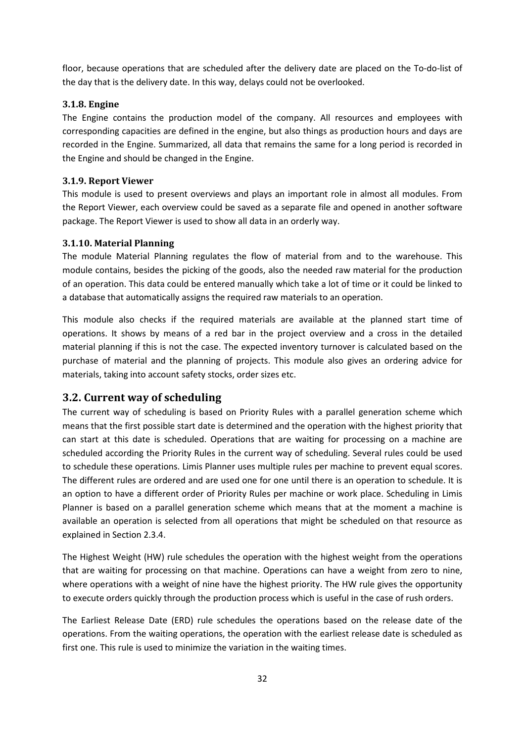floor, because operations that are scheduled after the delivery date are placed on the To-do-list of the day that is the delivery date. In this way, delays could not be overlooked.

### 3.1.8. Engine

The Engine contains the production model of the company. All resources and employees with corresponding capacities are defined in the engine, but also things as production hours and days are recorded in the Engine. Summarized, all data that remains the same for a long period is recorded in the Engine and should be changed in the Engine.

### 3.1.9. Report Viewer

This module is used to present overviews and plays an important role in almost all modules. From the Report Viewer, each overview could be saved as a separate file and opened in another software package. The Report Viewer is used to show all data in an orderly way.

### 3.1.10. Material Planning

The module Material Planning regulates the flow of material from and to the warehouse. This module contains, besides the picking of the goods, also the needed raw material for the production of an operation. This data could be entered manually which take a lot of time or it could be linked to a database that automatically assigns the required raw materials to an operation.

This module also checks if the required materials are available at the planned start time of operations. It shows by means of a red bar in the project overview and a cross in the detailed material planning if this is not the case. The expected inventory turnover is calculated based on the purchase of material and the planning of projects. This module also gives an ordering advice for materials, taking into account safety stocks, order sizes etc.

## 3.2. Current way of scheduling

The current way of scheduling is based on Priority Rules with a parallel generation scheme which means that the first possible start date is determined and the operation with the highest priority that can start at this date is scheduled. Operations that are waiting for processing on a machine are scheduled according the Priority Rules in the current way of scheduling. Several rules could be used to schedule these operations. Limis Planner uses multiple rules per machine to prevent equal scores. The different rules are ordered and are used one for one until there is an operation to schedule. It is an option to have a different order of Priority Rules per machine or work place. Scheduling in Limis Planner is based on a parallel generation scheme which means that at the moment a machine is available an operation is selected from all operations that might be scheduled on that resource as explained in Section 2.3.4.

The Highest Weight (HW) rule schedules the operation with the highest weight from the operations that are waiting for processing on that machine. Operations can have a weight from zero to nine, where operations with a weight of nine have the highest priority. The HW rule gives the opportunity to execute orders quickly through the production process which is useful in the case of rush orders.

The Earliest Release Date (ERD) rule schedules the operations based on the release date of the operations. From the waiting operations, the operation with the earliest release date is scheduled as first one. This rule is used to minimize the variation in the waiting times.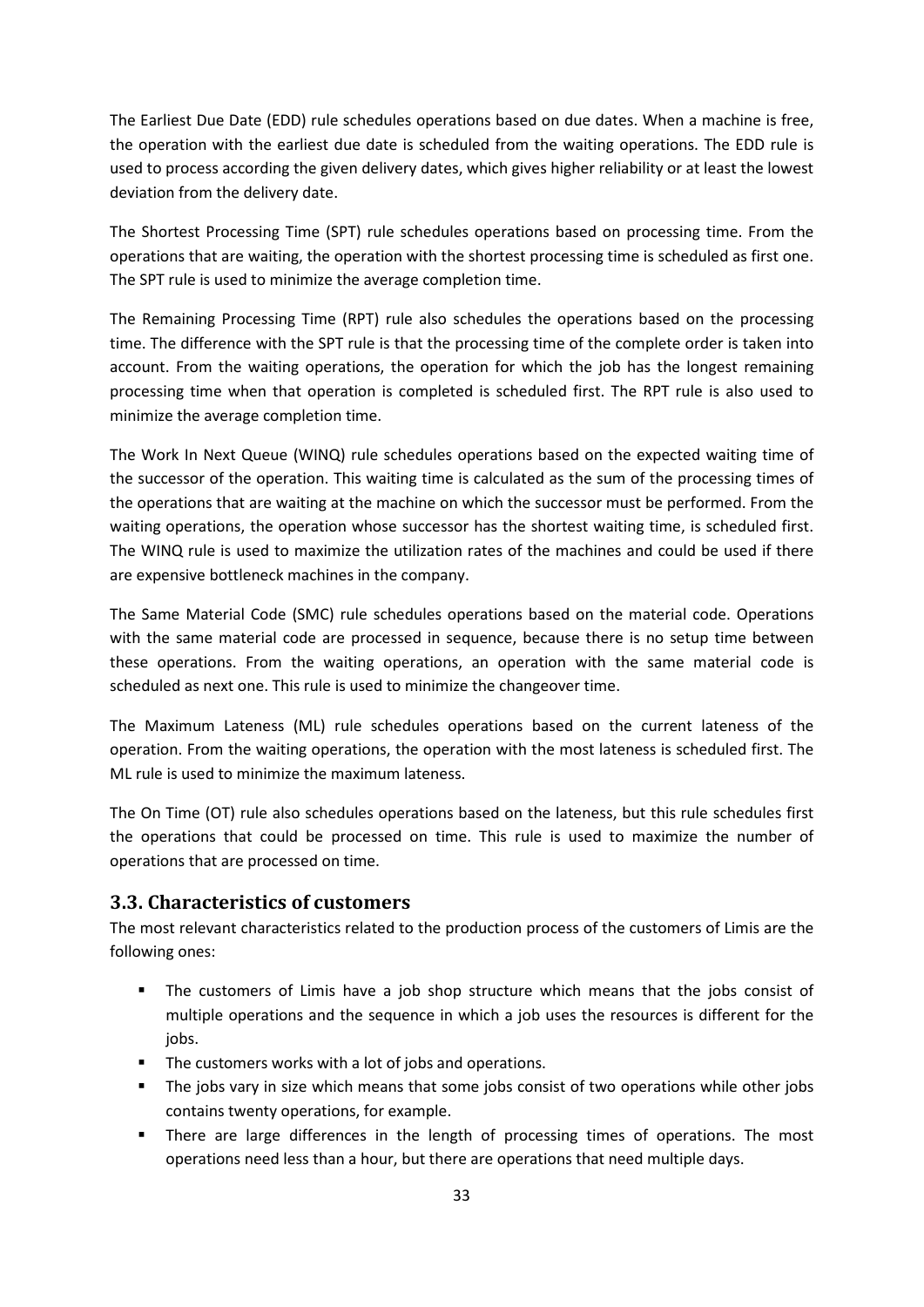The Earliest Due Date (EDD) rule schedules operations based on due dates. When a machine is free, the operation with the earliest due date is scheduled from the waiting operations. The EDD rule is used to process according the given delivery dates, which gives higher reliability or at least the lowest deviation from the delivery date.

The Shortest Processing Time (SPT) rule schedules operations based on processing time. From the operations that are waiting, the operation with the shortest processing time is scheduled as first one. The SPT rule is used to minimize the average completion time.

The Remaining Processing Time (RPT) rule also schedules the operations based on the processing time. The difference with the SPT rule is that the processing time of the complete order is taken into account. From the waiting operations, the operation for which the job has the longest remaining processing time when that operation is completed is scheduled first. The RPT rule is also used to minimize the average completion time.

The Work In Next Queue (WINQ) rule schedules operations based on the expected waiting time of the successor of the operation. This waiting time is calculated as the sum of the processing times of the operations that are waiting at the machine on which the successor must be performed. From the waiting operations, the operation whose successor has the shortest waiting time, is scheduled first. The WINQ rule is used to maximize the utilization rates of the machines and could be used if there are expensive bottleneck machines in the company.

The Same Material Code (SMC) rule schedules operations based on the material code. Operations with the same material code are processed in sequence, because there is no setup time between these operations. From the waiting operations, an operation with the same material code is scheduled as next one. This rule is used to minimize the changeover time.

The Maximum Lateness (ML) rule schedules operations based on the current lateness of the operation. From the waiting operations, the operation with the most lateness is scheduled first. The ML rule is used to minimize the maximum lateness.

The On Time (OT) rule also schedules operations based on the lateness, but this rule schedules first the operations that could be processed on time. This rule is used to maximize the number of operations that are processed on time.

## 3.3. Characteristics of customers

The most relevant characteristics related to the production process of the customers of Limis are the following ones:

- The customers of Limis have a job shop structure which means that the jobs consist of multiple operations and the sequence in which a job uses the resources is different for the jobs.
- The customers works with a lot of jobs and operations.
- The jobs vary in size which means that some jobs consist of two operations while other jobs contains twenty operations, for example.
- There are large differences in the length of processing times of operations. The most operations need less than a hour, but there are operations that need multiple days.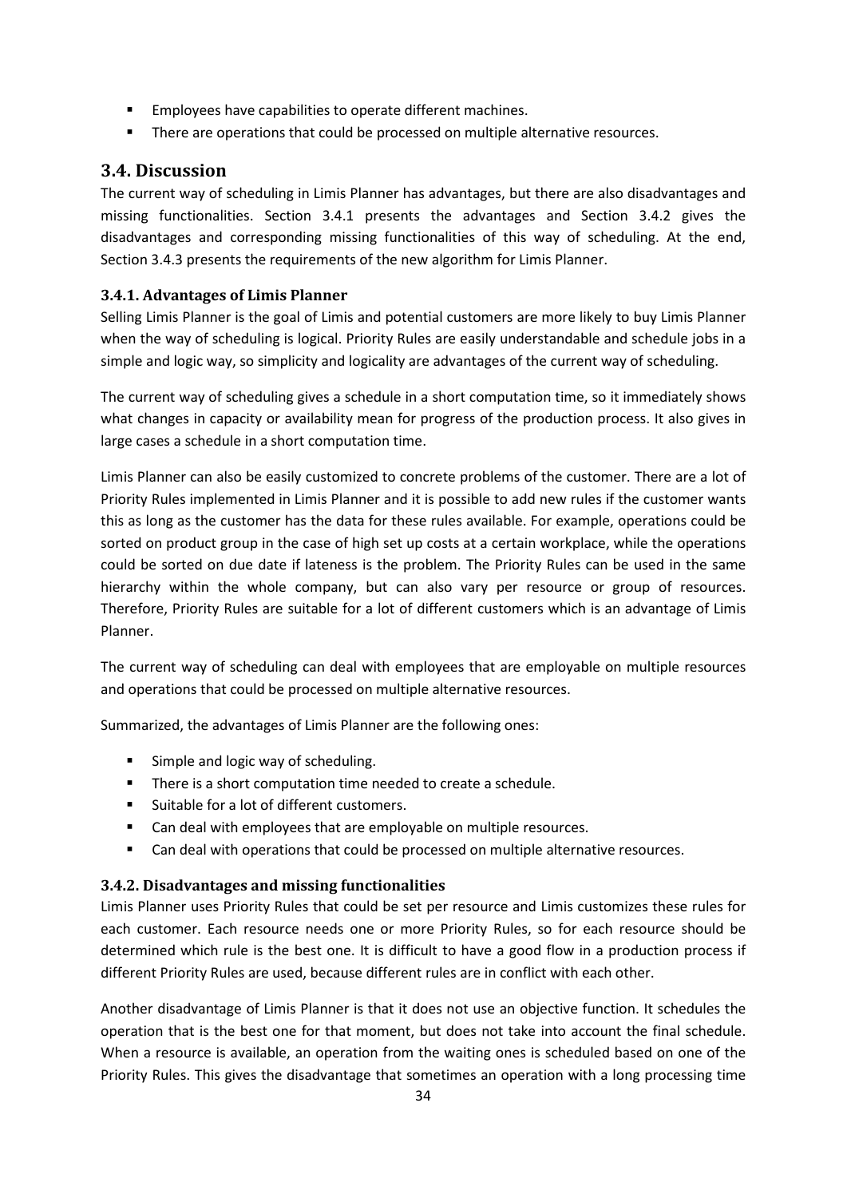- Employees have capabilities to operate different machines.
- There are operations that could be processed on multiple alternative resources.

## 3.4. Discussion

The current way of scheduling in Limis Planner has advantages, but there are also disadvantages and missing functionalities. Section 3.4.1 presents the advantages and Section 3.4.2 gives the disadvantages and corresponding missing functionalities of this way of scheduling. At the end, Section 3.4.3 presents the requirements of the new algorithm for Limis Planner.

### 3.4.1. Advantages of Limis Planner

Selling Limis Planner is the goal of Limis and potential customers are more likely to buy Limis Planner when the way of scheduling is logical. Priority Rules are easily understandable and schedule jobs in a simple and logic way, so simplicity and logicality are advantages of the current way of scheduling.

The current way of scheduling gives a schedule in a short computation time, so it immediately shows what changes in capacity or availability mean for progress of the production process. It also gives in large cases a schedule in a short computation time.

Limis Planner can also be easily customized to concrete problems of the customer. There are a lot of Priority Rules implemented in Limis Planner and it is possible to add new rules if the customer wants this as long as the customer has the data for these rules available. For example, operations could be sorted on product group in the case of high set up costs at a certain workplace, while the operations could be sorted on due date if lateness is the problem. The Priority Rules can be used in the same hierarchy within the whole company, but can also vary per resource or group of resources. Therefore, Priority Rules are suitable for a lot of different customers which is an advantage of Limis Planner.

The current way of scheduling can deal with employees that are employable on multiple resources and operations that could be processed on multiple alternative resources.

Summarized, the advantages of Limis Planner are the following ones:

- Simple and logic way of scheduling.
- There is a short computation time needed to create a schedule.
- Suitable for a lot of different customers.
- Can deal with employees that are employable on multiple resources.
- Can deal with operations that could be processed on multiple alternative resources.

### 3.4.2. Disadvantages and missing functionalities

Limis Planner uses Priority Rules that could be set per resource and Limis customizes these rules for each customer. Each resource needs one or more Priority Rules, so for each resource should be determined which rule is the best one. It is difficult to have a good flow in a production process if different Priority Rules are used, because different rules are in conflict with each other.

Another disadvantage of Limis Planner is that it does not use an objective function. It schedules the operation that is the best one for that moment, but does not take into account the final schedule. When a resource is available, an operation from the waiting ones is scheduled based on one of the Priority Rules. This gives the disadvantage that sometimes an operation with a long processing time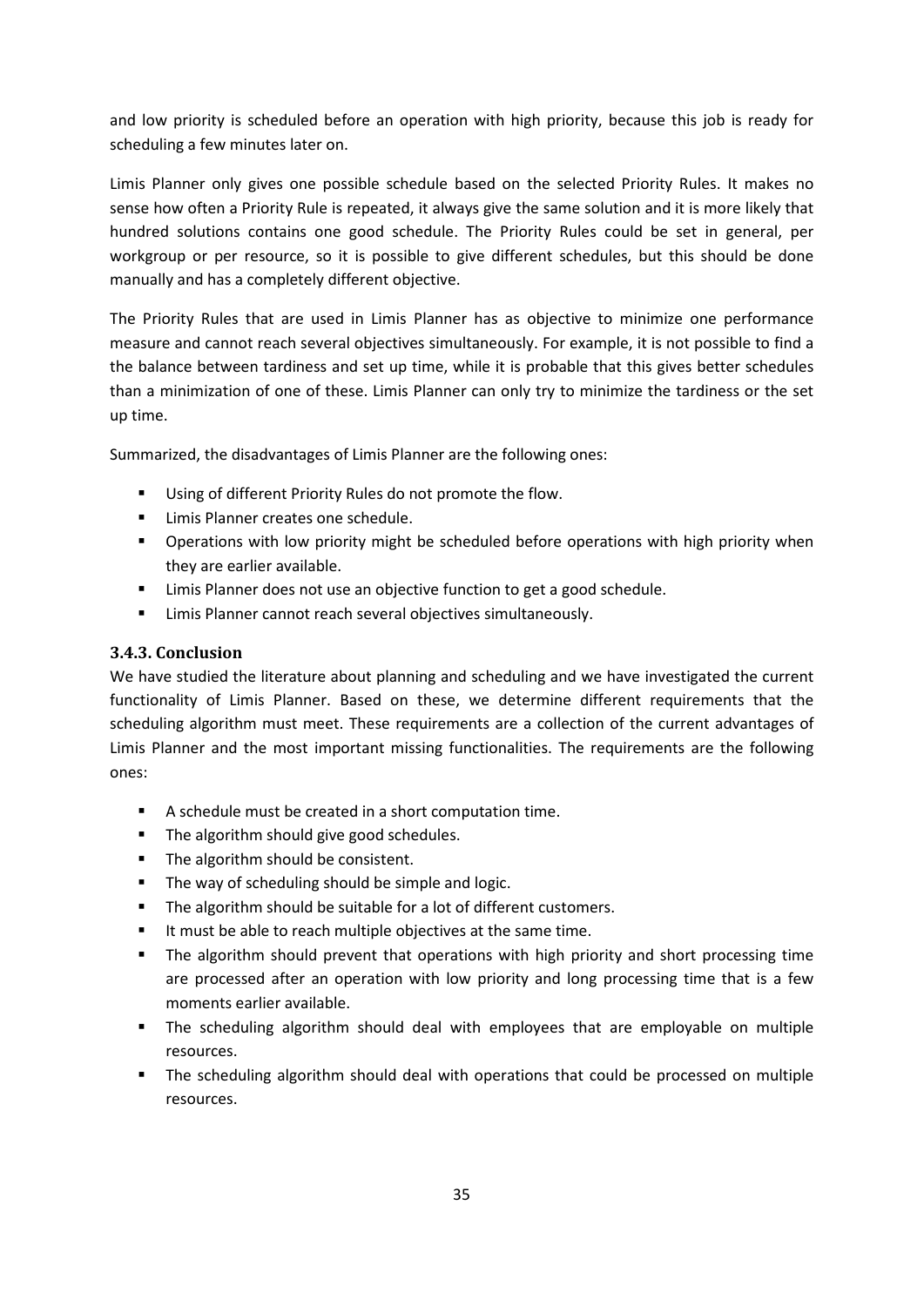and low priority is scheduled before an operation with high priority, because this job is ready for scheduling a few minutes later on.

Limis Planner only gives one possible schedule based on the selected Priority Rules. It makes no sense how often a Priority Rule is repeated, it always give the same solution and it is more likely that hundred solutions contains one good schedule. The Priority Rules could be set in general, per workgroup or per resource, so it is possible to give different schedules, but this should be done manually and has a completely different objective.

The Priority Rules that are used in Limis Planner has as objective to minimize one performance measure and cannot reach several objectives simultaneously. For example, it is not possible to find a the balance between tardiness and set up time, while it is probable that this gives better schedules than a minimization of one of these. Limis Planner can only try to minimize the tardiness or the set up time.

Summarized, the disadvantages of Limis Planner are the following ones:

- Using of different Priority Rules do not promote the flow.
- Limis Planner creates one schedule.
- Operations with low priority might be scheduled before operations with high priority when they are earlier available.
- Limis Planner does not use an objective function to get a good schedule.
- Limis Planner cannot reach several objectives simultaneously.

### 3.4.3. Conclusion

We have studied the literature about planning and scheduling and we have investigated the current functionality of Limis Planner. Based on these, we determine different requirements that the scheduling algorithm must meet. These requirements are a collection of the current advantages of Limis Planner and the most important missing functionalities. The requirements are the following ones:

- A schedule must be created in a short computation time.
- The algorithm should give good schedules.
- The algorithm should be consistent.
- The way of scheduling should be simple and logic.
- The algorithm should be suitable for a lot of different customers.
- It must be able to reach multiple objectives at the same time.
- The algorithm should prevent that operations with high priority and short processing time are processed after an operation with low priority and long processing time that is a few moments earlier available.
- The scheduling algorithm should deal with employees that are employable on multiple resources.
- The scheduling algorithm should deal with operations that could be processed on multiple resources.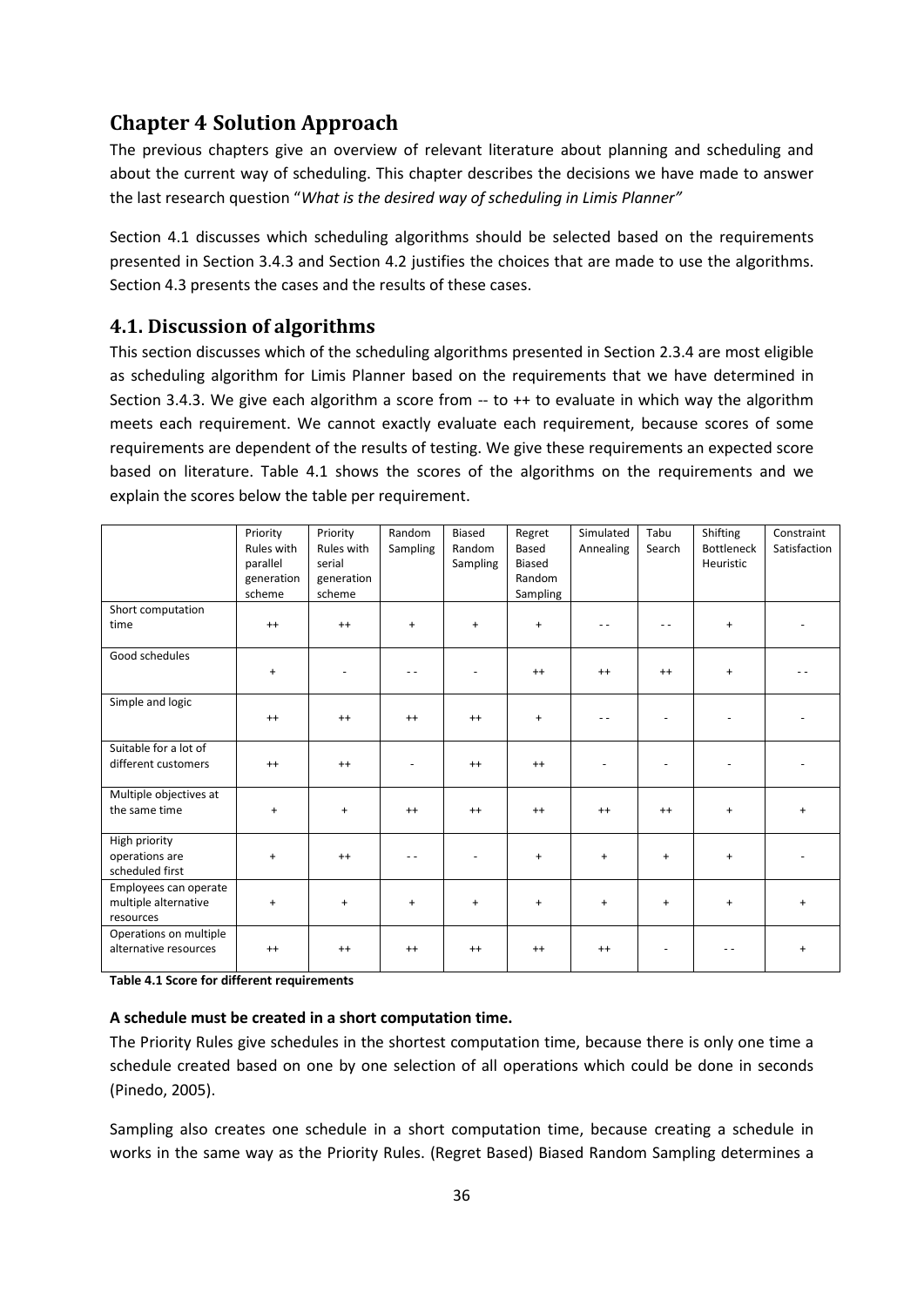# Chapter 4 Solution Approach

The previous chapters give an overview of relevant literature about planning and scheduling and about the current way of scheduling. This chapter describes the decisions we have made to answer the last research question "*What is the desired way of scheduling in Limis Planner"*

Section 4.1 discusses which scheduling algorithms should be selected based on the requirements presented in Section 3.4.3 and Section 4.2 justifies the choices that are made to use the algorithms. Section 4.3 presents the cases and the results of these cases.

## 4.1. Discussion of algorithms

This section discusses which of the scheduling algorithms presented in Section 2.3.4 are most eligible as scheduling algorithm for Limis Planner based on the requirements that we have determined in Section 3.4.3. We give each algorithm a score from -- to ++ to evaluate in which way the algorithm meets each requirement. We cannot exactly evaluate each requirement, because scores of some requirements are dependent of the results of testing. We give these requirements an expected score based on literature. Table 4.1 shows the scores of the algorithms on the requirements and we explain the scores below the table per requirement.

| | Priority Rules with parallel generation scheme | Priority Rules with serial generation scheme | Random Sampling | Biased Random Sampling | Regret Based Biased Random Sampling | Simulated Annealing | Tabu Search | Shifting Bottleneck Heuristic | Constraint Satisfaction |
|---|---|---|---|---|---|---|---|---|---|
| Short computation time | ++ | ++ | + | + | + | - - | - - | + | - |
| Good schedules | + | - | - - | - | ++ | ++ | ++ | + | - - |
| Simple and logic | ++ | ++ | ++ | ++ | + | - - | - | - | - |
| Suitable for a lot of different customers | ++ | ++ | - | ++ | ++ | - | - | - | - |
| Multiple objectives at the same time | + | + | ++ | ++ | ++ | ++ | ++ | + | + |
| High priority operations are scheduled first | + | ++ | - - | - | + | + | + | + | - |
| Employees can operate multiple alternative resources | + | + | + | + | + | + | + | + | + |
| Operations on multiple alternative resources | ++ | ++ | ++ | ++ | ++ | ++ | - | - - | + |

**Table 4.1 Score for different requirements**

**A schedule must be created in a short computation time.**

The Priority Rules give schedules in the shortest computation time, because there is only one time a schedule created based on one by one selection of all operations which could be done in seconds (Pinedo, 2005).

Sampling also creates one schedule in a short computation time, because creating a schedule in works in the same way as the Priority Rules. (Regret Based) Biased Random Sampling determines a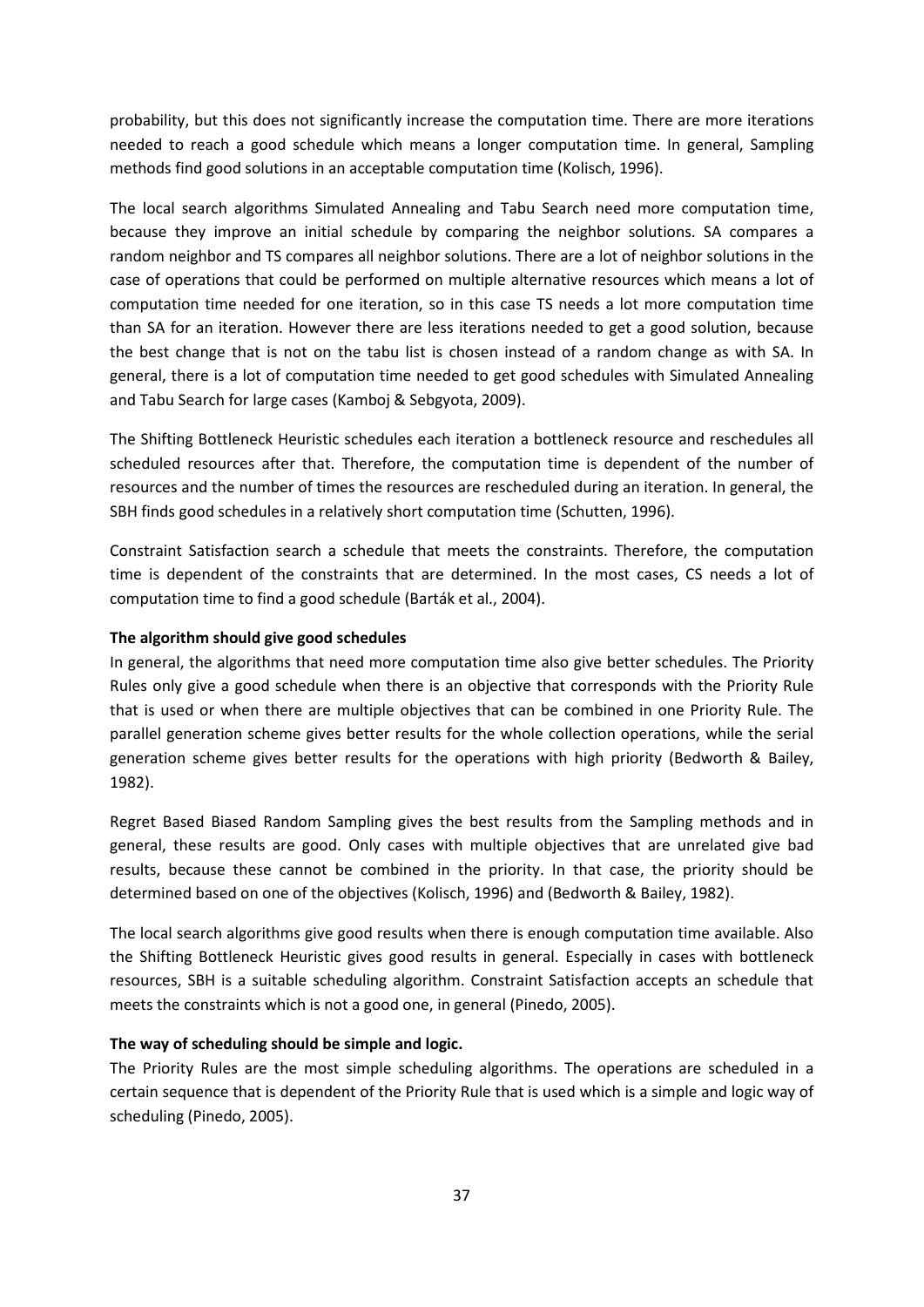probability, but this does not significantly increase the computation time. There are more iterations needed to reach a good schedule which means a longer computation time. In general, Sampling methods find good solutions in an acceptable computation time (Kolisch, 1996).

The local search algorithms Simulated Annealing and Tabu Search need more computation time, because they improve an initial schedule by comparing the neighbor solutions. SA compares a random neighbor and TS compares all neighbor solutions. There are a lot of neighbor solutions in the case of operations that could be performed on multiple alternative resources which means a lot of computation time needed for one iteration, so in this case TS needs a lot more computation time than SA for an iteration. However there are less iterations needed to get a good solution, because the best change that is not on the tabu list is chosen instead of a random change as with SA. In general, there is a lot of computation time needed to get good schedules with Simulated Annealing and Tabu Search for large cases (Kamboj & Sebgyota, 2009).

The Shifting Bottleneck Heuristic schedules each iteration a bottleneck resource and reschedules all scheduled resources after that. Therefore, the computation time is dependent of the number of resources and the number of times the resources are rescheduled during an iteration. In general, the SBH finds good schedules in a relatively short computation time (Schutten, 1996).

Constraint Satisfaction search a schedule that meets the constraints. Therefore, the computation time is dependent of the constraints that are determined. In the most cases, CS needs a lot of computation time to find a good schedule (Barták et al., 2004).

**The algorithm should give good schedules**

In general, the algorithms that need more computation time also give better schedules. The Priority Rules only give a good schedule when there is an objective that corresponds with the Priority Rule that is used or when there are multiple objectives that can be combined in one Priority Rule. The parallel generation scheme gives better results for the whole collection operations, while the serial generation scheme gives better results for the operations with high priority (Bedworth & Bailey, 1982).

Regret Based Biased Random Sampling gives the best results from the Sampling methods and in general, these results are good. Only cases with multiple objectives that are unrelated give bad results, because these cannot be combined in the priority. In that case, the priority should be determined based on one of the objectives (Kolisch, 1996) and (Bedworth & Bailey, 1982).

The local search algorithms give good results when there is enough computation time available. Also the Shifting Bottleneck Heuristic gives good results in general. Especially in cases with bottleneck resources, SBH is a suitable scheduling algorithm. Constraint Satisfaction accepts an schedule that meets the constraints which is not a good one, in general (Pinedo, 2005).

**The way of scheduling should be simple and logic.**

The Priority Rules are the most simple scheduling algorithms. The operations are scheduled in a certain sequence that is dependent of the Priority Rule that is used which is a simple and logic way of scheduling (Pinedo, 2005).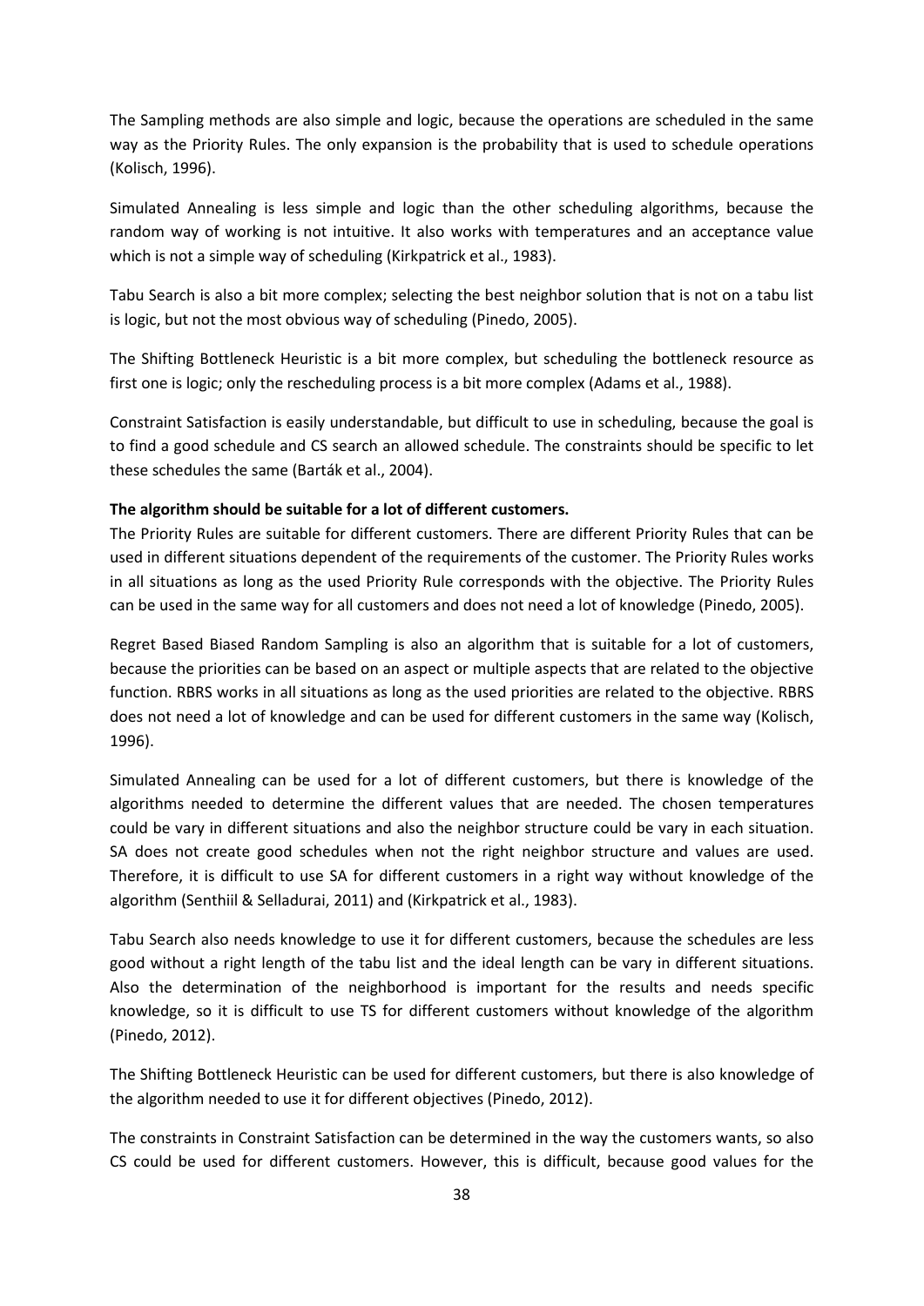The Sampling methods are also simple and logic, because the operations are scheduled in the same way as the Priority Rules. The only expansion is the probability that is used to schedule operations (Kolisch, 1996).

Simulated Annealing is less simple and logic than the other scheduling algorithms, because the random way of working is not intuitive. It also works with temperatures and an acceptance value which is not a simple way of scheduling (Kirkpatrick et al., 1983).

Tabu Search is also a bit more complex; selecting the best neighbor solution that is not on a tabu list is logic, but not the most obvious way of scheduling (Pinedo, 2005).

The Shifting Bottleneck Heuristic is a bit more complex, but scheduling the bottleneck resource as first one is logic; only the rescheduling process is a bit more complex (Adams et al., 1988).

Constraint Satisfaction is easily understandable, but difficult to use in scheduling, because the goal is to find a good schedule and CS search an allowed schedule. The constraints should be specific to let these schedules the same (Barták et al., 2004).

**The algorithm should be suitable for a lot of different customers.**
The Priority Rules are suitable for different customers. There are different Priority Rules that can be used in different situations dependent of the requirements of the customer. The Priority Rules works in all situations as long as the used Priority Rule corresponds with the objective. The Priority Rules can be used in the same way for all customers and does not need a lot of knowledge (Pinedo, 2005).

Regret Based Biased Random Sampling is also an algorithm that is suitable for a lot of customers, because the priorities can be based on an aspect or multiple aspects that are related to the objective function. RBRS works in all situations as long as the used priorities are related to the objective. RBRS does not need a lot of knowledge and can be used for different customers in the same way (Kolisch, 1996).

Simulated Annealing can be used for a lot of different customers, but there is knowledge of the algorithms needed to determine the different values that are needed. The chosen temperatures could be vary in different situations and also the neighbor structure could be vary in each situation. SA does not create good schedules when not the right neighbor structure and values are used. Therefore, it is difficult to use SA for different customers in a right way without knowledge of the algorithm (Senthiil & Selladurai, 2011) and (Kirkpatrick et al., 1983).

Tabu Search also needs knowledge to use it for different customers, because the schedules are less good without a right length of the tabu list and the ideal length can be vary in different situations. Also the determination of the neighborhood is important for the results and needs specific knowledge, so it is difficult to use TS for different customers without knowledge of the algorithm (Pinedo, 2012).

The Shifting Bottleneck Heuristic can be used for different customers, but there is also knowledge of the algorithm needed to use it for different objectives (Pinedo, 2012).

The constraints in Constraint Satisfaction can be determined in the way the customers wants, so also CS could be used for different customers. However, this is difficult, because good values for the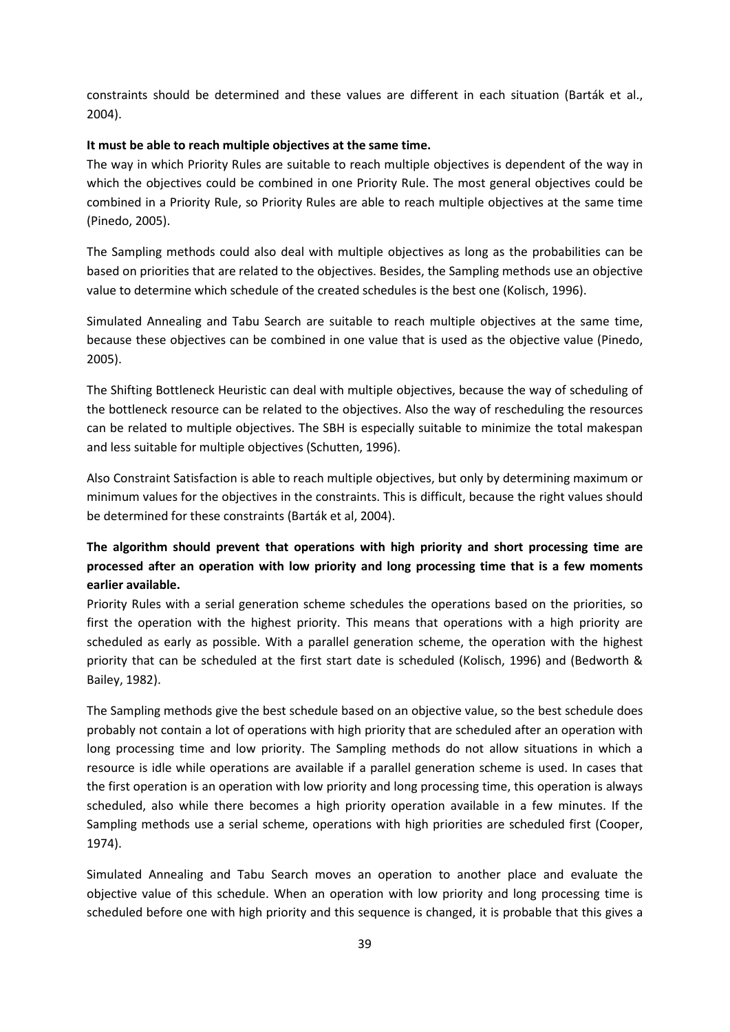constraints should be determined and these values are different in each situation (Barták et al., 2004).

**It must be able to reach multiple objectives at the same time.**

The way in which Priority Rules are suitable to reach multiple objectives is dependent of the way in which the objectives could be combined in one Priority Rule. The most general objectives could be combined in a Priority Rule, so Priority Rules are able to reach multiple objectives at the same time (Pinedo, 2005).

The Sampling methods could also deal with multiple objectives as long as the probabilities can be based on priorities that are related to the objectives. Besides, the Sampling methods use an objective value to determine which schedule of the created schedules is the best one (Kolisch, 1996).

Simulated Annealing and Tabu Search are suitable to reach multiple objectives at the same time, because these objectives can be combined in one value that is used as the objective value (Pinedo, 2005).

The Shifting Bottleneck Heuristic can deal with multiple objectives, because the way of scheduling of the bottleneck resource can be related to the objectives. Also the way of rescheduling the resources can be related to multiple objectives. The SBH is especially suitable to minimize the total makespan and less suitable for multiple objectives (Schutten, 1996).

Also Constraint Satisfaction is able to reach multiple objectives, but only by determining maximum or minimum values for the objectives in the constraints. This is difficult, because the right values should be determined for these constraints (Barták et al, 2004).

**The algorithm should prevent that operations with high priority and short processing time are processed after an operation with low priority and long processing time that is a few moments earlier available.**

Priority Rules with a serial generation scheme schedules the operations based on the priorities, so first the operation with the highest priority. This means that operations with a high priority are scheduled as early as possible. With a parallel generation scheme, the operation with the highest priority that can be scheduled at the first start date is scheduled (Kolisch, 1996) and (Bedworth & Bailey, 1982).

The Sampling methods give the best schedule based on an objective value, so the best schedule does probably not contain a lot of operations with high priority that are scheduled after an operation with long processing time and low priority. The Sampling methods do not allow situations in which a resource is idle while operations are available if a parallel generation scheme is used. In cases that the first operation is an operation with low priority and long processing time, this operation is always scheduled, also while there becomes a high priority operation available in a few minutes. If the Sampling methods use a serial scheme, operations with high priorities are scheduled first (Cooper, 1974).

Simulated Annealing and Tabu Search moves an operation to another place and evaluate the objective value of this schedule. When an operation with low priority and long processing time is scheduled before one with high priority and this sequence is changed, it is probable that this gives a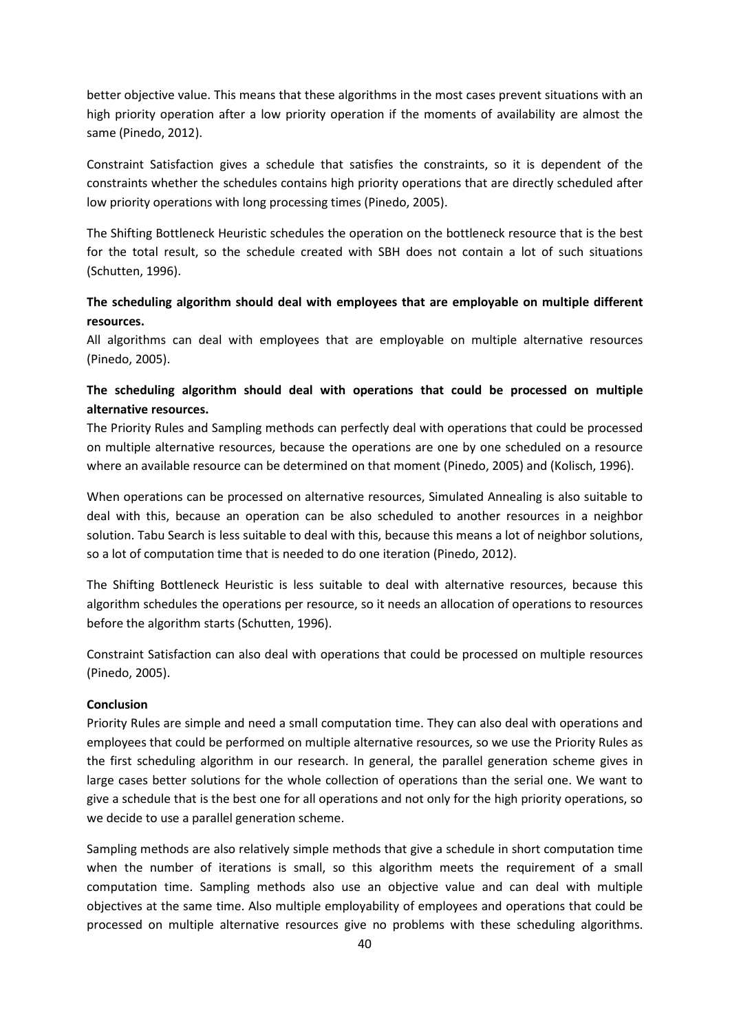better objective value. This means that these algorithms in the most cases prevent situations with an high priority operation after a low priority operation if the moments of availability are almost the same (Pinedo, 2012).

Constraint Satisfaction gives a schedule that satisfies the constraints, so it is dependent of the constraints whether the schedules contains high priority operations that are directly scheduled after low priority operations with long processing times (Pinedo, 2005).

The Shifting Bottleneck Heuristic schedules the operation on the bottleneck resource that is the best for the total result, so the schedule created with SBH does not contain a lot of such situations (Schutten, 1996).

**The scheduling algorithm should deal with employees that are employable on multiple different resources.**

All algorithms can deal with employees that are employable on multiple alternative resources (Pinedo, 2005).

**The scheduling algorithm should deal with operations that could be processed on multiple alternative resources.**

The Priority Rules and Sampling methods can perfectly deal with operations that could be processed on multiple alternative resources, because the operations are one by one scheduled on a resource where an available resource can be determined on that moment (Pinedo, 2005) and (Kolisch, 1996).

When operations can be processed on alternative resources, Simulated Annealing is also suitable to deal with this, because an operation can be also scheduled to another resources in a neighbor solution. Tabu Search is less suitable to deal with this, because this means a lot of neighbor solutions, so a lot of computation time that is needed to do one iteration (Pinedo, 2012).

The Shifting Bottleneck Heuristic is less suitable to deal with alternative resources, because this algorithm schedules the operations per resource, so it needs an allocation of operations to resources before the algorithm starts (Schutten, 1996).

Constraint Satisfaction can also deal with operations that could be processed on multiple resources (Pinedo, 2005).

**Conclusion**

Priority Rules are simple and need a small computation time. They can also deal with operations and employees that could be performed on multiple alternative resources, so we use the Priority Rules as the first scheduling algorithm in our research. In general, the parallel generation scheme gives in large cases better solutions for the whole collection of operations than the serial one. We want to give a schedule that is the best one for all operations and not only for the high priority operations, so we decide to use a parallel generation scheme.

Sampling methods are also relatively simple methods that give a schedule in short computation time when the number of iterations is small, so this algorithm meets the requirement of a small computation time. Sampling methods also use an objective value and can deal with multiple objectives at the same time. Also multiple employability of employees and operations that could be processed on multiple alternative resources give no problems with these scheduling algorithms.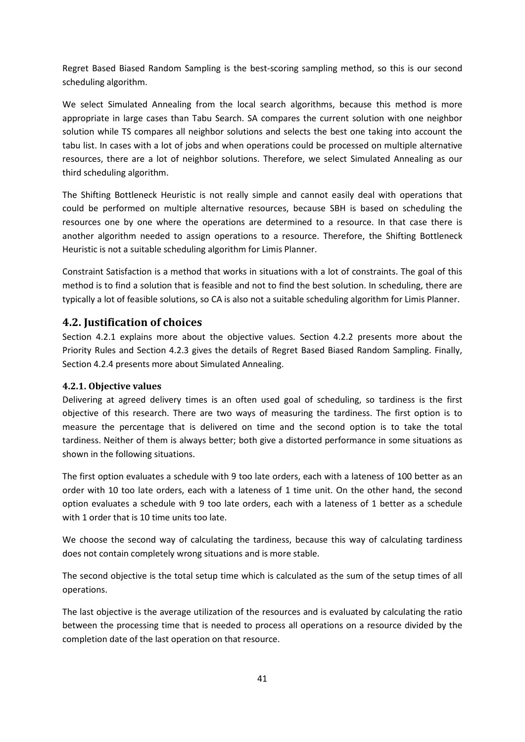Regret Based Biased Random Sampling is the best-scoring sampling method, so this is our second scheduling algorithm.

We select Simulated Annealing from the local search algorithms, because this method is more appropriate in large cases than Tabu Search. SA compares the current solution with one neighbor solution while TS compares all neighbor solutions and selects the best one taking into account the tabu list. In cases with a lot of jobs and when operations could be processed on multiple alternative resources, there are a lot of neighbor solutions. Therefore, we select Simulated Annealing as our third scheduling algorithm.

The Shifting Bottleneck Heuristic is not really simple and cannot easily deal with operations that could be performed on multiple alternative resources, because SBH is based on scheduling the resources one by one where the operations are determined to a resource. In that case there is another algorithm needed to assign operations to a resource. Therefore, the Shifting Bottleneck Heuristic is not a suitable scheduling algorithm for Limis Planner.

Constraint Satisfaction is a method that works in situations with a lot of constraints. The goal of this method is to find a solution that is feasible and not to find the best solution. In scheduling, there are typically a lot of feasible solutions, so CA is also not a suitable scheduling algorithm for Limis Planner.

## 4.2. Justification of choices

Section 4.2.1 explains more about the objective values. Section 4.2.2 presents more about the Priority Rules and Section 4.2.3 gives the details of Regret Based Biased Random Sampling. Finally, Section 4.2.4 presents more about Simulated Annealing.

### 4.2.1. Objective values

Delivering at agreed delivery times is an often used goal of scheduling, so tardiness is the first objective of this research. There are two ways of measuring the tardiness. The first option is to measure the percentage that is delivered on time and the second option is to take the total tardiness. Neither of them is always better; both give a distorted performance in some situations as shown in the following situations.

The first option evaluates a schedule with 9 too late orders, each with a lateness of 100 better as an order with 10 too late orders, each with a lateness of 1 time unit. On the other hand, the second option evaluates a schedule with 9 too late orders, each with a lateness of 1 better as a schedule with 1 order that is 10 time units too late.

We choose the second way of calculating the tardiness, because this way of calculating tardiness does not contain completely wrong situations and is more stable.

The second objective is the total setup time which is calculated as the sum of the setup times of all operations.

The last objective is the average utilization of the resources and is evaluated by calculating the ratio between the processing time that is needed to process all operations on a resource divided by the completion date of the last operation on that resource.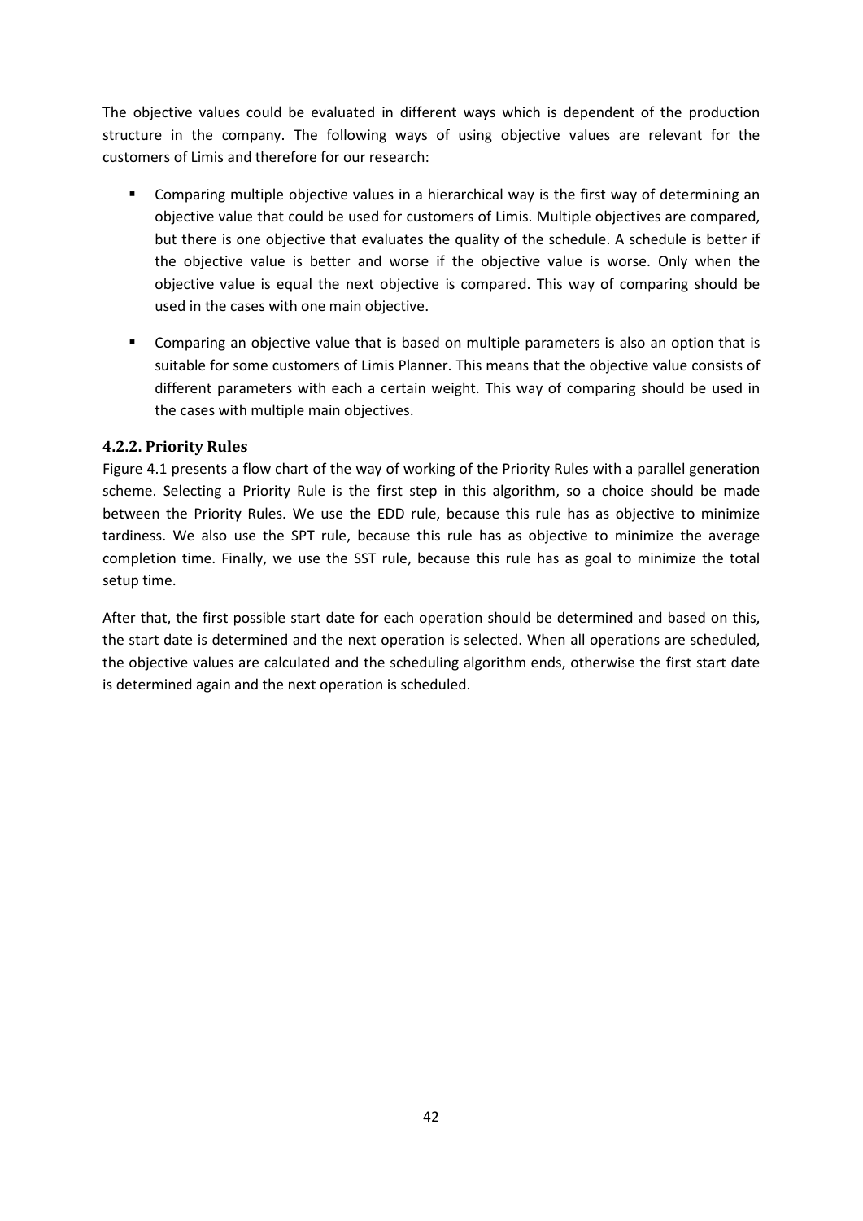The objective values could be evaluated in different ways which is dependent of the production structure in the company. The following ways of using objective values are relevant for the customers of Limis and therefore for our research:

- Comparing multiple objective values in a hierarchical way is the first way of determining an objective value that could be used for customers of Limis. Multiple objectives are compared, but there is one objective that evaluates the quality of the schedule. A schedule is better if the objective value is better and worse if the objective value is worse. Only when the objective value is equal the next objective is compared. This way of comparing should be used in the cases with one main objective.
- Comparing an objective value that is based on multiple parameters is also an option that is suitable for some customers of Limis Planner. This means that the objective value consists of different parameters with each a certain weight. This way of comparing should be used in the cases with multiple main objectives.

### 4.2.2. Priority Rules

Figure 4.1 presents a flow chart of the way of working of the Priority Rules with a parallel generation scheme. Selecting a Priority Rule is the first step in this algorithm, so a choice should be made between the Priority Rules. We use the EDD rule, because this rule has as objective to minimize tardiness. We also use the SPT rule, because this rule has as objective to minimize the average completion time. Finally, we use the SST rule, because this rule has as goal to minimize the total setup time.

After that, the first possible start date for each operation should be determined and based on this, the start date is determined and the next operation is selected. When all operations are scheduled, the objective values are calculated and the scheduling algorithm ends, otherwise the first start date is determined again and the next operation is scheduled.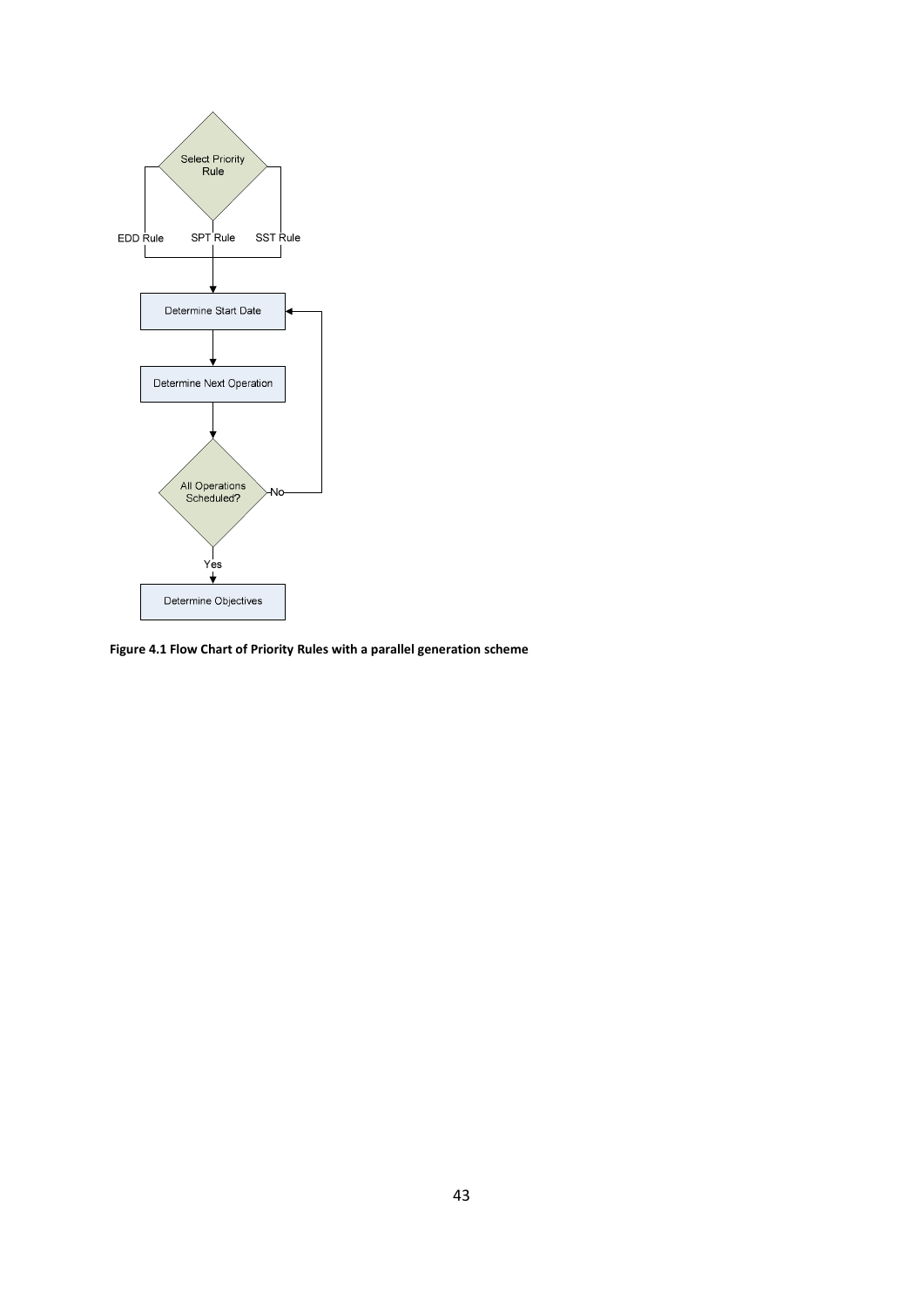Select Priority Rule

EDD Rule SPT Rule SST Rule

Determine Start Date

Determine Next Operation

All Operations Scheduled?

No

Yes

Determine Objectives

**Figure 4.1 Flow Chart of Priority Rules with a parallel generation scheme**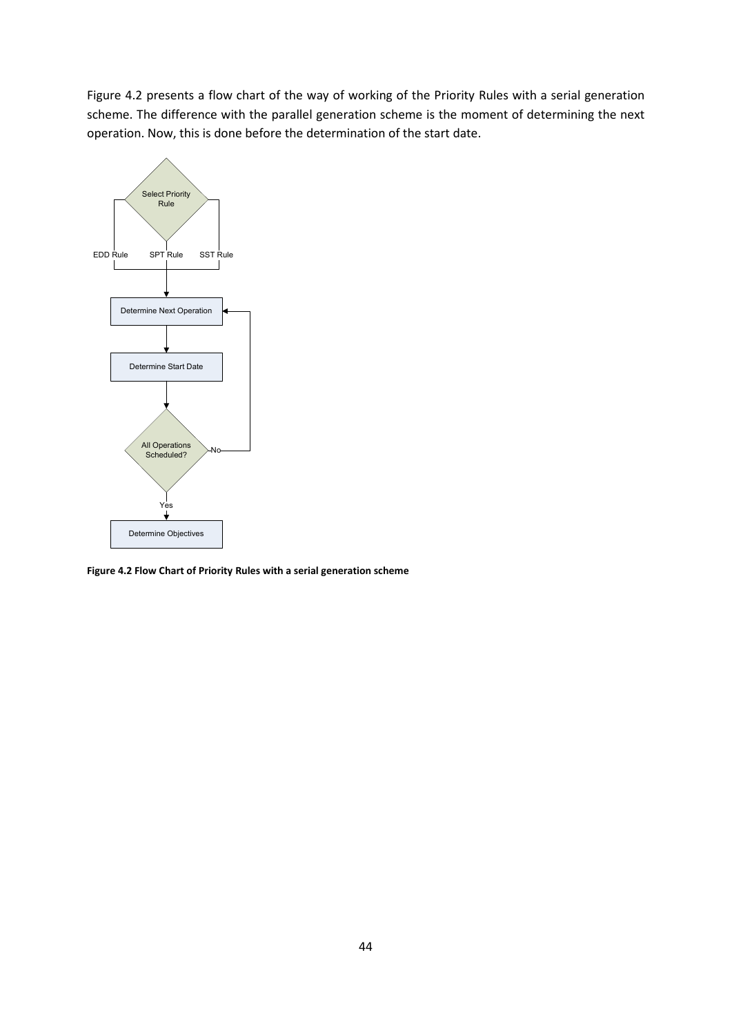Figure 4.2 presents a flow chart of the way of working of the Priority Rules with a serial generation scheme. The difference with the parallel generation scheme is the moment of determining the next operation. Now, this is done before the determination of the start date.

Select Priority Rule

EDD Rule    SPT Rule    SST Rule

Determine Next Operation

Determine Start Date

All Operations Scheduled?

No

Yes

Determine Objectives

**Figure 4.2 Flow Chart of Priority Rules with a serial generation scheme**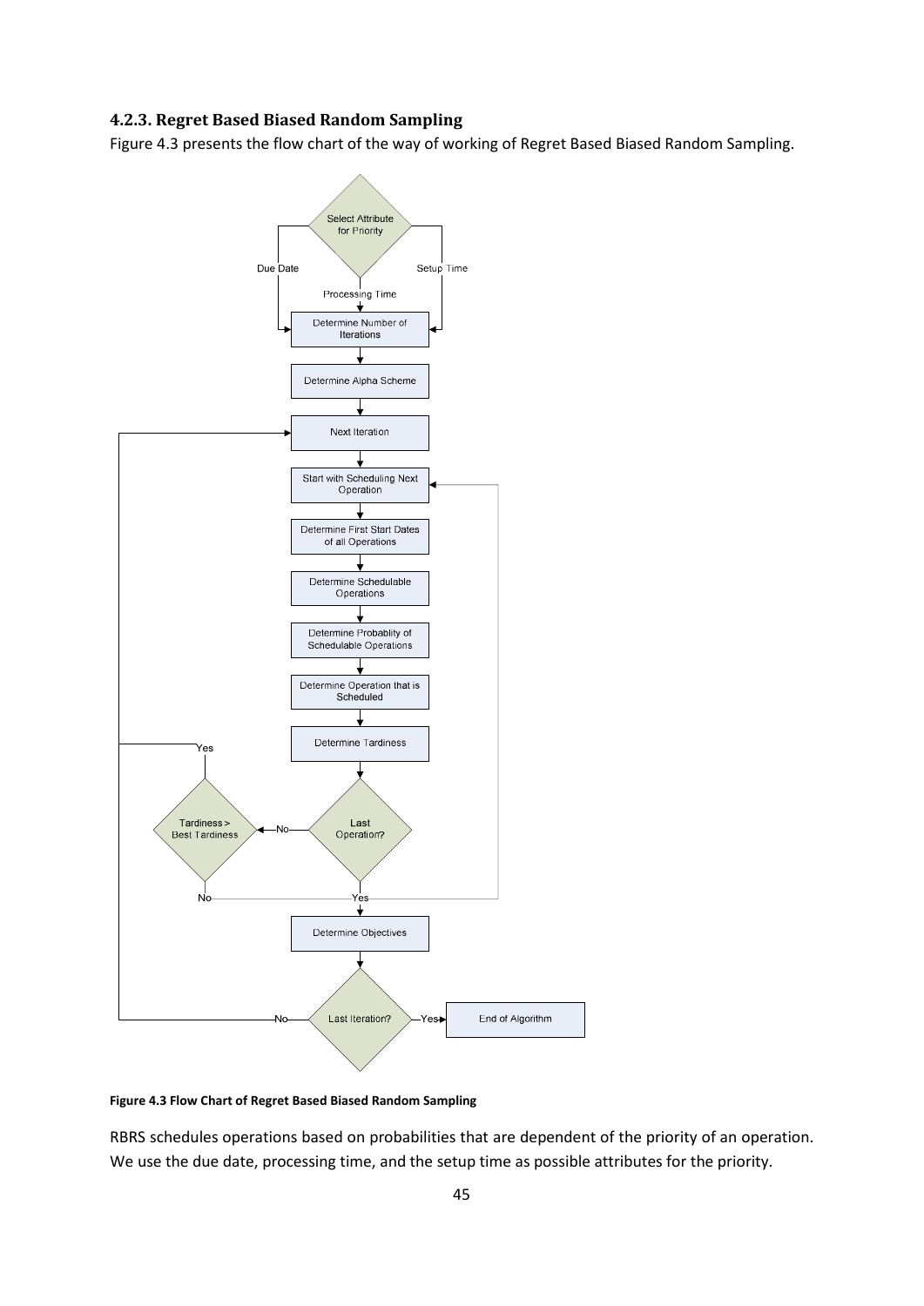### 4.2.3. Regret Based Biased Random Sampling

Figure 4.3 presents the flow chart of the way of working of Regret Based Biased Random Sampling.

**Figure 4.3 Flow Chart of Regret Based Biased Random Sampling**

RBRS schedules operations based on probabilities that are dependent of the priority of an operation. We use the due date, processing time, and the setup time as possible attributes for the priority.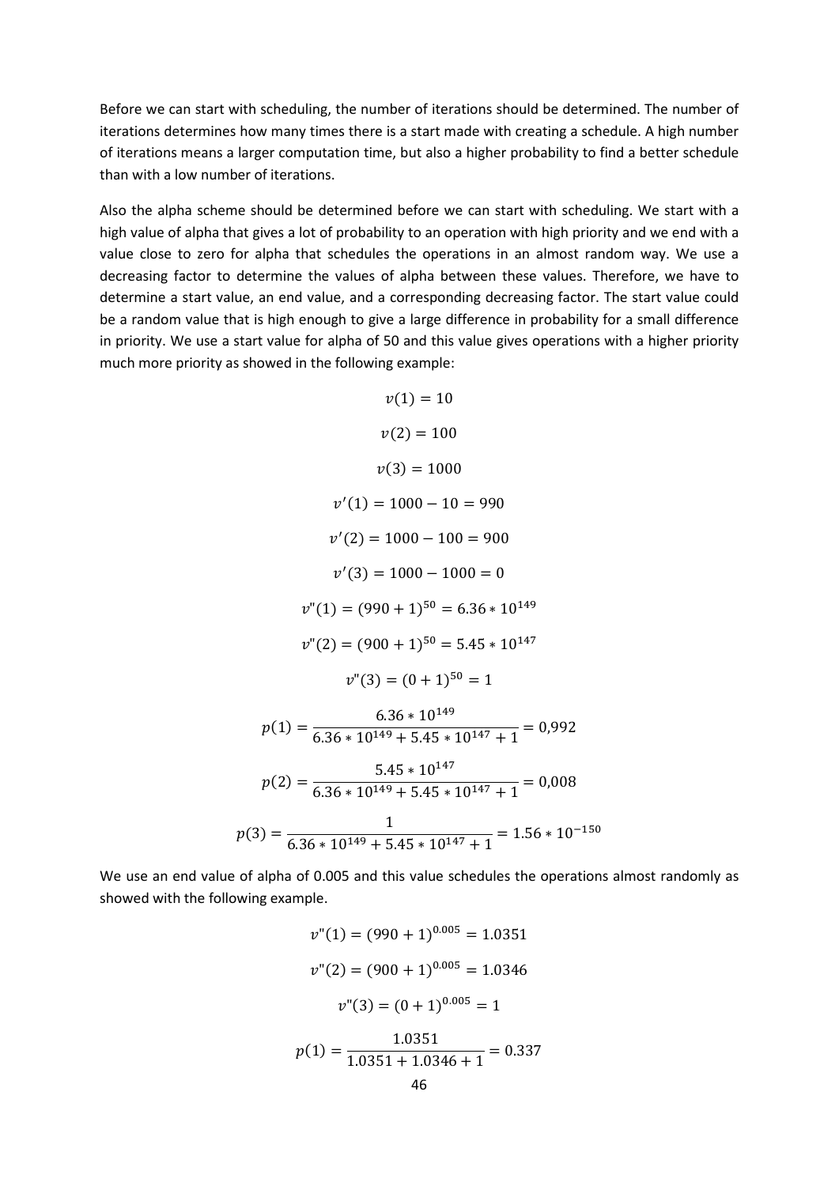Before we can start with scheduling, the number of iterations should be determined. The number of iterations determines how many times there is a start made with creating a schedule. A high number of iterations means a larger computation time, but also a higher probability to find a better schedule than with a low number of iterations.

Also the alpha scheme should be determined before we can start with scheduling. We start with a high value of alpha that gives a lot of probability to an operation with high priority and we end with a value close to zero for alpha that schedules the operations in an almost random way. We use a decreasing factor to determine the values of alpha between these values. Therefore, we have to determine a start value, an end value, and a corresponding decreasing factor. The start value could be a random value that is high enough to give a large difference in probability for a small difference in priority. We use a start value for alpha of 50 and this value gives operations with a higher priority much more priority as showed in the following example:

$$v(1) = 10$$

$$v(2) = 100$$

$$v(3) = 1000$$

$$v'(1) = 1000 - 10 = 990$$

$$v'(2) = 1000 - 100 = 900$$

$$v'(3) = 1000 - 1000 = 0$$

$$v"(1) = (990 + 1)^{50} = 6.36 * 10^{149}$$

$$v"(2) = (900 + 1)^{50} = 5.45 * 10^{147}$$

$$v"(3) = (0 + 1)^{50} = 1$$

$$p(1) = \frac{6.36 * 10^{149}}{6.36 * 10^{149} + 5.45 * 10^{147} + 1} = 0{,}992$$

$$p(2) = \frac{5.45 * 10^{147}}{6.36 * 10^{149} + 5.45 * 10^{147} + 1} = 0{,}008$$

$$p(3) = \frac{1}{6.36 * 10^{149} + 5.45 * 10^{147} + 1} = 1.56 * 10^{-150}$$

We use an end value of alpha of 0.005 and this value schedules the operations almost randomly as showed with the following example.

$$v"(1) = (990 + 1)^{0.005} = 1.0351$$

$$v"(2) = (900 + 1)^{0.005} = 1.0346$$

$$v"(3) = (0 + 1)^{0.005} = 1$$

$$p(1) = \frac{1.0351}{1.0351 + 1.0346 + 1} = 0.337$$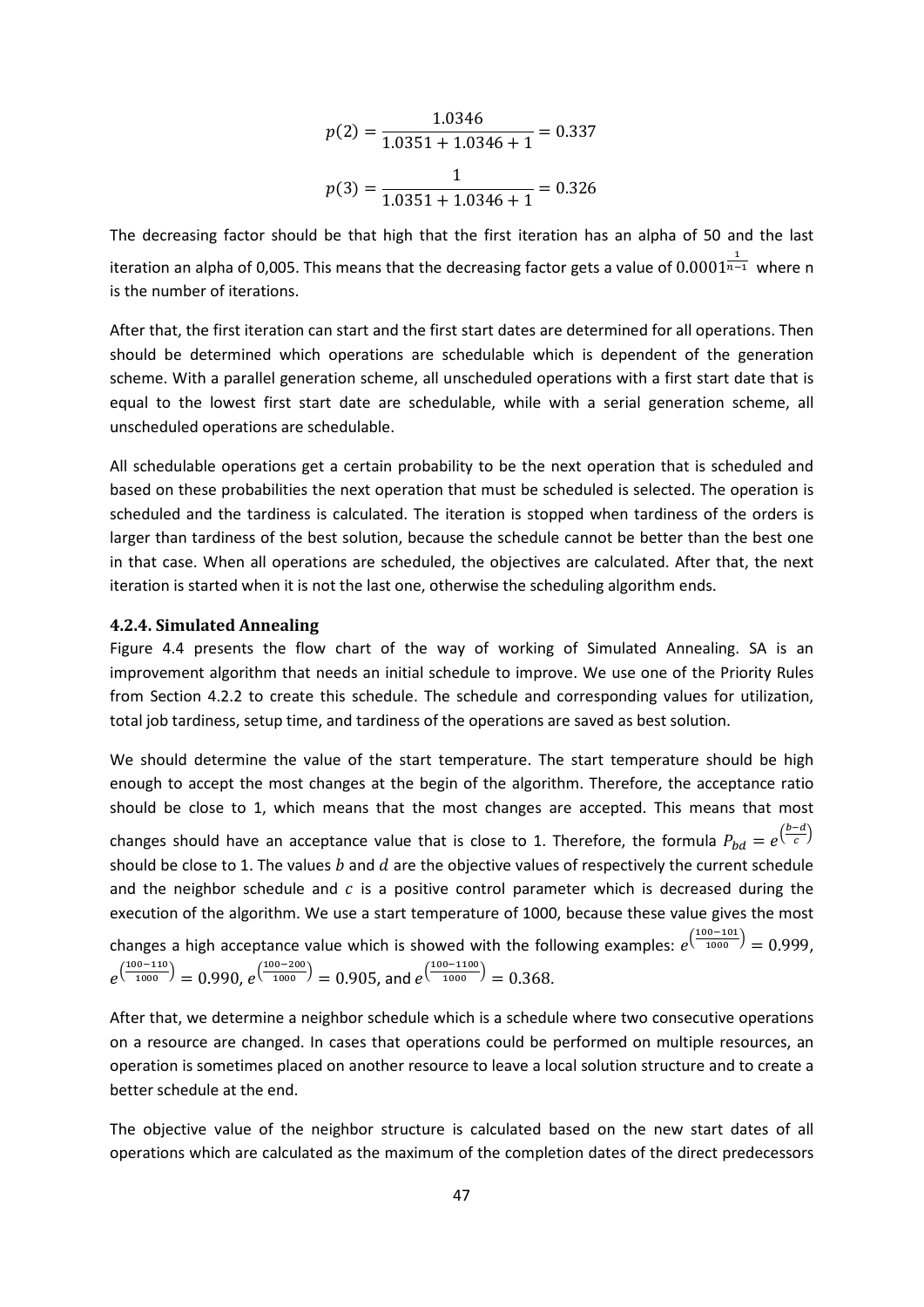$$p(2) = \frac{1.0346}{1.0351 + 1.0346 + 1} = 0.337$$

$$p(3) = \frac{1}{1.0351 + 1.0346 + 1} = 0.326$$

The decreasing factor should be that high that the first iteration has an alpha of 50 and the last iteration an alpha of 0,005. This means that the decreasing factor gets a value of $0.0001^{\frac{1}{n-1}}$ where n is the number of iterations.

After that, the first iteration can start and the first start dates are determined for all operations. Then should be determined which operations are schedulable which is dependent of the generation scheme. With a parallel generation scheme, all unscheduled operations with a first start date that is equal to the lowest first start date are schedulable, while with a serial generation scheme, all unscheduled operations are schedulable.

All schedulable operations get a certain probability to be the next operation that is scheduled and based on these probabilities the next operation that must be scheduled is selected. The operation is scheduled and the tardiness is calculated. The iteration is stopped when tardiness of the orders is larger than tardiness of the best solution, because the schedule cannot be better than the best one in that case. When all operations are scheduled, the objectives are calculated. After that, the next iteration is started when it is not the last one, otherwise the scheduling algorithm ends.

### 4.2.4. Simulated Annealing

Figure 4.4 presents the flow chart of the way of working of Simulated Annealing. SA is an improvement algorithm that needs an initial schedule to improve. We use one of the Priority Rules from Section 4.2.2 to create this schedule. The schedule and corresponding values for utilization, total job tardiness, setup time, and tardiness of the operations are saved as best solution.

We should determine the value of the start temperature. The start temperature should be high enough to accept the most changes at the begin of the algorithm. Therefore, the acceptance ratio should be close to 1, which means that the most changes are accepted. This means that most changes should have an acceptance value that is close to 1. Therefore, the formula $P_{bd} = e^{\left(\frac{b-d}{c}\right)}$ should be close to 1. The values $b$ and $d$ are the objective values of respectively the current schedule and the neighbor schedule and $c$ is a positive control parameter which is decreased during the execution of the algorithm. We use a start temperature of 1000, because these value gives the most changes a high acceptance value which is showed with the following examples: $e^{\left(\frac{100-101}{1000}\right)} = 0.999$, $e^{\left(\frac{100-110}{1000}\right)} = 0.990$, $e^{\left(\frac{100-200}{1000}\right)} = 0.905$, and $e^{\left(\frac{100-1100}{1000}\right)} = 0.368$.

After that, we determine a neighbor schedule which is a schedule where two consecutive operations on a resource are changed. In cases that operations could be performed on multiple resources, an operation is sometimes placed on another resource to leave a local solution structure and to create a better schedule at the end.

The objective value of the neighbor structure is calculated based on the new start dates of all operations which are calculated as the maximum of the completion dates of the direct predecessors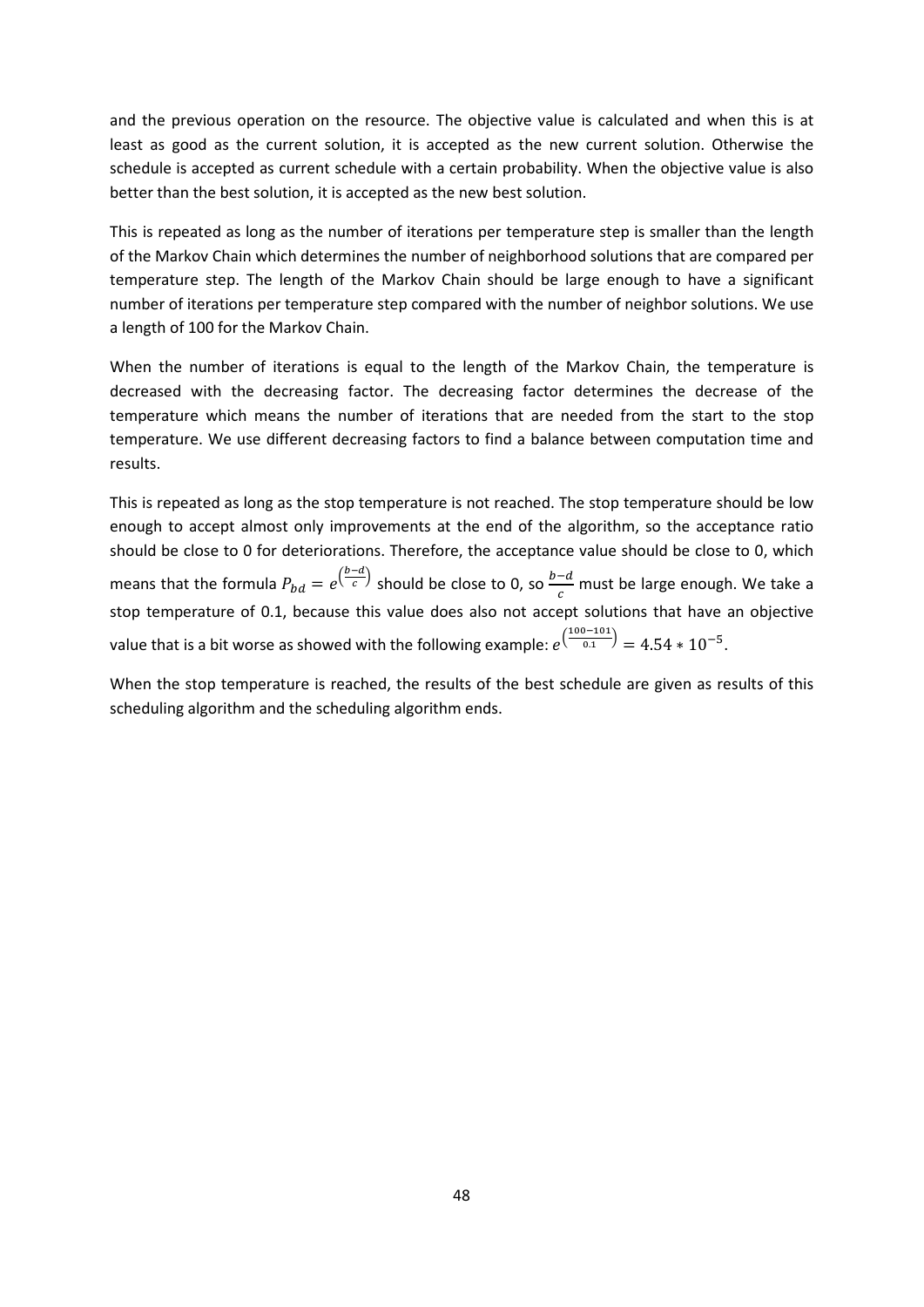and the previous operation on the resource. The objective value is calculated and when this is at least as good as the current solution, it is accepted as the new current solution. Otherwise the schedule is accepted as current schedule with a certain probability. When the objective value is also better than the best solution, it is accepted as the new best solution.

This is repeated as long as the number of iterations per temperature step is smaller than the length of the Markov Chain which determines the number of neighborhood solutions that are compared per temperature step. The length of the Markov Chain should be large enough to have a significant number of iterations per temperature step compared with the number of neighbor solutions. We use a length of 100 for the Markov Chain.

When the number of iterations is equal to the length of the Markov Chain, the temperature is decreased with the decreasing factor. The decreasing factor determines the decrease of the temperature which means the number of iterations that are needed from the start to the stop temperature. We use different decreasing factors to find a balance between computation time and results.

This is repeated as long as the stop temperature is not reached. The stop temperature should be low enough to accept almost only improvements at the end of the algorithm, so the acceptance ratio should be close to 0 for deteriorations. Therefore, the acceptance value should be close to 0, which means that the formula $P_{bd} = e^{\left(\frac{b-d}{c}\right)}$ should be close to 0, so $\frac{b-d}{c}$ must be large enough. We take a stop temperature of 0.1, because this value does also not accept solutions that have an objective value that is a bit worse as showed with the following example: $e^{\left(\frac{100-101}{0.1}\right)} = 4.54 * 10^{-5}$.

When the stop temperature is reached, the results of the best schedule are given as results of this scheduling algorithm and the scheduling algorithm ends.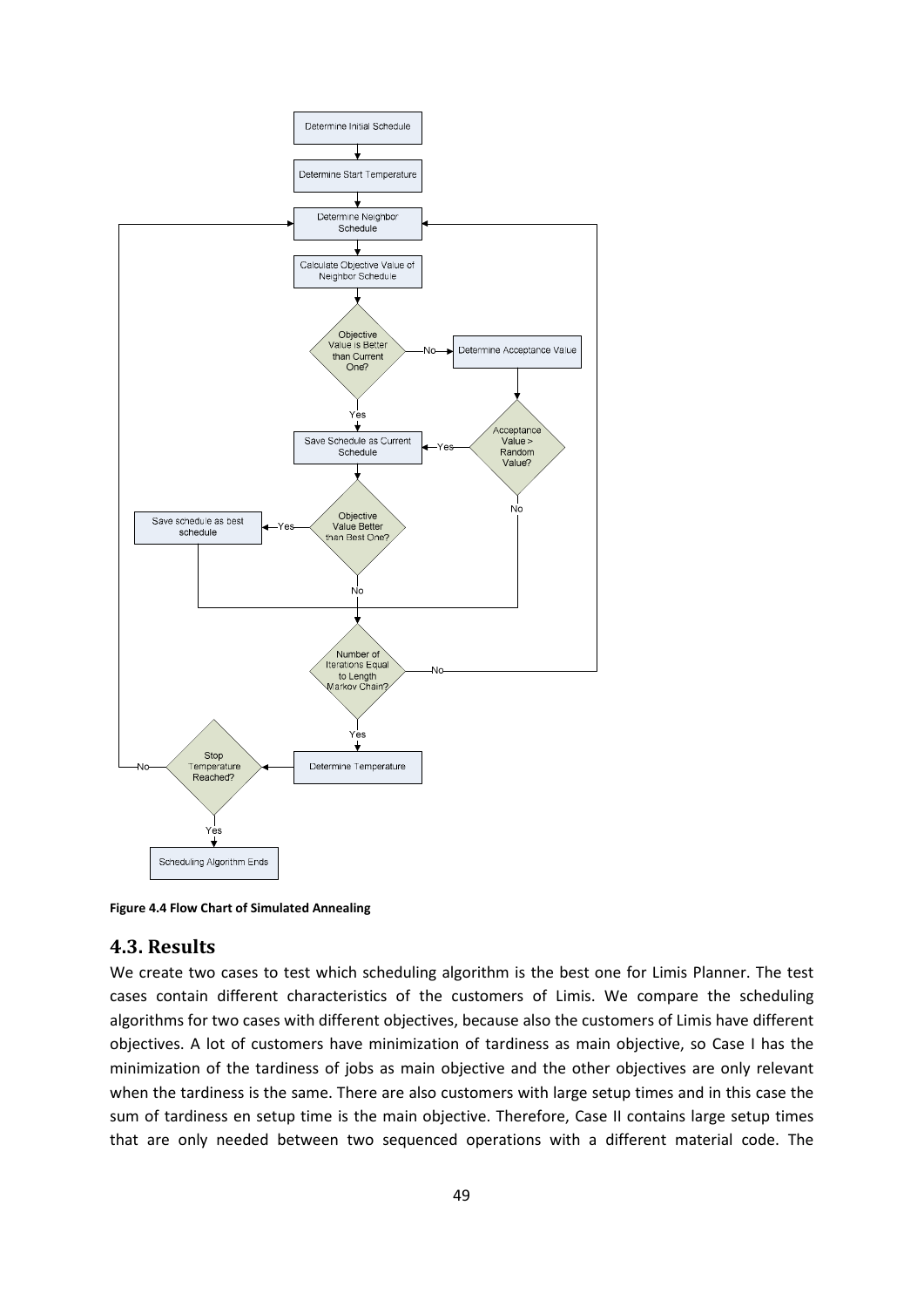Figure 4.4 Flow Chart of Simulated Annealing

## 4.3. Results

We create two cases to test which scheduling algorithm is the best one for Limis Planner. The test cases contain different characteristics of the customers of Limis. We compare the scheduling algorithms for two cases with different objectives, because also the customers of Limis have different objectives. A lot of customers have minimization of tardiness as main objective, so Case I has the minimization of the tardiness of jobs as main objective and the other objectives are only relevant when the tardiness is the same. There are also customers with large setup times and in this case the sum of tardiness en setup time is the main objective. Therefore, Case II contains large setup times that are only needed between two sequenced operations with a different material code. The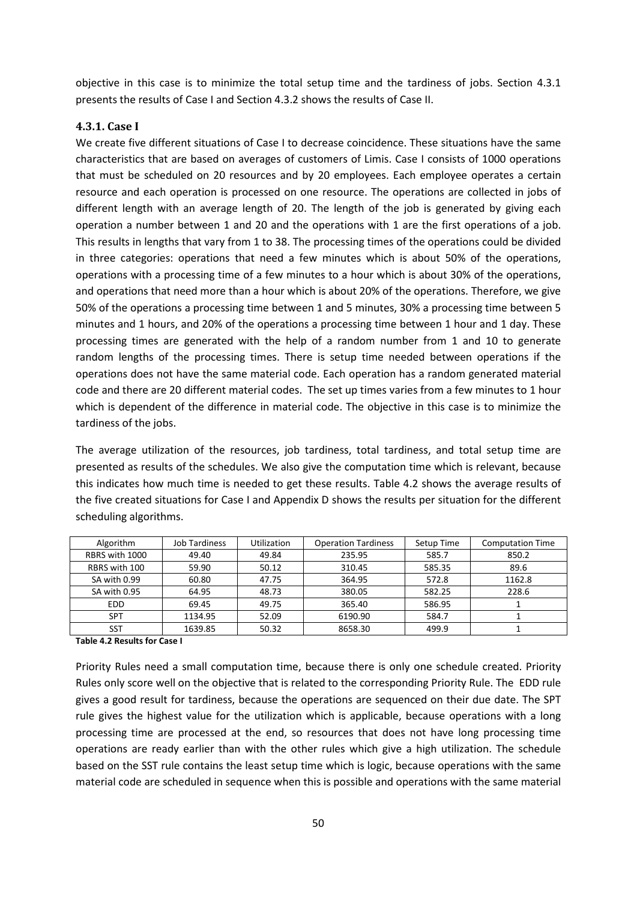objective in this case is to minimize the total setup time and the tardiness of jobs. Section 4.3.1 presents the results of Case I and Section 4.3.2 shows the results of Case II.

### 4.3.1. Case I

We create five different situations of Case I to decrease coincidence. These situations have the same characteristics that are based on averages of customers of Limis. Case I consists of 1000 operations that must be scheduled on 20 resources and by 20 employees. Each employee operates a certain resource and each operation is processed on one resource. The operations are collected in jobs of different length with an average length of 20. The length of the job is generated by giving each operation a number between 1 and 20 and the operations with 1 are the first operations of a job. This results in lengths that vary from 1 to 38. The processing times of the operations could be divided in three categories: operations that need a few minutes which is about 50% of the operations, operations with a processing time of a few minutes to a hour which is about 30% of the operations, and operations that need more than a hour which is about 20% of the operations. Therefore, we give 50% of the operations a processing time between 1 and 5 minutes, 30% a processing time between 5 minutes and 1 hours, and 20% of the operations a processing time between 1 hour and 1 day. These processing times are generated with the help of a random number from 1 and 10 to generate random lengths of the processing times. There is setup time needed between operations if the operations does not have the same material code. Each operation has a random generated material code and there are 20 different material codes. The set up times varies from a few minutes to 1 hour which is dependent of the difference in material code. The objective in this case is to minimize the tardiness of the jobs.

The average utilization of the resources, job tardiness, total tardiness, and total setup time are presented as results of the schedules. We also give the computation time which is relevant, because this indicates how much time is needed to get these results. Table 4.2 shows the average results of the five created situations for Case I and Appendix D shows the results per situation for the different scheduling algorithms.

| Algorithm | Job Tardiness | Utilization | Operation Tardiness | Setup Time | Computation Time |
|---|---|---|---|---|---|
| RBRS with 1000 | 49.40 | 49.84 | 235.95 | 585.7 | 850.2 |
| RBRS with 100 | 59.90 | 50.12 | 310.45 | 585.35 | 89.6 |
| SA with 0.99 | 60.80 | 47.75 | 364.95 | 572.8 | 1162.8 |
| SA with 0.95 | 64.95 | 48.73 | 380.05 | 582.25 | 228.6 |
| EDD | 69.45 | 49.75 | 365.40 | 586.95 | 1 |
| SPT | 1134.95 | 52.09 | 6190.90 | 584.7 | 1 |
| SST | 1639.85 | 50.32 | 8658.30 | 499.9 | 1 |

**Table 4.2 Results for Case I**

Priority Rules need a small computation time, because there is only one schedule created. Priority Rules only score well on the objective that is related to the corresponding Priority Rule. The EDD rule gives a good result for tardiness, because the operations are sequenced on their due date. The SPT rule gives the highest value for the utilization which is applicable, because operations with a long processing time are processed at the end, so resources that does not have long processing time operations are ready earlier than with the other rules which give a high utilization. The schedule based on the SST rule contains the least setup time which is logic, because operations with the same material code are scheduled in sequence when this is possible and operations with the same material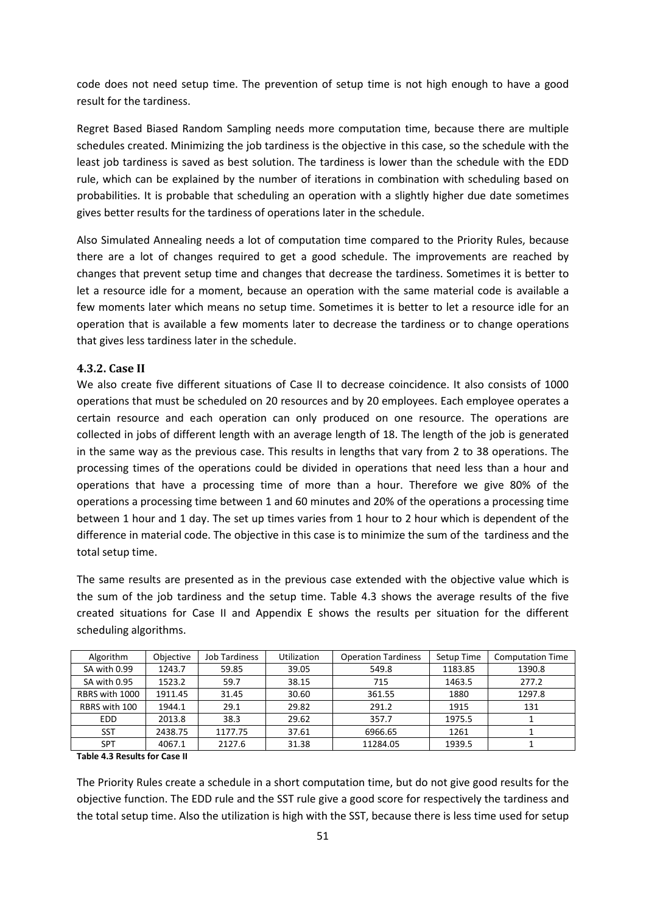code does not need setup time. The prevention of setup time is not high enough to have a good result for the tardiness.

Regret Based Biased Random Sampling needs more computation time, because there are multiple schedules created. Minimizing the job tardiness is the objective in this case, so the schedule with the least job tardiness is saved as best solution. The tardiness is lower than the schedule with the EDD rule, which can be explained by the number of iterations in combination with scheduling based on probabilities. It is probable that scheduling an operation with a slightly higher due date sometimes gives better results for the tardiness of operations later in the schedule.

Also Simulated Annealing needs a lot of computation time compared to the Priority Rules, because there are a lot of changes required to get a good schedule. The improvements are reached by changes that prevent setup time and changes that decrease the tardiness. Sometimes it is better to let a resource idle for a moment, because an operation with the same material code is available a few moments later which means no setup time. Sometimes it is better to let a resource idle for an operation that is available a few moments later to decrease the tardiness or to change operations that gives less tardiness later in the schedule.

### 4.3.2. Case II

We also create five different situations of Case II to decrease coincidence. It also consists of 1000 operations that must be scheduled on 20 resources and by 20 employees. Each employee operates a certain resource and each operation can only produced on one resource. The operations are collected in jobs of different length with an average length of 18. The length of the job is generated in the same way as the previous case. This results in lengths that vary from 2 to 38 operations. The processing times of the operations could be divided in operations that need less than a hour and operations that have a processing time of more than a hour. Therefore we give 80% of the operations a processing time between 1 and 60 minutes and 20% of the operations a processing time between 1 hour and 1 day. The set up times varies from 1 hour to 2 hour which is dependent of the difference in material code. The objective in this case is to minimize the sum of the tardiness and the total setup time.

The same results are presented as in the previous case extended with the objective value which is the sum of the job tardiness and the setup time. Table 4.3 shows the average results of the five created situations for Case II and Appendix E shows the results per situation for the different scheduling algorithms.

| Algorithm | Objective | Job Tardiness | Utilization | Operation Tardiness | Setup Time | Computation Time |
|---|---|---|---|---|---|---|
| SA with 0.99 | 1243.7 | 59.85 | 39.05 | 549.8 | 1183.85 | 1390.8 |
| SA with 0.95 | 1523.2 | 59.7 | 38.15 | 715 | 1463.5 | 277.2 |
| RBRS with 1000 | 1911.45 | 31.45 | 30.60 | 361.55 | 1880 | 1297.8 |
| RBRS with 100 | 1944.1 | 29.1 | 29.82 | 291.2 | 1915 | 131 |
| EDD | 2013.8 | 38.3 | 29.62 | 357.7 | 1975.5 | 1 |
| SST | 2438.75 | 1177.75 | 37.61 | 6966.65 | 1261 | 1 |
| SPT | 4067.1 | 2127.6 | 31.38 | 11284.05 | 1939.5 | 1 |

**Table 4.3 Results for Case II**

The Priority Rules create a schedule in a short computation time, but do not give good results for the objective function. The EDD rule and the SST rule give a good score for respectively the tardiness and the total setup time. Also the utilization is high with the SST, because there is less time used for setup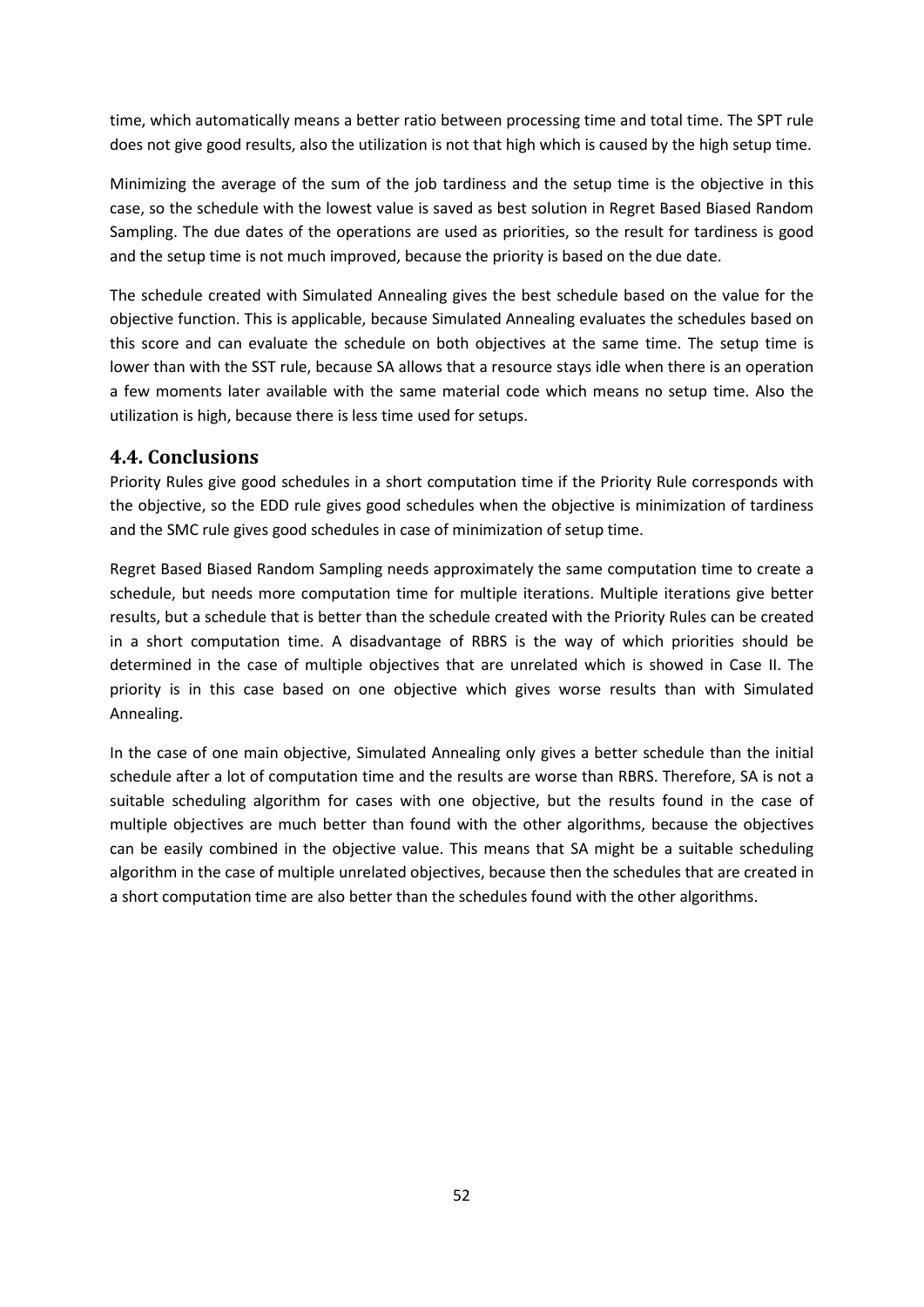time, which automatically means a better ratio between processing time and total time. The SPT rule does not give good results, also the utilization is not that high which is caused by the high setup time.

Minimizing the average of the sum of the job tardiness and the setup time is the objective in this case, so the schedule with the lowest value is saved as best solution in Regret Based Biased Random Sampling. The due dates of the operations are used as priorities, so the result for tardiness is good and the setup time is not much improved, because the priority is based on the due date.

The schedule created with Simulated Annealing gives the best schedule based on the value for the objective function. This is applicable, because Simulated Annealing evaluates the schedules based on this score and can evaluate the schedule on both objectives at the same time. The setup time is lower than with the SST rule, because SA allows that a resource stays idle when there is an operation a few moments later available with the same material code which means no setup time. Also the utilization is high, because there is less time used for setups.

## 4.4. Conclusions

Priority Rules give good schedules in a short computation time if the Priority Rule corresponds with the objective, so the EDD rule gives good schedules when the objective is minimization of tardiness and the SMC rule gives good schedules in case of minimization of setup time.

Regret Based Biased Random Sampling needs approximately the same computation time to create a schedule, but needs more computation time for multiple iterations. Multiple iterations give better results, but a schedule that is better than the schedule created with the Priority Rules can be created in a short computation time. A disadvantage of RBRS is the way of which priorities should be determined in the case of multiple objectives that are unrelated which is showed in Case II. The priority is in this case based on one objective which gives worse results than with Simulated Annealing.

In the case of one main objective, Simulated Annealing only gives a better schedule than the initial schedule after a lot of computation time and the results are worse than RBRS. Therefore, SA is not a suitable scheduling algorithm for cases with one objective, but the results found in the case of multiple objectives are much better than found with the other algorithms, because the objectives can be easily combined in the objective value. This means that SA might be a suitable scheduling algorithm in the case of multiple unrelated objectives, because then the schedules that are created in a short computation time are also better than the schedules found with the other algorithms.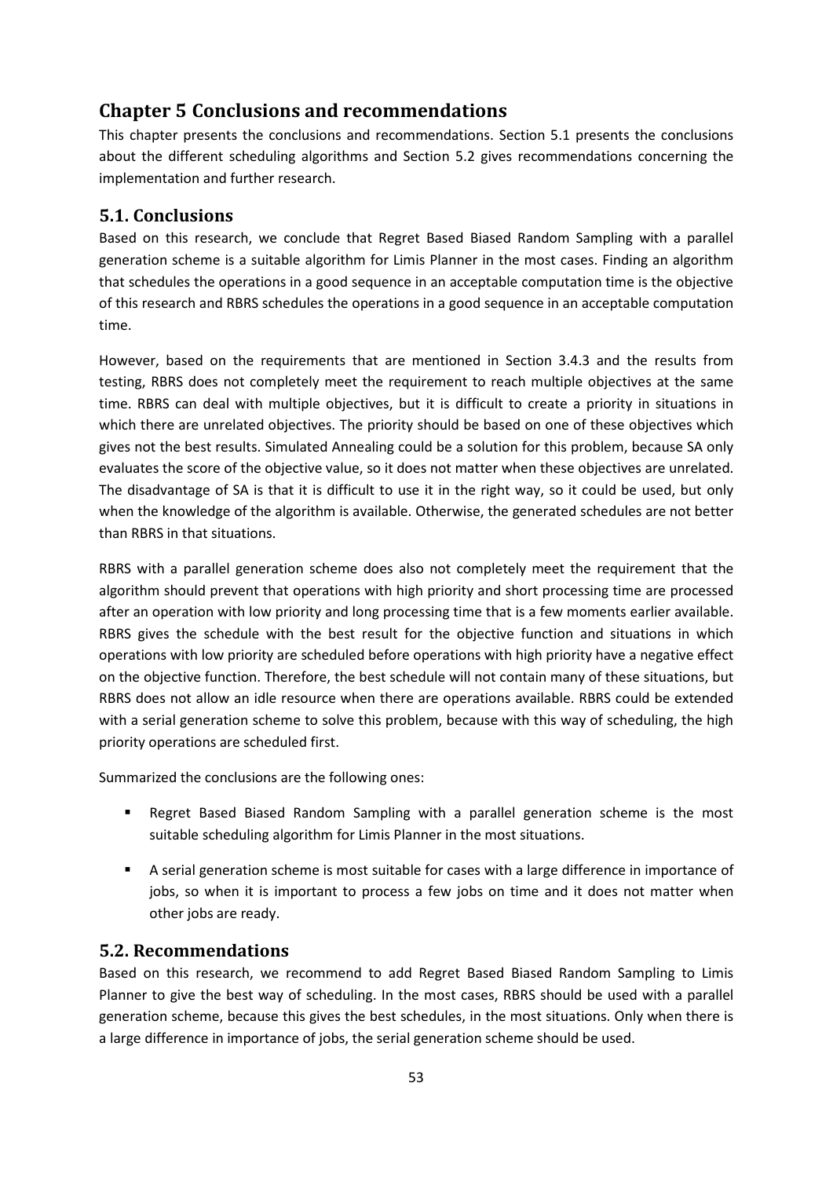# Chapter 5 Conclusions and recommendations

This chapter presents the conclusions and recommendations. Section 5.1 presents the conclusions about the different scheduling algorithms and Section 5.2 gives recommendations concerning the implementation and further research.

## 5.1. Conclusions

Based on this research, we conclude that Regret Based Biased Random Sampling with a parallel generation scheme is a suitable algorithm for Limis Planner in the most cases. Finding an algorithm that schedules the operations in a good sequence in an acceptable computation time is the objective of this research and RBRS schedules the operations in a good sequence in an acceptable computation time.

However, based on the requirements that are mentioned in Section 3.4.3 and the results from testing, RBRS does not completely meet the requirement to reach multiple objectives at the same time. RBRS can deal with multiple objectives, but it is difficult to create a priority in situations in which there are unrelated objectives. The priority should be based on one of these objectives which gives not the best results. Simulated Annealing could be a solution for this problem, because SA only evaluates the score of the objective value, so it does not matter when these objectives are unrelated. The disadvantage of SA is that it is difficult to use it in the right way, so it could be used, but only when the knowledge of the algorithm is available. Otherwise, the generated schedules are not better than RBRS in that situations.

RBRS with a parallel generation scheme does also not completely meet the requirement that the algorithm should prevent that operations with high priority and short processing time are processed after an operation with low priority and long processing time that is a few moments earlier available. RBRS gives the schedule with the best result for the objective function and situations in which operations with low priority are scheduled before operations with high priority have a negative effect on the objective function. Therefore, the best schedule will not contain many of these situations, but RBRS does not allow an idle resource when there are operations available. RBRS could be extended with a serial generation scheme to solve this problem, because with this way of scheduling, the high priority operations are scheduled first.

Summarized the conclusions are the following ones:

- Regret Based Biased Random Sampling with a parallel generation scheme is the most suitable scheduling algorithm for Limis Planner in the most situations.
- A serial generation scheme is most suitable for cases with a large difference in importance of jobs, so when it is important to process a few jobs on time and it does not matter when other jobs are ready.

## 5.2. Recommendations

Based on this research, we recommend to add Regret Based Biased Random Sampling to Limis Planner to give the best way of scheduling. In the most cases, RBRS should be used with a parallel generation scheme, because this gives the best schedules, in the most situations. Only when there is a large difference in importance of jobs, the serial generation scheme should be used.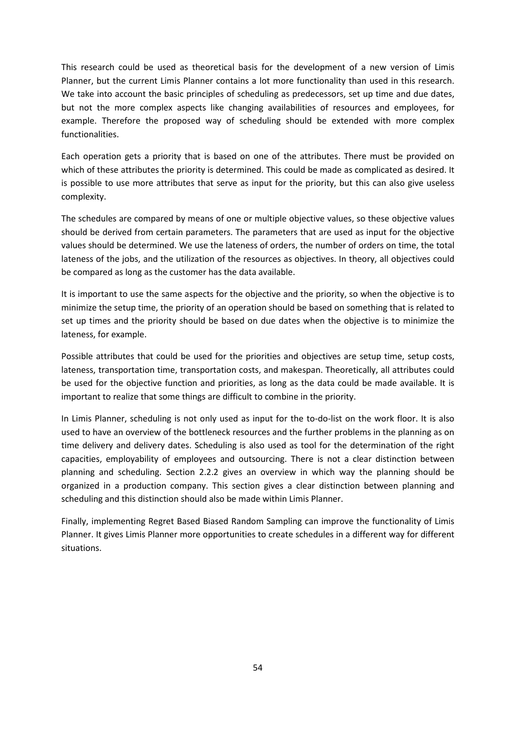This research could be used as theoretical basis for the development of a new version of Limis Planner, but the current Limis Planner contains a lot more functionality than used in this research. We take into account the basic principles of scheduling as predecessors, set up time and due dates, but not the more complex aspects like changing availabilities of resources and employees, for example. Therefore the proposed way of scheduling should be extended with more complex functionalities.

Each operation gets a priority that is based on one of the attributes. There must be provided on which of these attributes the priority is determined. This could be made as complicated as desired. It is possible to use more attributes that serve as input for the priority, but this can also give useless complexity.

The schedules are compared by means of one or multiple objective values, so these objective values should be derived from certain parameters. The parameters that are used as input for the objective values should be determined. We use the lateness of orders, the number of orders on time, the total lateness of the jobs, and the utilization of the resources as objectives. In theory, all objectives could be compared as long as the customer has the data available.

It is important to use the same aspects for the objective and the priority, so when the objective is to minimize the setup time, the priority of an operation should be based on something that is related to set up times and the priority should be based on due dates when the objective is to minimize the lateness, for example.

Possible attributes that could be used for the priorities and objectives are setup time, setup costs, lateness, transportation time, transportation costs, and makespan. Theoretically, all attributes could be used for the objective function and priorities, as long as the data could be made available. It is important to realize that some things are difficult to combine in the priority.

In Limis Planner, scheduling is not only used as input for the to-do-list on the work floor. It is also used to have an overview of the bottleneck resources and the further problems in the planning as on time delivery and delivery dates. Scheduling is also used as tool for the determination of the right capacities, employability of employees and outsourcing. There is not a clear distinction between planning and scheduling. Section 2.2.2 gives an overview in which way the planning should be organized in a production company. This section gives a clear distinction between planning and scheduling and this distinction should also be made within Limis Planner.

Finally, implementing Regret Based Biased Random Sampling can improve the functionality of Limis Planner. It gives Limis Planner more opportunities to create schedules in a different way for different situations.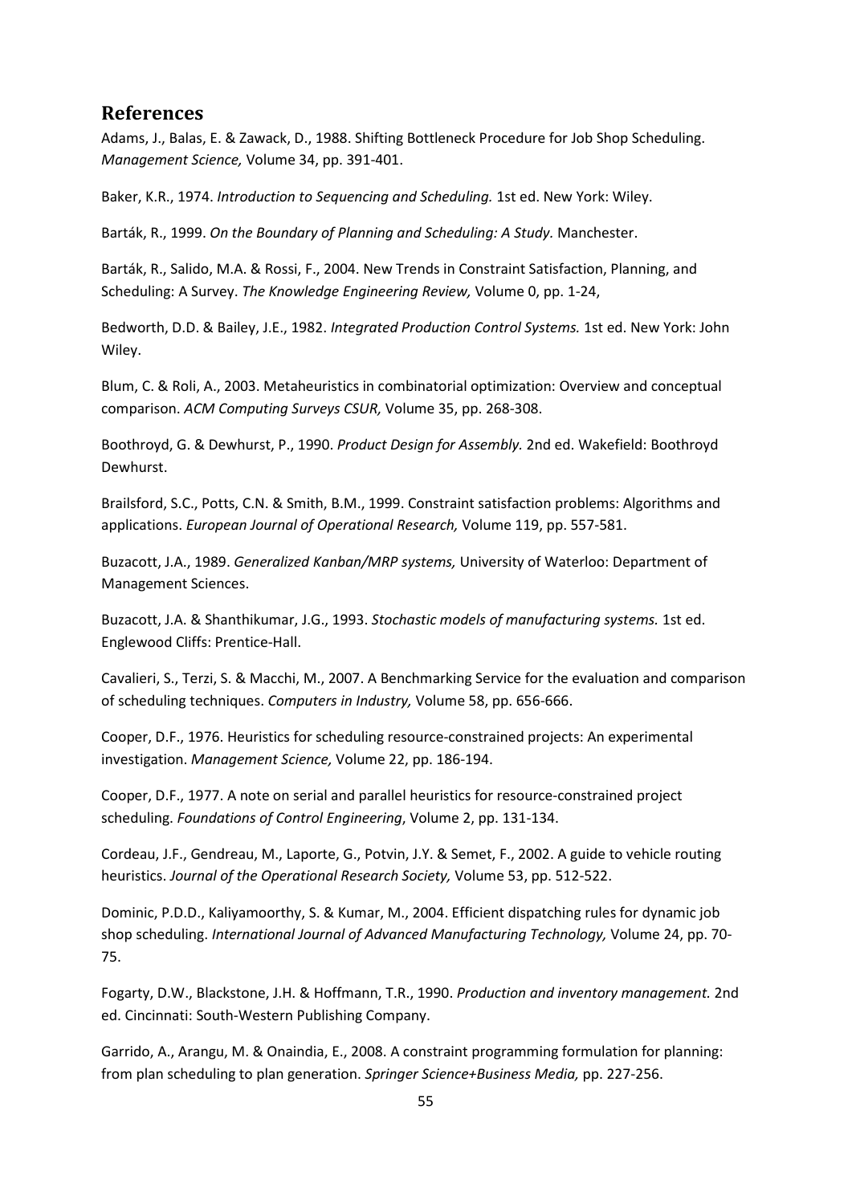## References

Adams, J., Balas, E. & Zawack, D., 1988. Shifting Bottleneck Procedure for Job Shop Scheduling. *Management Science,* Volume 34, pp. 391-401.

Baker, K.R., 1974. *Introduction to Sequencing and Scheduling.* 1st ed. New York: Wiley.

Barták, R., 1999. *On the Boundary of Planning and Scheduling: A Study.* Manchester.

Barták, R., Salido, M.A. & Rossi, F., 2004. New Trends in Constraint Satisfaction, Planning, and Scheduling: A Survey. *The Knowledge Engineering Review,* Volume 0, pp. 1-24,

Bedworth, D.D. & Bailey, J.E., 1982. *Integrated Production Control Systems.* 1st ed. New York: John Wiley.

Blum, C. & Roli, A., 2003. Metaheuristics in combinatorial optimization: Overview and conceptual comparison. *ACM Computing Surveys CSUR,* Volume 35, pp. 268-308.

Boothroyd, G. & Dewhurst, P., 1990. *Product Design for Assembly.* 2nd ed. Wakefield: Boothroyd Dewhurst.

Brailsford, S.C., Potts, C.N. & Smith, B.M., 1999. Constraint satisfaction problems: Algorithms and applications. *European Journal of Operational Research,* Volume 119, pp. 557-581.

Buzacott, J.A., 1989. *Generalized Kanban/MRP systems,* University of Waterloo: Department of Management Sciences.

Buzacott, J.A. & Shanthikumar, J.G., 1993. *Stochastic models of manufacturing systems.* 1st ed. Englewood Cliffs: Prentice-Hall.

Cavalieri, S., Terzi, S. & Macchi, M., 2007. A Benchmarking Service for the evaluation and comparison of scheduling techniques. *Computers in Industry,* Volume 58, pp. 656-666.

Cooper, D.F., 1976. Heuristics for scheduling resource-constrained projects: An experimental investigation. *Management Science,* Volume 22, pp. 186-194.

Cooper, D.F., 1977. A note on serial and parallel heuristics for resource-constrained project scheduling. *Foundations of Control Engineering*, Volume 2, pp. 131-134.

Cordeau, J.F., Gendreau, M., Laporte, G., Potvin, J.Y. & Semet, F., 2002. A guide to vehicle routing heuristics. *Journal of the Operational Research Society,* Volume 53, pp. 512-522.

Dominic, P.D.D., Kaliyamoorthy, S. & Kumar, M., 2004. Efficient dispatching rules for dynamic job shop scheduling. *International Journal of Advanced Manufacturing Technology,* Volume 24, pp. 70-75.

Fogarty, D.W., Blackstone, J.H. & Hoffmann, T.R., 1990. *Production and inventory management.* 2nd ed. Cincinnati: South-Western Publishing Company.

Garrido, A., Arangu, M. & Onaindia, E., 2008. A constraint programming formulation for planning: from plan scheduling to plan generation. *Springer Science+Business Media,* pp. 227-256.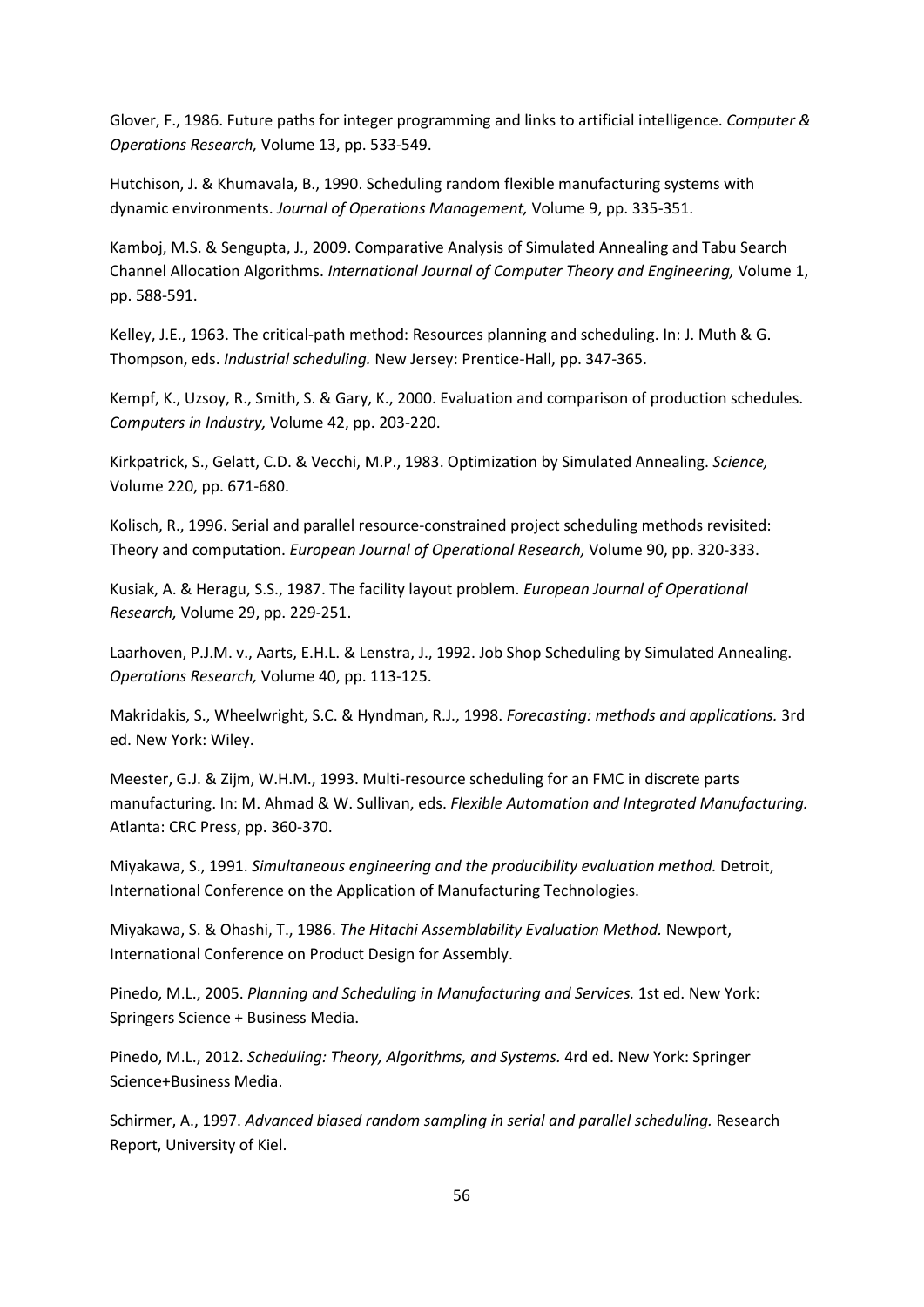Glover, F., 1986. Future paths for integer programming and links to artificial intelligence. *Computer & Operations Research,* Volume 13, pp. 533-549.

Hutchison, J. & Khumavala, B., 1990. Scheduling random flexible manufacturing systems with dynamic environments. *Journal of Operations Management,* Volume 9, pp. 335-351.

Kamboj, M.S. & Sengupta, J., 2009. Comparative Analysis of Simulated Annealing and Tabu Search Channel Allocation Algorithms. *International Journal of Computer Theory and Engineering,* Volume 1, pp. 588-591.

Kelley, J.E., 1963. The critical-path method: Resources planning and scheduling. In: J. Muth & G. Thompson, eds. *Industrial scheduling.* New Jersey: Prentice-Hall, pp. 347-365.

Kempf, K., Uzsoy, R., Smith, S. & Gary, K., 2000. Evaluation and comparison of production schedules. *Computers in Industry,* Volume 42, pp. 203-220.

Kirkpatrick, S., Gelatt, C.D. & Vecchi, M.P., 1983. Optimization by Simulated Annealing. *Science,* Volume 220, pp. 671-680.

Kolisch, R., 1996. Serial and parallel resource-constrained project scheduling methods revisited: Theory and computation. *European Journal of Operational Research,* Volume 90, pp. 320-333.

Kusiak, A. & Heragu, S.S., 1987. The facility layout problem. *European Journal of Operational Research,* Volume 29, pp. 229-251.

Laarhoven, P.J.M. v., Aarts, E.H.L. & Lenstra, J., 1992. Job Shop Scheduling by Simulated Annealing. *Operations Research,* Volume 40, pp. 113-125.

Makridakis, S., Wheelwright, S.C. & Hyndman, R.J., 1998. *Forecasting: methods and applications.* 3rd ed. New York: Wiley.

Meester, G.J. & Zijm, W.H.M., 1993. Multi-resource scheduling for an FMC in discrete parts manufacturing. In: M. Ahmad & W. Sullivan, eds. *Flexible Automation and Integrated Manufacturing.* Atlanta: CRC Press, pp. 360-370.

Miyakawa, S., 1991. *Simultaneous engineering and the producibility evaluation method.* Detroit, International Conference on the Application of Manufacturing Technologies.

Miyakawa, S. & Ohashi, T., 1986. *The Hitachi Assemblability Evaluation Method.* Newport, International Conference on Product Design for Assembly.

Pinedo, M.L., 2005. *Planning and Scheduling in Manufacturing and Services.* 1st ed. New York: Springers Science + Business Media.

Pinedo, M.L., 2012. *Scheduling: Theory, Algorithms, and Systems.* 4rd ed. New York: Springer Science+Business Media.

Schirmer, A., 1997. *Advanced biased random sampling in serial and parallel scheduling.* Research Report, University of Kiel.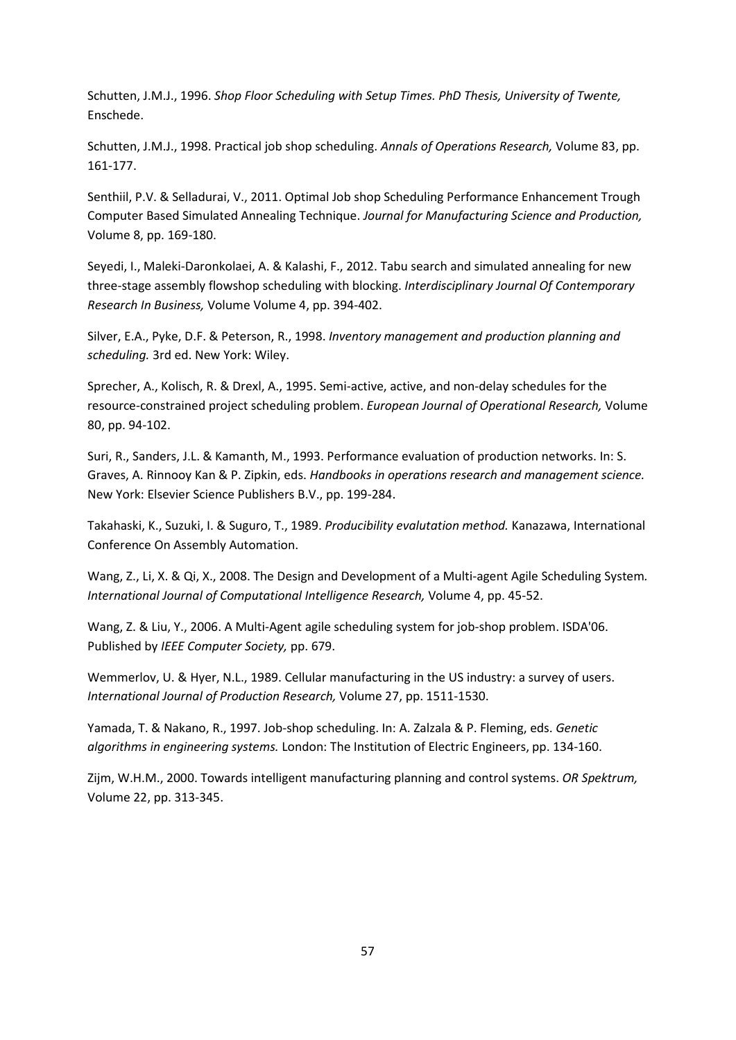Schutten, J.M.J., 1996. *Shop Floor Scheduling with Setup Times. PhD Thesis, University of Twente,* Enschede.

Schutten, J.M.J., 1998. Practical job shop scheduling. *Annals of Operations Research,* Volume 83, pp. 161-177.

Senthiil, P.V. & Selladurai, V., 2011. Optimal Job shop Scheduling Performance Enhancement Trough Computer Based Simulated Annealing Technique. *Journal for Manufacturing Science and Production,* Volume 8, pp. 169-180.

Seyedi, I., Maleki-Daronkolaei, A. & Kalashi, F., 2012. Tabu search and simulated annealing for new three-stage assembly flowshop scheduling with blocking. *Interdisciplinary Journal Of Contemporary Research In Business,* Volume Volume 4, pp. 394-402.

Silver, E.A., Pyke, D.F. & Peterson, R., 1998. *Inventory management and production planning and scheduling.* 3rd ed. New York: Wiley.

Sprecher, A., Kolisch, R. & Drexl, A., 1995. Semi-active, active, and non-delay schedules for the resource-constrained project scheduling problem. *European Journal of Operational Research,* Volume 80, pp. 94-102.

Suri, R., Sanders, J.L. & Kamanth, M., 1993. Performance evaluation of production networks. In: S. Graves, A. Rinnooy Kan & P. Zipkin, eds. *Handbooks in operations research and management science.* New York: Elsevier Science Publishers B.V., pp. 199-284.

Takahaski, K., Suzuki, I. & Suguro, T., 1989. *Producibility evalutation method.* Kanazawa, International Conference On Assembly Automation.

Wang, Z., Li, X. & Qi, X., 2008. The Design and Development of a Multi-agent Agile Scheduling System. *International Journal of Computational Intelligence Research,* Volume 4, pp. 45-52.

Wang, Z. & Liu, Y., 2006. A Multi-Agent agile scheduling system for job-shop problem. ISDA'06. Published by *IEEE Computer Society,* pp. 679.

Wemmerlov, U. & Hyer, N.L., 1989. Cellular manufacturing in the US industry: a survey of users. *International Journal of Production Research,* Volume 27, pp. 1511-1530.

Yamada, T. & Nakano, R., 1997. Job-shop scheduling. In: A. Zalzala & P. Fleming, eds. *Genetic algorithms in engineering systems.* London: The Institution of Electric Engineers, pp. 134-160.

Zijm, W.H.M., 2000. Towards intelligent manufacturing planning and control systems. *OR Spektrum,* Volume 22, pp. 313-345.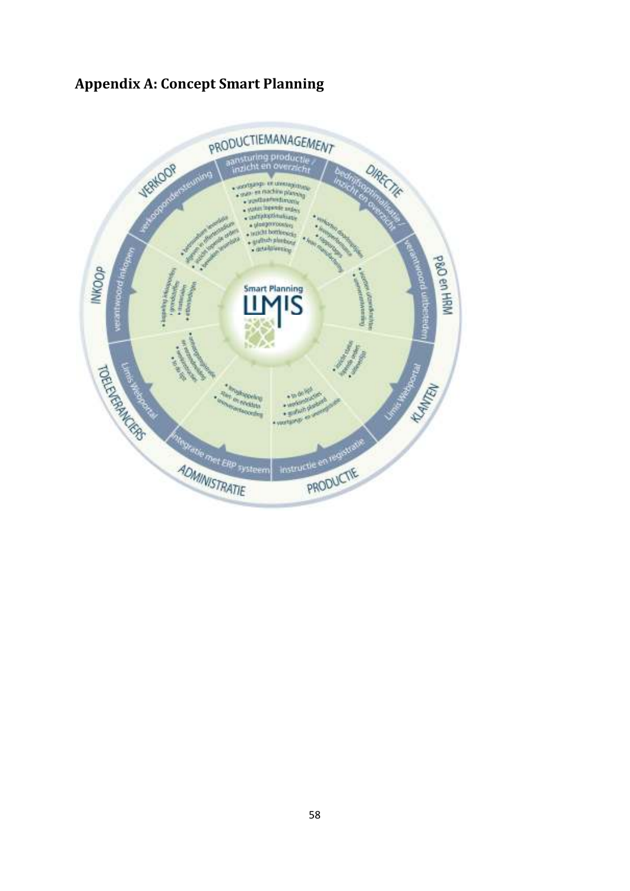## Appendix A: Concept Smart Planning

PRODUCTIEMANAGEMENT

aansturing productie / inzicht en overzicht

DIRECTIE

bedrijfsoptimalisatie / inzicht en overzicht

P&O en HRM

verantwoord uitbesteden

KLANTEN

Limis Webportal

PRODUCTIE

instructie en registratie

ADMINISTRATIE

integratie met ERP systeem

TOELEVERANCIERS

Limis Webportal

INKOOP

verantwoord inkopen

VERKOOP

verkoopondersteuning

Smart Planning LIMIS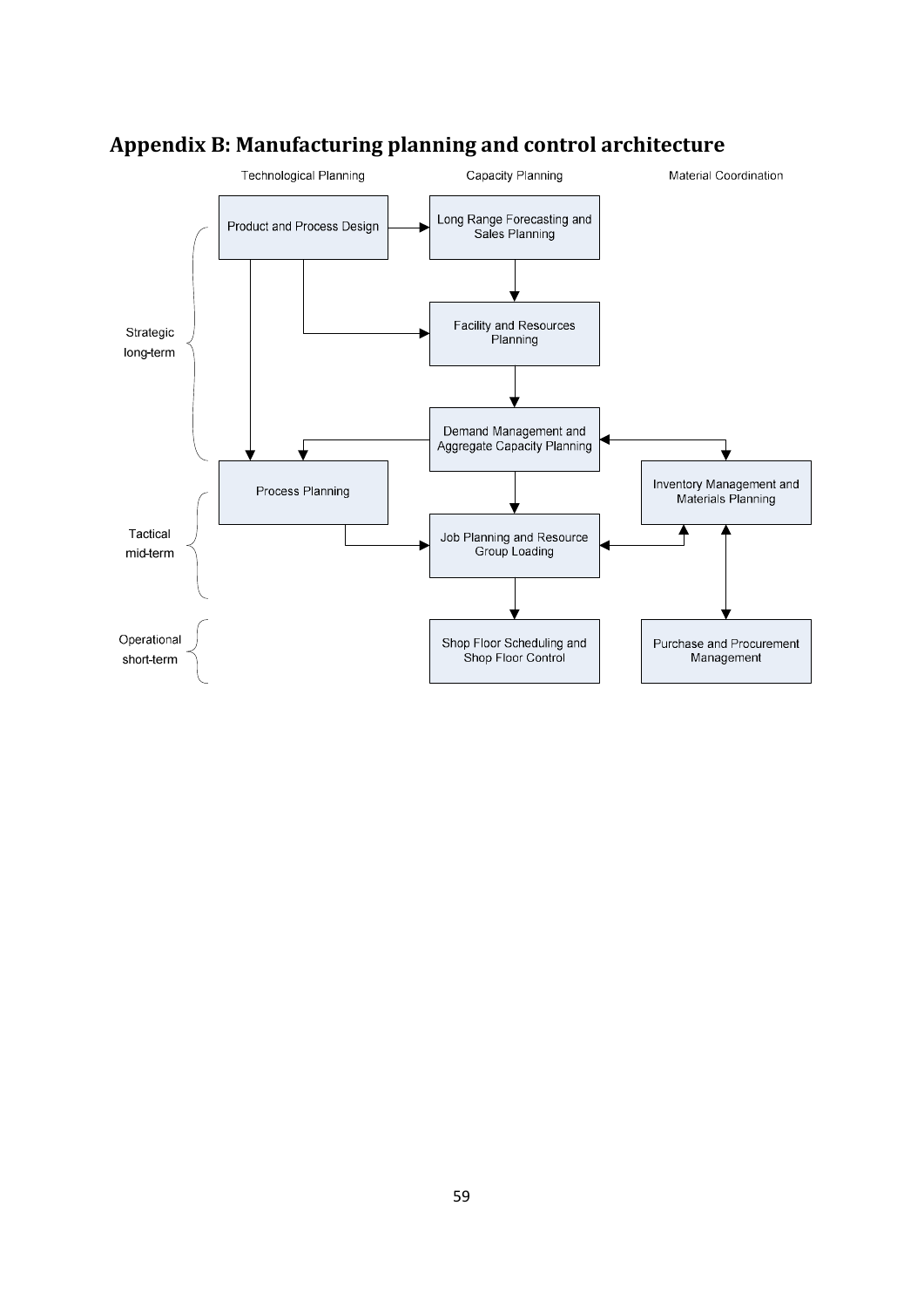## Appendix B: Manufacturing planning and control architecture

| | Technological Planning | Capacity Planning | Material Coordination |
|---|---|---|---|
| Strategic long-term | Product and Process Design | Long Range Forecasting and Sales Planning | |
| | | Facility and Resources Planning | |
| | | Demand Management and Aggregate Capacity Planning | |
| Tactical mid-term | Process Planning | Job Planning and Resource Group Loading | Inventory Management and Materials Planning |
| Operational short-term | | Shop Floor Scheduling and Shop Floor Control | Purchase and Procurement Management |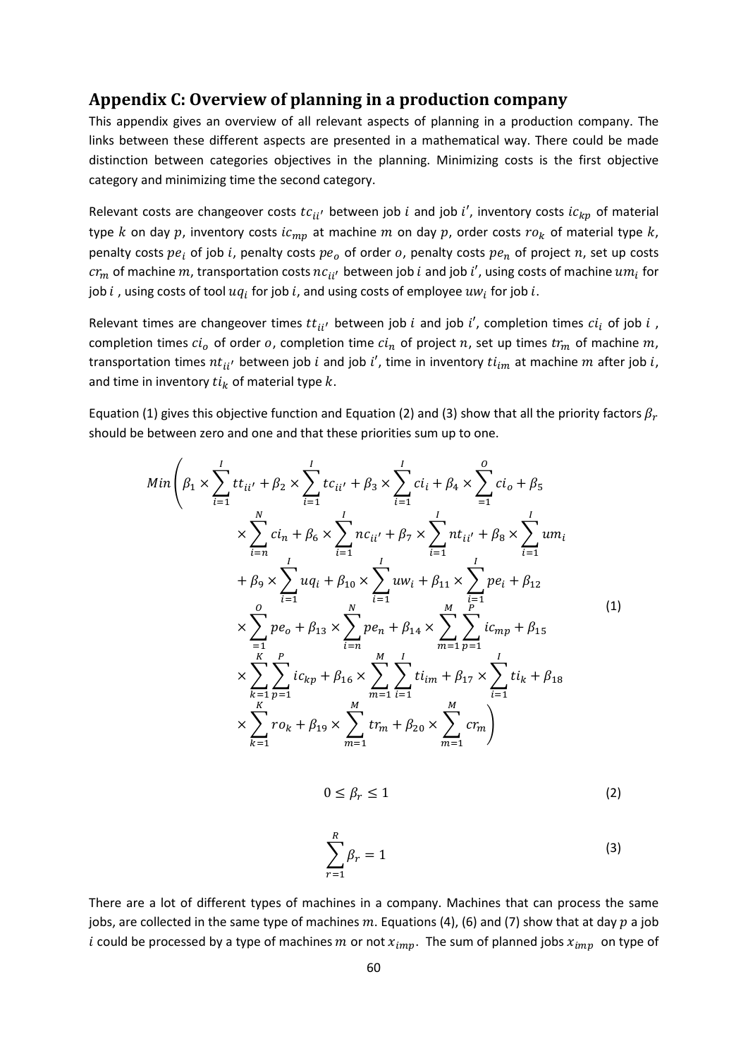## Appendix C: Overview of planning in a production company

This appendix gives an overview of all relevant aspects of planning in a production company. The links between these different aspects are presented in a mathematical way. There could be made distinction between categories objectives in the planning. Minimizing costs is the first objective category and minimizing time the second category.

Relevant costs are changeover costs $tc_{ii'}$ between job $i$ and job $i'$, inventory costs $ic_{kp}$ of material type $k$ on day $p$, inventory costs $ic_{mp}$ at machine $m$ on day $p$, order costs $ro_k$ of material type $k$, penalty costs $pe_i$ of job $i$, penalty costs $pe_o$ of order $o$, penalty costs $pe_n$ of project $n$, set up costs $cr_m$ of machine $m$, transportation costs $nc_{ii'}$ between job $i$ and job $i'$, using costs of machine $um_i$ for job $i$ , using costs of tool $uq_i$ for job $i$, and using costs of employee $uw_i$ for job $i$.

Relevant times are changeover times $tt_{ii'}$ between job $i$ and job $i'$, completion times $ci_i$ of job $i$ , completion times $ci_o$ of order $o$, completion time $ci_n$ of project $n$, set up times $tr_m$ of machine $m$, transportation times $nt_{ii'}$ between job $i$ and job $i'$, time in inventory $ti_{im}$ at machine $m$ after job $i$, and time in inventory $ti_k$ of material type $k$.

Equation (1) gives this objective function and Equation (2) and (3) show that all the priority factors $\beta_r$ should be between zero and one and that these priorities sum up to one.

$$
\begin{aligned}
Min\Bigg( & \beta_1 \times \sum_{i=1}^{I} tt_{ii'} + \beta_2 \times \sum_{i=1}^{I} tc_{ii'} + \beta_3 \times \sum_{i=1}^{I} ci_i + \beta_4 \times \sum_{=1}^{O} ci_o + \beta_5 \\
& \times \sum_{i=n}^{N} ci_n + \beta_6 \times \sum_{i=1}^{I} nc_{ii'} + \beta_7 \times \sum_{i=1}^{I} nt_{ii'} + \beta_8 \times \sum_{i=1}^{I} um_i \\
& + \beta_9 \times \sum_{i=1}^{I} uq_i + \beta_{10} \times \sum_{i=1}^{I} uw_i + \beta_{11} \times \sum_{i=1}^{I} pe_i + \beta_{12} \\
& \times \sum_{=1}^{O} pe_o + \beta_{13} \times \sum_{i=n}^{N} pe_n + \beta_{14} \times \sum_{m=1}^{M} \sum_{p=1}^{P} ic_{mp} + \beta_{15} \\
& \times \sum_{k=1}^{K} \sum_{p=1}^{P} ic_{kp} + \beta_{16} \times \sum_{m=1}^{M} \sum_{i=1}^{I} ti_{im} + \beta_{17} \times \sum_{i=1}^{I} ti_k + \beta_{18} \\
& \times \sum_{k=1}^{K} ro_k + \beta_{19} \times \sum_{m=1}^{M} tr_m + \beta_{20} \times \sum_{m=1}^{M} cr_m \Bigg)
\end{aligned} \tag{1}
$$

$$
0 \leq \beta_r \leq 1 \tag{2}
$$

$$
\sum_{r=1}^{R} \beta_r = 1 \tag{3}
$$

There are a lot of different types of machines in a company. Machines that can process the same jobs, are collected in the same type of machines $m$. Equations (4), (6) and (7) show that at day $p$ a job $i$ could be processed by a type of machines $m$ or not $x_{imp}$. The sum of planned jobs $x_{imp}$ on type of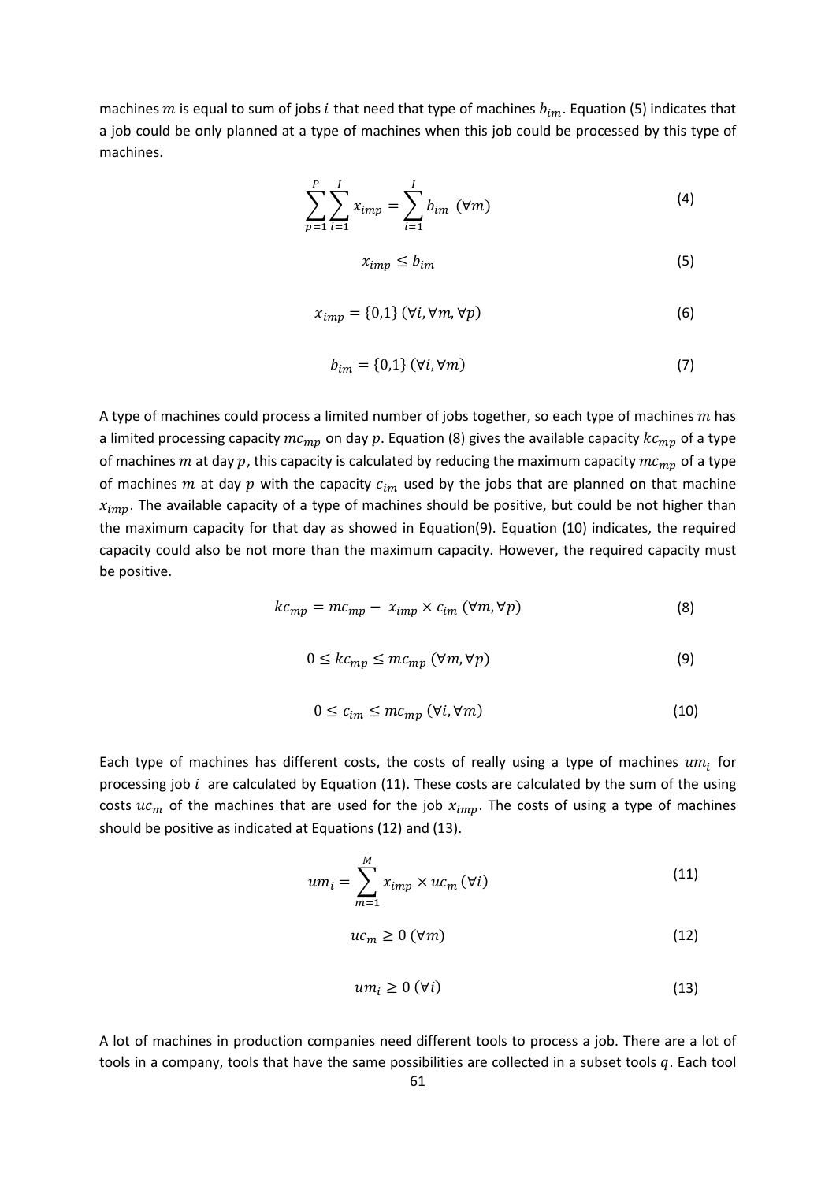machines $m$ is equal to sum of jobs $i$ that need that type of machines $b_{im}$. Equation (5) indicates that a job could be only planned at a type of machines when this job could be processed by this type of machines.

$$\sum_{p=1}^{P}\sum_{i=1}^{I} x_{imp} = \sum_{i=1}^{I} b_{im} \ (\forall m) \tag{4}$$

$$x_{imp} \leq b_{im} \tag{5}$$

$$x_{imp} = \{0,1\} \ (\forall i, \forall m, \forall p) \tag{6}$$

$$b_{im} = \{0,1\} \ (\forall i, \forall m) \tag{7}$$

A type of machines could process a limited number of jobs together, so each type of machines $m$ has a limited processing capacity $mc_{mp}$ on day $p$. Equation (8) gives the available capacity $kc_{mp}$ of a type of machines $m$ at day $p$, this capacity is calculated by reducing the maximum capacity $mc_{mp}$ of a type of machines $m$ at day $p$ with the capacity $c_{im}$ used by the jobs that are planned on that machine $x_{imp}$. The available capacity of a type of machines should be positive, but could be not higher than the maximum capacity for that day as showed in Equation(9). Equation (10) indicates, the required capacity could also be not more than the maximum capacity. However, the required capacity must be positive.

$$kc_{mp} = mc_{mp} - \ x_{imp} \times c_{im} \ (\forall m, \forall p) \tag{8}$$

$$0 \leq kc_{mp} \leq mc_{mp} \ (\forall m, \forall p) \tag{9}$$

$$0 \leq c_{im} \leq mc_{mp} \ (\forall i, \forall m) \tag{10}$$

Each type of machines has different costs, the costs of really using a type of machines $um_i$ for processing job $i$ are calculated by Equation (11). These costs are calculated by the sum of the using costs $uc_m$ of the machines that are used for the job $x_{imp}$. The costs of using a type of machines should be positive as indicated at Equations (12) and (13).

$$um_i = \sum_{m=1}^{M} x_{imp} \times uc_m \ (\forall i) \tag{11}$$

$$uc_m \geq 0 \ (\forall m) \tag{12}$$

$$um_i \geq 0 \ (\forall i) \tag{13}$$

A lot of machines in production companies need different tools to process a job. There are a lot of tools in a company, tools that have the same possibilities are collected in a subset tools $q$. Each tool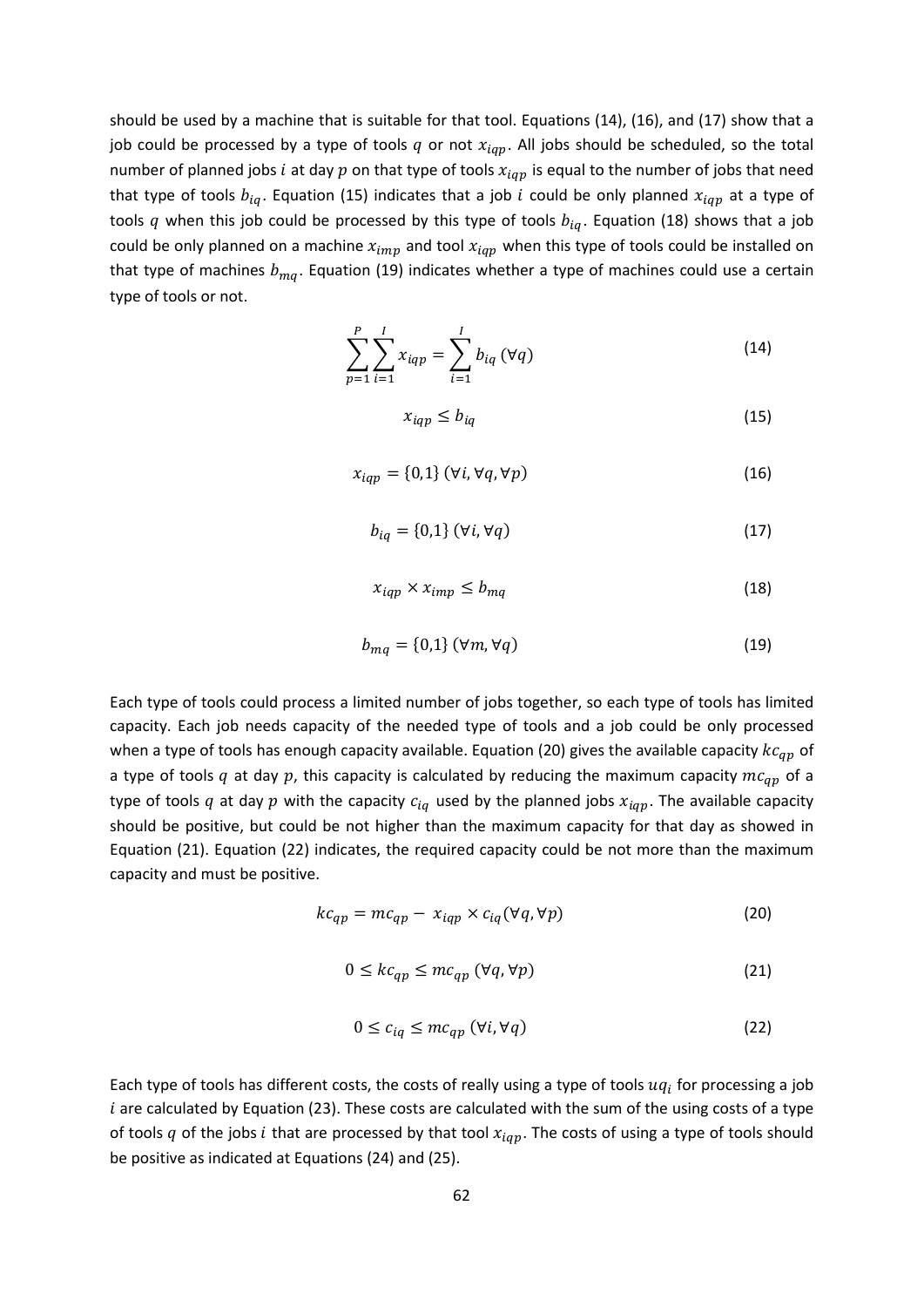should be used by a machine that is suitable for that tool. Equations (14), (16), and (17) show that a job could be processed by a type of tools $q$ or not $x_{iqp}$. All jobs should be scheduled, so the total number of planned jobs $i$ at day $p$ on that type of tools $x_{iqp}$ is equal to the number of jobs that need that type of tools $b_{iq}$. Equation (15) indicates that a job $i$ could be only planned $x_{iqp}$ at a type of tools $q$ when this job could be processed by this type of tools $b_{iq}$. Equation (18) shows that a job could be only planned on a machine $x_{imp}$ and tool $x_{iqp}$ when this type of tools could be installed on that type of machines $b_{mq}$. Equation (19) indicates whether a type of machines could use a certain type of tools or not.

$$\sum_{p=1}^{P}\sum_{i=1}^{I} x_{iqp} = \sum_{i=1}^{I} b_{iq}\ (\forall q) \tag{14}$$

$$x_{iqp} \leq b_{iq} \tag{15}$$

$$x_{iqp} = \{0,1\}\ (\forall i, \forall q, \forall p) \tag{16}$$

$$b_{iq} = \{0,1\}\ (\forall i, \forall q) \tag{17}$$

$$x_{iqp} \times x_{imp} \leq b_{mq} \tag{18}$$

$$b_{mq} = \{0,1\}\ (\forall m, \forall q) \tag{19}$$

Each type of tools could process a limited number of jobs together, so each type of tools has limited capacity. Each job needs capacity of the needed type of tools and a job could be only processed when a type of tools has enough capacity available. Equation (20) gives the available capacity $kc_{qp}$ of a type of tools $q$ at day $p$, this capacity is calculated by reducing the maximum capacity $mc_{qp}$ of a type of tools $q$ at day $p$ with the capacity $c_{iq}$ used by the planned jobs $x_{iqp}$. The available capacity should be positive, but could be not higher than the maximum capacity for that day as showed in Equation (21). Equation (22) indicates, the required capacity could be not more than the maximum capacity and must be positive.

$$kc_{qp} = mc_{qp} - x_{iqp} \times c_{iq} (\forall q, \forall p) \tag{20}$$

$$0 \leq kc_{qp} \leq mc_{qp}\ (\forall q, \forall p) \tag{21}$$

$$0 \leq c_{iq} \leq mc_{qp}\ (\forall i, \forall q) \tag{22}$$

Each type of tools has different costs, the costs of really using a type of tools $uq_i$ for processing a job $i$ are calculated by Equation (23). These costs are calculated with the sum of the using costs of a type of tools $q$ of the jobs $i$ that are processed by that tool $x_{iqp}$. The costs of using a type of tools should be positive as indicated at Equations (24) and (25).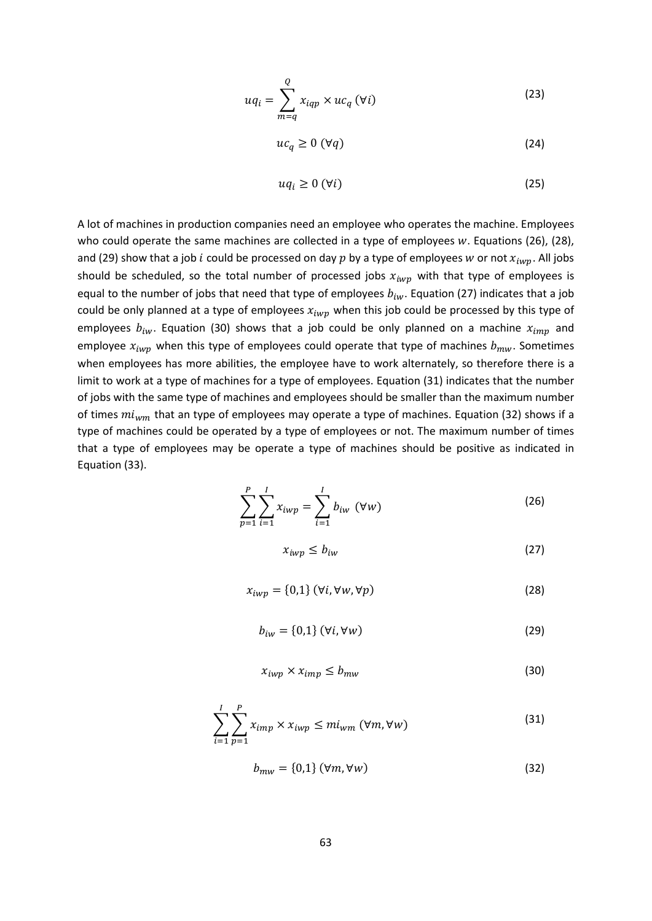$$uq_i = \sum_{m=q}^{Q} x_{iqp} \times uc_q \; (\forall i) \tag{23}$$

$$uc_q \geq 0 \; (\forall q) \tag{24}$$

$$uq_i \geq 0 \; (\forall i) \tag{25}$$

A lot of machines in production companies need an employee who operates the machine. Employees who could operate the same machines are collected in a type of employees $w$. Equations (26), (28), and (29) show that a job $i$ could be processed on day $p$ by a type of employees $w$ or not $x_{iwp}$. All jobs should be scheduled, so the total number of processed jobs $x_{iwp}$ with that type of employees is equal to the number of jobs that need that type of employees $b_{iw}$. Equation (27) indicates that a job could be only planned at a type of employees $x_{iwp}$ when this job could be processed by this type of employees $b_{iw}$. Equation (30) shows that a job could be only planned on a machine $x_{imp}$ and employee $x_{iwp}$ when this type of employees could operate that type of machines $b_{mw}$. Sometimes when employees has more abilities, the employee have to work alternately, so therefore there is a limit to work at a type of machines for a type of employees. Equation (31) indicates that the number of jobs with the same type of machines and employees should be smaller than the maximum number of times $mi_{wm}$ that an type of employees may operate a type of machines. Equation (32) shows if a type of machines could be operated by a type of employees or not. The maximum number of times that a type of employees may be operate a type of machines should be positive as indicated in Equation (33).

$$\sum_{p=1}^{P} \sum_{i=1}^{I} x_{iwp} = \sum_{i=1}^{I} b_{iw} \; (\forall w) \tag{26}$$

$$x_{iwp} \leq b_{iw} \tag{27}$$

$$x_{iwp} = \{0,1\} \; (\forall i, \forall w, \forall p) \tag{28}$$

$$b_{iw} = \{0,1\} \; (\forall i, \forall w) \tag{29}$$

$$x_{iwp} \times x_{imp} \leq b_{mw} \tag{30}$$

$$\sum_{i=1}^{I} \sum_{p=1}^{P} x_{imp} \times x_{iwp} \leq mi_{wm} \; (\forall m, \forall w) \tag{31}$$

$$b_{mw} = \{0,1\} \; (\forall m, \forall w) \tag{32}$$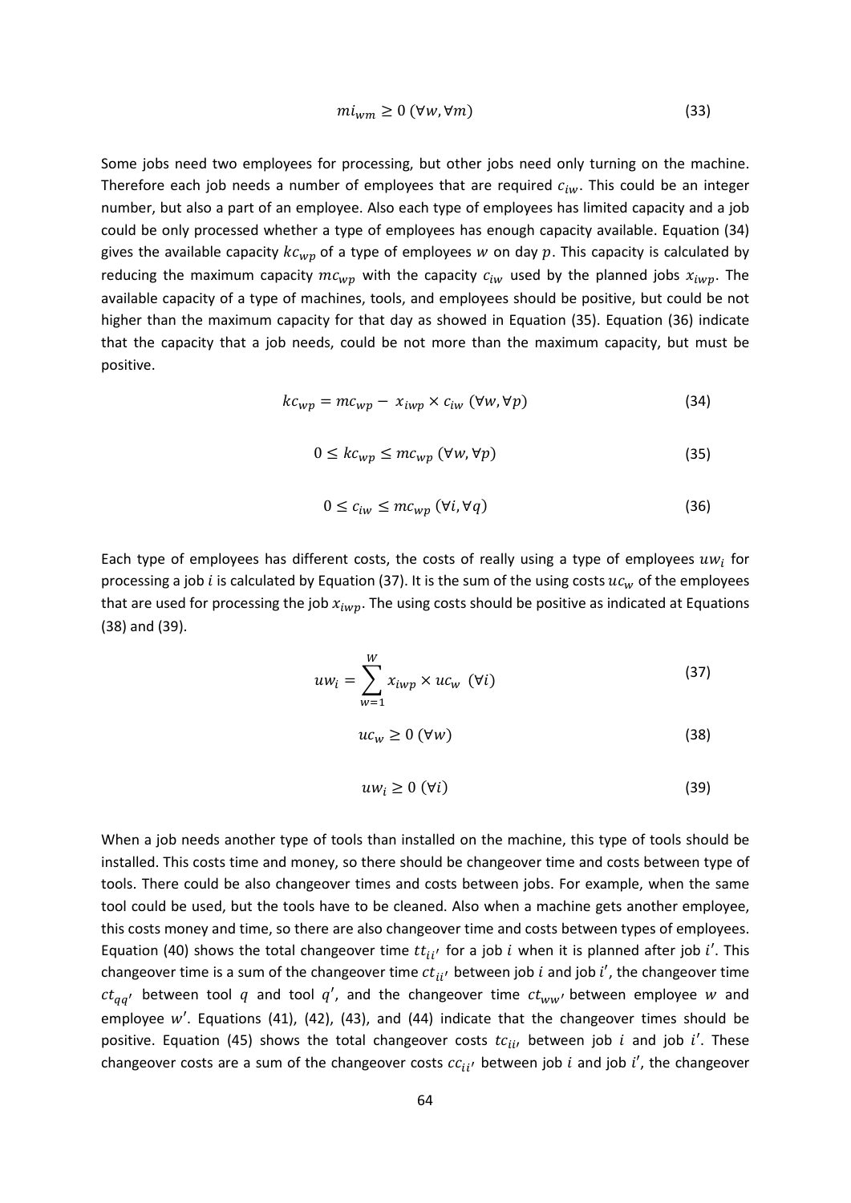$$mi_{wm} \geq 0 \; (\forall w, \forall m) \tag{33}$$

Some jobs need two employees for processing, but other jobs need only turning on the machine. Therefore each job needs a number of employees that are required $c_{iw}$. This could be an integer number, but also a part of an employee. Also each type of employees has limited capacity and a job could be only processed whether a type of employees has enough capacity available. Equation (34) gives the available capacity $kc_{wp}$ of a type of employees $w$ on day $p$. This capacity is calculated by reducing the maximum capacity $mc_{wp}$ with the capacity $c_{iw}$ used by the planned jobs $x_{iwp}$. The available capacity of a type of machines, tools, and employees should be positive, but could be not higher than the maximum capacity for that day as showed in Equation (35). Equation (36) indicate that the capacity that a job needs, could be not more than the maximum capacity, but must be positive.

$$kc_{wp} = mc_{wp} - \; x_{iwp} \times c_{iw} \; (\forall w, \forall p) \tag{34}$$

$$0 \leq kc_{wp} \leq mc_{wp} \; (\forall w, \forall p) \tag{35}$$

$$0 \leq c_{iw} \leq mc_{wp} \; (\forall i, \forall q) \tag{36}$$

Each type of employees has different costs, the costs of really using a type of employees $uw_i$ for processing a job $i$ is calculated by Equation (37). It is the sum of the using costs $uc_w$ of the employees that are used for processing the job $x_{iwp}$. The using costs should be positive as indicated at Equations (38) and (39).

$$uw_i = \sum_{w=1}^{W} x_{iwp} \times uc_w \; (\forall i) \tag{37}$$

$$uc_w \geq 0 \; (\forall w) \tag{38}$$

$$uw_i \geq 0 \; (\forall i) \tag{39}$$

When a job needs another type of tools than installed on the machine, this type of tools should be installed. This costs time and money, so there should be changeover time and costs between type of tools. There could be also changeover times and costs between jobs. For example, when the same tool could be used, but the tools have to be cleaned. Also when a machine gets another employee, this costs money and time, so there are also changeover time and costs between types of employees. Equation (40) shows the total changeover time $tt_{ii'}$ for a job $i$ when it is planned after job $i'$. This changeover time is a sum of the changeover time $ct_{ii'}$ between job $i$ and job $i'$, the changeover time $ct_{qq'}$ between tool $q$ and tool $q'$, and the changeover time $ct_{ww'}$ between employee $w$ and employee $w'$. Equations (41), (42), (43), and (44) indicate that the changeover times should be positive. Equation (45) shows the total changeover costs $tc_{ii'}$ between job $i$ and job $i'$. These changeover costs are a sum of the changeover costs $cc_{ii'}$ between job $i$ and job $i'$, the changeover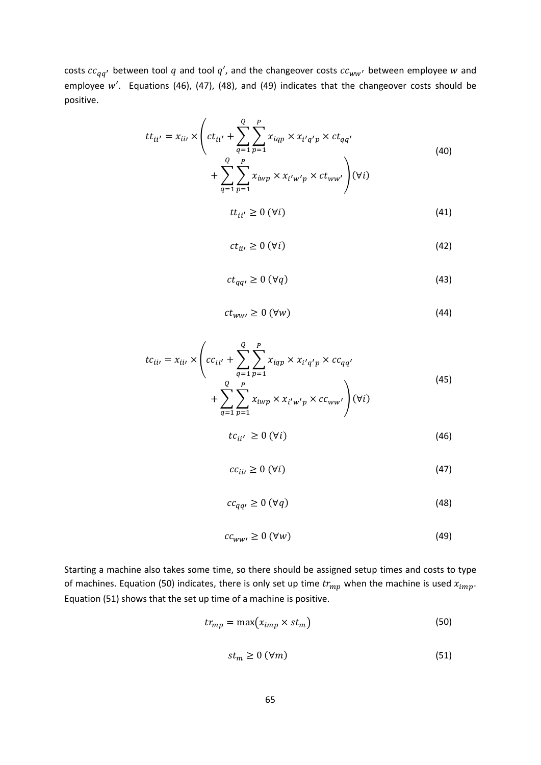costs $cc_{qq'}$ between tool $q$ and tool $q'$, and the changeover costs $cc_{ww'}$ between employee $w$ and employee $w'$. Equations (46), (47), (48), and (49) indicates that the changeover costs should be positive.

$$tt_{ii'} = x_{ii'} \times \left( ct_{ii'} + \sum_{q=1}^{Q} \sum_{p=1}^{P} x_{iqp} \times x_{i'q'p} \times ct_{qq'} + \sum_{q=1}^{Q} \sum_{p=1}^{P} x_{iwp} \times x_{i'w'p} \times ct_{ww'} \right) (\forall i) \tag{40}$$

$$tt_{ii'} \geq 0 \ (\forall i) \tag{41}$$

$$ct_{ii'} \geq 0 \ (\forall i) \tag{42}$$

$$ct_{qq'} \geq 0 \ (\forall q) \tag{43}$$

$$ct_{ww'} \geq 0 \ (\forall w) \tag{44}$$

$$tc_{ii'} = x_{ii'} \times \left( cc_{ii'} + \sum_{q=1}^{Q} \sum_{p=1}^{P} x_{iqp} \times x_{i'q'p} \times cc_{qq'} + \sum_{q=1}^{Q} \sum_{p=1}^{P} x_{iwp} \times x_{i'w'p} \times cc_{ww'} \right) (\forall i) \tag{45}$$

$$tc_{ii'} \geq 0 \ (\forall i) \tag{46}$$

$$cc_{ii'} \geq 0 \ (\forall i) \tag{47}$$

$$cc_{qq'} \geq 0 \ (\forall q) \tag{48}$$

$$cc_{ww'} \geq 0 \ (\forall w) \tag{49}$$

Starting a machine also takes some time, so there should be assigned setup times and costs to type of machines. Equation (50) indicates, there is only set up time $tr_{mp}$ when the machine is used $x_{imp}$. Equation (51) shows that the set up time of a machine is positive.

$$tr_{mp} = \max\left(x_{imp} \times st_m\right) \tag{50}$$

$$st_m \geq 0 \ (\forall m) \tag{51}$$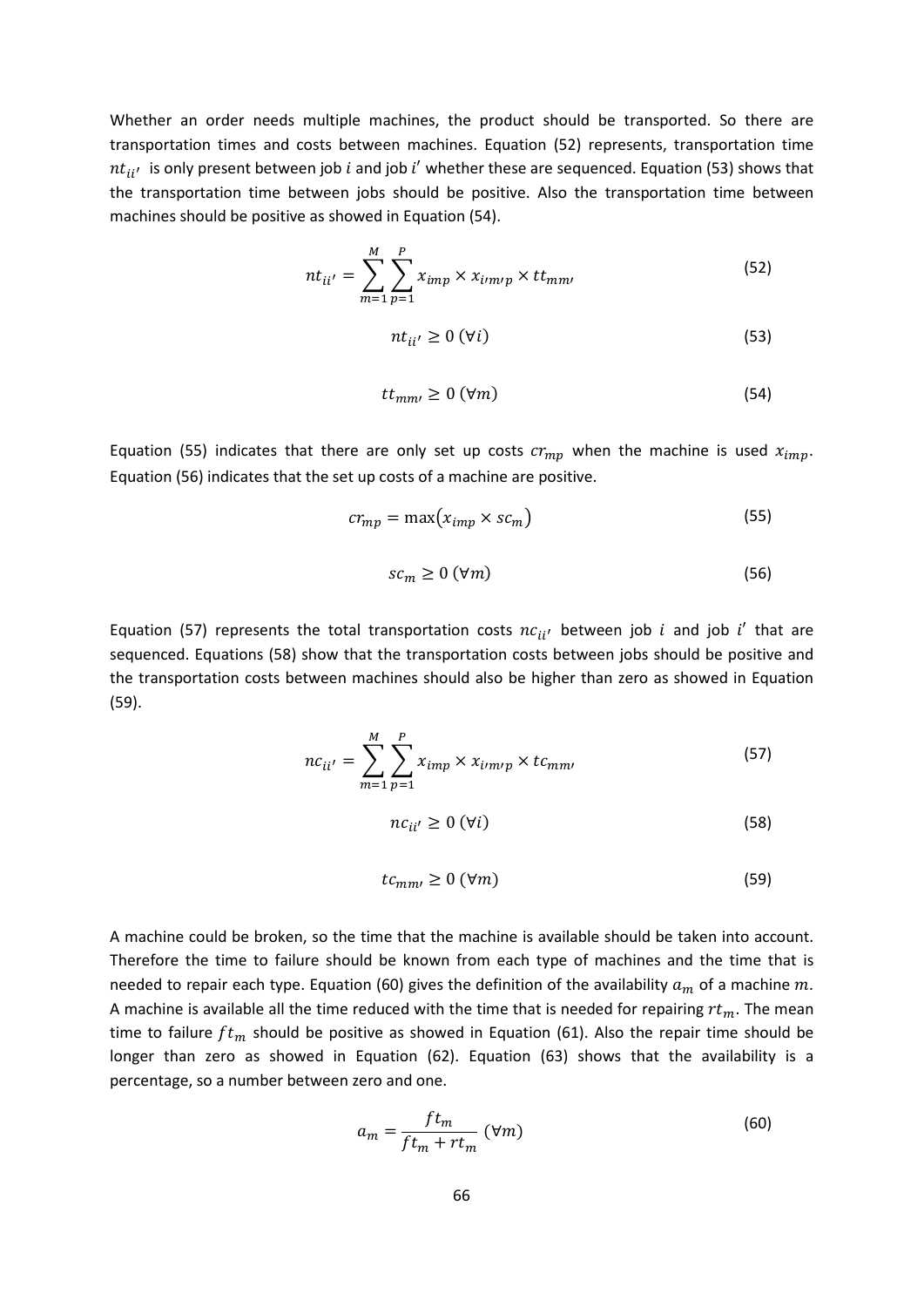Whether an order needs multiple machines, the product should be transported. So there are transportation times and costs between machines. Equation (52) represents, transportation time $nt_{ii'}$ is only present between job $i$ and job $i'$ whether these are sequenced. Equation (53) shows that the transportation time between jobs should be positive. Also the transportation time between machines should be positive as showed in Equation (54).

$$nt_{ii'} = \sum_{m=1}^{M} \sum_{p=1}^{P} x_{imp} \times x_{i'm'p} \times tt_{mm'} \tag{52}$$

$$nt_{ii'} \geq 0 \; (\forall i) \tag{53}$$

$$tt_{mm'} \geq 0 \; (\forall m) \tag{54}$$

Equation (55) indicates that there are only set up costs $cr_{mp}$ when the machine is used $x_{imp}$. Equation (56) indicates that the set up costs of a machine are positive.

$$cr_{mp} = \max(x_{imp} \times sc_m) \tag{55}$$

$$sc_m \geq 0 \; (\forall m) \tag{56}$$

Equation (57) represents the total transportation costs $nc_{ii'}$ between job $i$ and job $i'$ that are sequenced. Equations (58) show that the transportation costs between jobs should be positive and the transportation costs between machines should also be higher than zero as showed in Equation (59).

$$nc_{ii'} = \sum_{m=1}^{M} \sum_{p=1}^{P} x_{imp} \times x_{i'm'p} \times tc_{mm'} \tag{57}$$

$$nc_{ii'} \geq 0 \; (\forall i) \tag{58}$$

$$tc_{mm'} \geq 0 \; (\forall m) \tag{59}$$

A machine could be broken, so the time that the machine is available should be taken into account. Therefore the time to failure should be known from each type of machines and the time that is needed to repair each type. Equation (60) gives the definition of the availability $a_m$ of a machine $m$. A machine is available all the time reduced with the time that is needed for repairing $rt_m$. The mean time to failure $ft_m$ should be positive as showed in Equation (61). Also the repair time should be longer than zero as showed in Equation (62). Equation (63) shows that the availability is a percentage, so a number between zero and one.

$$a_m = \frac{ft_m}{ft_m + rt_m} \; (\forall m) \tag{60}$$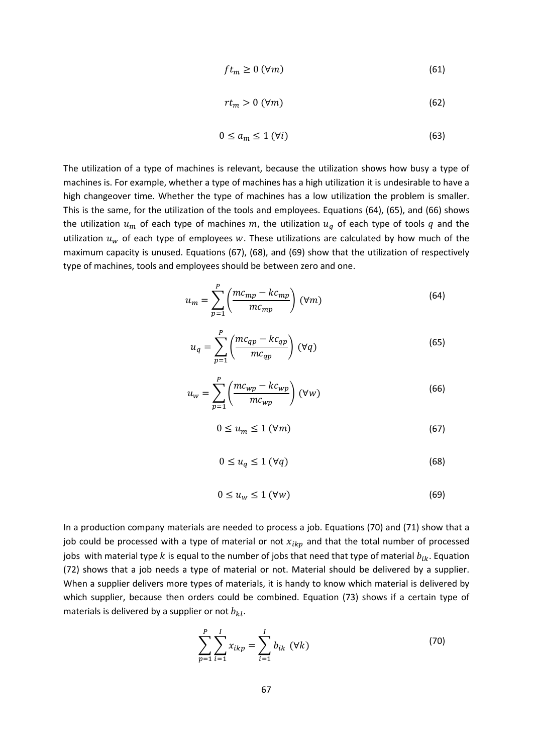$$ft_m \geq 0 \; (\forall m) \tag{61}$$

$$rt_m > 0 \; (\forall m) \tag{62}$$

$$0 \leq a_m \leq 1 \; (\forall i) \tag{63}$$

The utilization of a type of machines is relevant, because the utilization shows how busy a type of machines is. For example, whether a type of machines has a high utilization it is undesirable to have a high changeover time. Whether the type of machines has a low utilization the problem is smaller. This is the same, for the utilization of the tools and employees. Equations (64), (65), and (66) shows the utilization $u_m$ of each type of machines $m$, the utilization $u_q$ of each type of tools $q$ and the utilization $u_w$ of each type of employees $w$. These utilizations are calculated by how much of the maximum capacity is unused. Equations (67), (68), and (69) show that the utilization of respectively type of machines, tools and employees should be between zero and one.

$$u_m = \sum_{p=1}^{P} \left( \frac{mc_{mp} - kc_{mp}}{mc_{mp}} \right) \; (\forall m) \tag{64}$$

$$u_q = \sum_{p=1}^{P} \left( \frac{mc_{qp} - kc_{qp}}{mc_{qp}} \right) \; (\forall q) \tag{65}$$

$$u_w = \sum_{p=1}^{P} \left( \frac{mc_{wp} - kc_{wp}}{mc_{wp}} \right) \; (\forall w) \tag{66}$$

$$0 \leq u_m \leq 1 \; (\forall m) \tag{67}$$

$$0 \leq u_q \leq 1 \; (\forall q) \tag{68}$$

$$0 \leq u_w \leq 1 \; (\forall w) \tag{69}$$

In a production company materials are needed to process a job. Equations (70) and (71) show that a job could be processed with a type of material or not $x_{ikp}$ and that the total number of processed jobs with material type $k$ is equal to the number of jobs that need that type of material $b_{ik}$. Equation (72) shows that a job needs a type of material or not. Material should be delivered by a supplier. When a supplier delivers more types of materials, it is handy to know which material is delivered by which supplier, because then orders could be combined. Equation (73) shows if a certain type of materials is delivered by a supplier or not $b_{kl}$.

$$\sum_{p=1}^{P} \sum_{i=1}^{I} x_{ikp} = \sum_{i=1}^{I} b_{ik} \; (\forall k) \tag{70}$$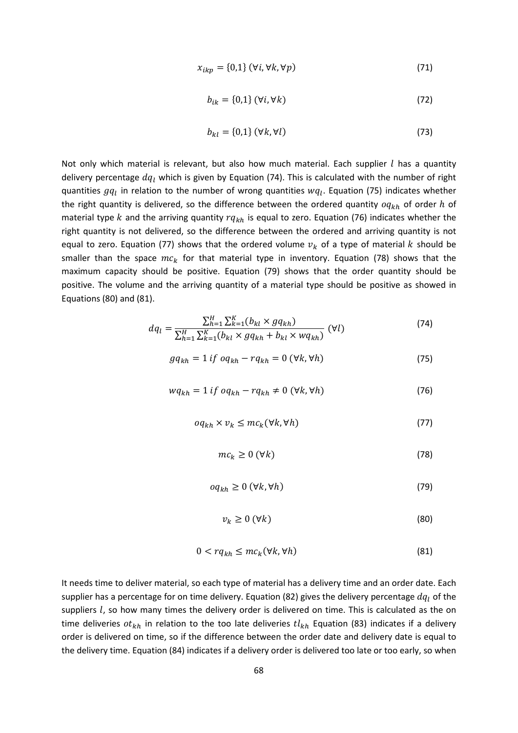$$x_{ikp} = \{0,1\} \ (\forall i, \forall k, \forall p) \tag{71}$$

$$b_{ik} = \{0,1\} \ (\forall i, \forall k) \tag{72}$$

$$b_{kl} = \{0,1\} \ (\forall k, \forall l) \tag{73}$$

Not only which material is relevant, but also how much material. Each supplier $l$ has a quantity delivery percentage $dq_l$ which is given by Equation (74). This is calculated with the number of right quantities $gq_l$ in relation to the number of wrong quantities $wq_l$. Equation (75) indicates whether the right quantity is delivered, so the difference between the ordered quantity $oq_{kh}$ of order $h$ of material type $k$ and the arriving quantity $rq_{kh}$ is equal to zero. Equation (76) indicates whether the right quantity is not delivered, so the difference between the ordered and arriving quantity is not equal to zero. Equation (77) shows that the ordered volume $v_k$ of a type of material $k$ should be smaller than the space $mc_k$ for that material type in inventory. Equation (78) shows that the maximum capacity should be positive. Equation (79) shows that the order quantity should be positive. The volume and the arriving quantity of a material type should be positive as showed in Equations (80) and (81).

$$dq_l = \frac{\sum_{h=1}^{H}\sum_{k=1}^{K}(b_{kl} \times gq_{kh})}{\sum_{h=1}^{H}\sum_{k=1}^{K}(b_{kl} \times gq_{kh} + b_{kl} \times wq_{kh})} \ (\forall l) \tag{74}$$

$$gq_{kh} = 1 \ if \ oq_{kh} - rq_{kh} = 0 \ (\forall k, \forall h) \tag{75}$$

$$wq_{kh} = 1 \ if \ oq_{kh} - rq_{kh} \neq 0 \ (\forall k, \forall h) \tag{76}$$

$$oq_{kh} \times v_k \leq mc_k (\forall k, \forall h) \tag{77}$$

$$mc_k \geq 0 \ (\forall k) \tag{78}$$

$$oq_{kh} \geq 0 \ (\forall k, \forall h) \tag{79}$$

$$v_k \geq 0 \ (\forall k) \tag{80}$$

$$0 < rq_{kh} \leq mc_k (\forall k, \forall h) \tag{81}$$

It needs time to deliver material, so each type of material has a delivery time and an order date. Each supplier has a percentage for on time delivery. Equation (82) gives the delivery percentage $dq_l$ of the suppliers $l$, so how many times the delivery order is delivered on time. This is calculated as the on time deliveries $ot_{kh}$ in relation to the too late deliveries $tl_{kh}$ Equation (83) indicates if a delivery order is delivered on time, so if the difference between the order date and delivery date is equal to the delivery time. Equation (84) indicates if a delivery order is delivered too late or too early, so when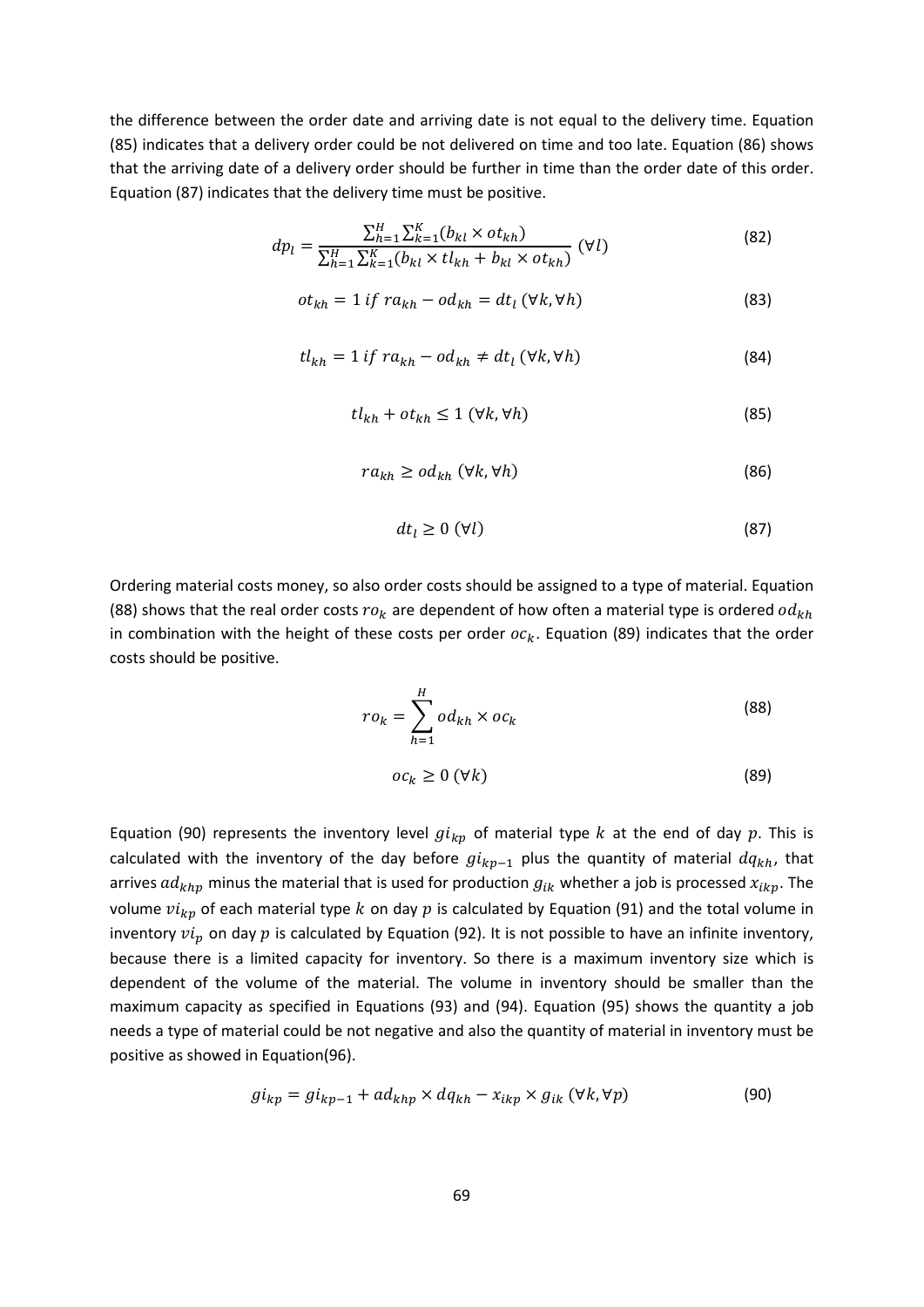the difference between the order date and arriving date is not equal to the delivery time. Equation (85) indicates that a delivery order could be not delivered on time and too late. Equation (86) shows that the arriving date of a delivery order should be further in time than the order date of this order. Equation (87) indicates that the delivery time must be positive.

$$dp_l = \frac{\sum_{h=1}^{H}\sum_{k=1}^{K}(b_{kl} \times ot_{kh})}{\sum_{h=1}^{H}\sum_{k=1}^{K}(b_{kl} \times tl_{kh} + b_{kl} \times ot_{kh})} \; (\forall l) \tag{82}$$

$$ot_{kh} = 1 \; if \; ra_{kh} - od_{kh} = dt_l \; (\forall k, \forall h) \tag{83}$$

$$tl_{kh} = 1 \; if \; ra_{kh} - od_{kh} \neq dt_l \; (\forall k, \forall h) \tag{84}$$

$$tl_{kh} + ot_{kh} \leq 1 \; (\forall k, \forall h) \tag{85}$$

$$ra_{kh} \geq od_{kh} \; (\forall k, \forall h) \tag{86}$$

$$dt_l \geq 0 \; (\forall l) \tag{87}$$

Ordering material costs money, so also order costs should be assigned to a type of material. Equation (88) shows that the real order costs $ro_k$ are dependent of how often a material type is ordered $od_{kh}$ in combination with the height of these costs per order $oc_k$. Equation (89) indicates that the order costs should be positive.

$$ro_k = \sum_{h=1}^{H} od_{kh} \times oc_k \tag{88}$$

$$oc_k \geq 0 \; (\forall k) \tag{89}$$

Equation (90) represents the inventory level $gi_{kp}$ of material type $k$ at the end of day $p$. This is calculated with the inventory of the day before $gi_{kp-1}$ plus the quantity of material $dq_{kh}$, that arrives $ad_{khp}$ minus the material that is used for production $g_{ik}$ whether a job is processed $x_{ikp}$. The volume $vi_{kp}$ of each material type $k$ on day $p$ is calculated by Equation (91) and the total volume in inventory $vi_p$ on day $p$ is calculated by Equation (92). It is not possible to have an infinite inventory, because there is a limited capacity for inventory. So there is a maximum inventory size which is dependent of the volume of the material. The volume in inventory should be smaller than the maximum capacity as specified in Equations (93) and (94). Equation (95) shows the quantity a job needs a type of material could be not negative and also the quantity of material in inventory must be positive as showed in Equation(96).

$$gi_{kp} = gi_{kp-1} + ad_{khp} \times dq_{kh} - x_{ikp} \times g_{ik} \; (\forall k, \forall p) \tag{90}$$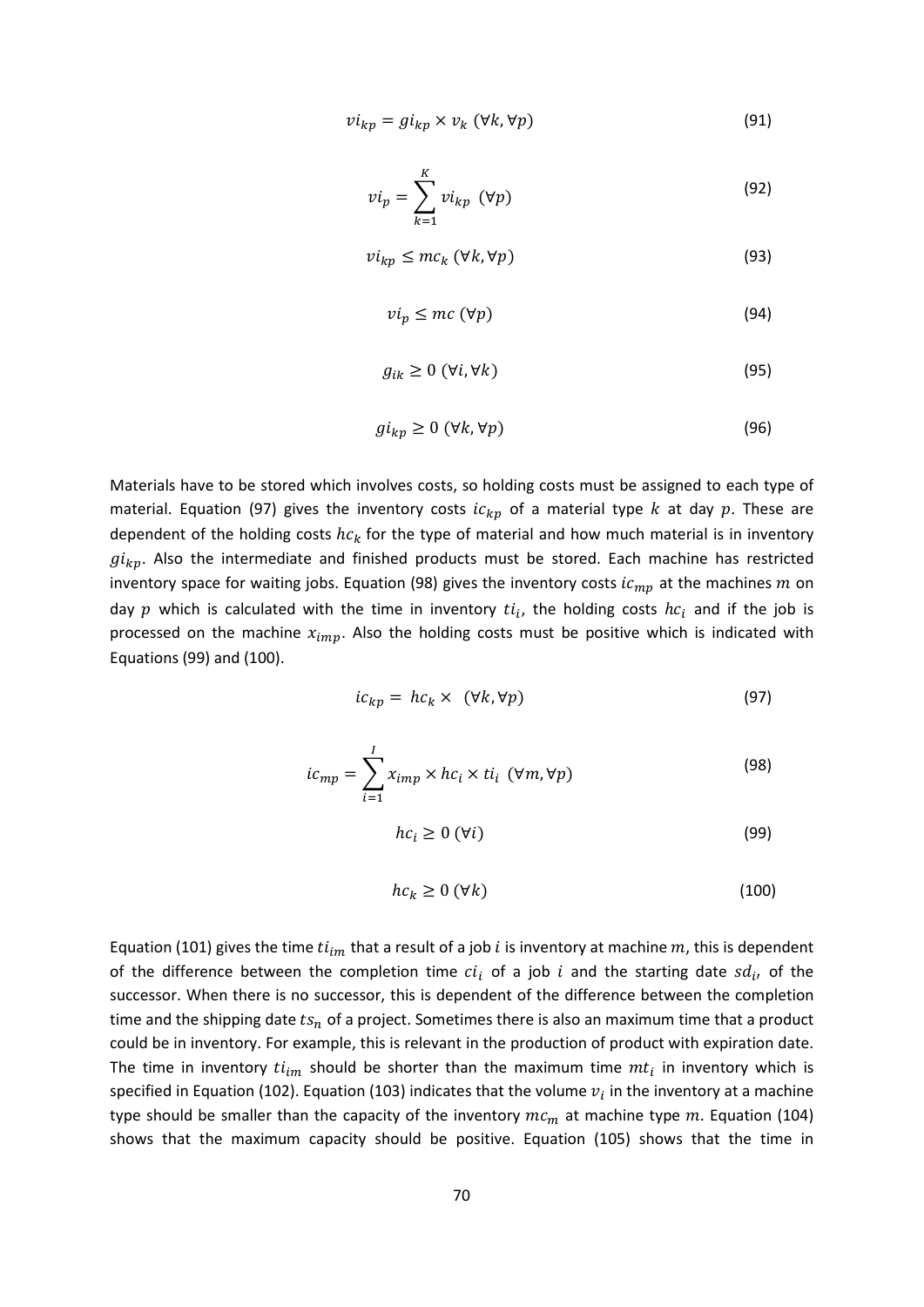$$vi_{kp} = gi_{kp} \times v_k \ (\forall k, \forall p) \tag{91}$$

$$vi_p = \sum_{k=1}^{K} vi_{kp} \ (\forall p) \tag{92}$$

$$vi_{kp} \leq mc_k \ (\forall k, \forall p) \tag{93}$$

$$vi_p \leq mc \ (\forall p) \tag{94}$$

$$g_{ik} \geq 0 \ (\forall i, \forall k) \tag{95}$$

$$gi_{kp} \geq 0 \ (\forall k, \forall p) \tag{96}$$

Materials have to be stored which involves costs, so holding costs must be assigned to each type of material. Equation (97) gives the inventory costs $ic_{kp}$ of a material type $k$ at day $p$. These are dependent of the holding costs $hc_k$ for the type of material and how much material is in inventory $gi_{kp}$. Also the intermediate and finished products must be stored. Each machine has restricted inventory space for waiting jobs. Equation (98) gives the inventory costs $ic_{mp}$ at the machines $m$ on day $p$ which is calculated with the time in inventory $ti_i$, the holding costs $hc_i$ and if the job is processed on the machine $x_{imp}$. Also the holding costs must be positive which is indicated with Equations (99) and (100).

$$ic_{kp} = hc_k \times \ (\forall k, \forall p) \tag{97}$$

$$ic_{mp} = \sum_{i=1}^{I} x_{imp} \times hc_i \times ti_i \ (\forall m, \forall p) \tag{98}$$

$$hc_i \geq 0 \ (\forall i) \tag{99}$$

$$hc_k \geq 0 \ (\forall k) \tag{100}$$

Equation (101) gives the time $ti_{im}$ that a result of a job $i$ is inventory at machine $m$, this is dependent of the difference between the completion time $ci_i$ of a job $i$ and the starting date $sd_{i'}$ of the successor. When there is no successor, this is dependent of the difference between the completion time and the shipping date $ts_n$ of a project. Sometimes there is also an maximum time that a product could be in inventory. For example, this is relevant in the production of product with expiration date. The time in inventory $ti_{im}$ should be shorter than the maximum time $mt_i$ in inventory which is specified in Equation (102). Equation (103) indicates that the volume $v_i$ in the inventory at a machine type should be smaller than the capacity of the inventory $mc_m$ at machine type $m$. Equation (104) shows that the maximum capacity should be positive. Equation (105) shows that the time in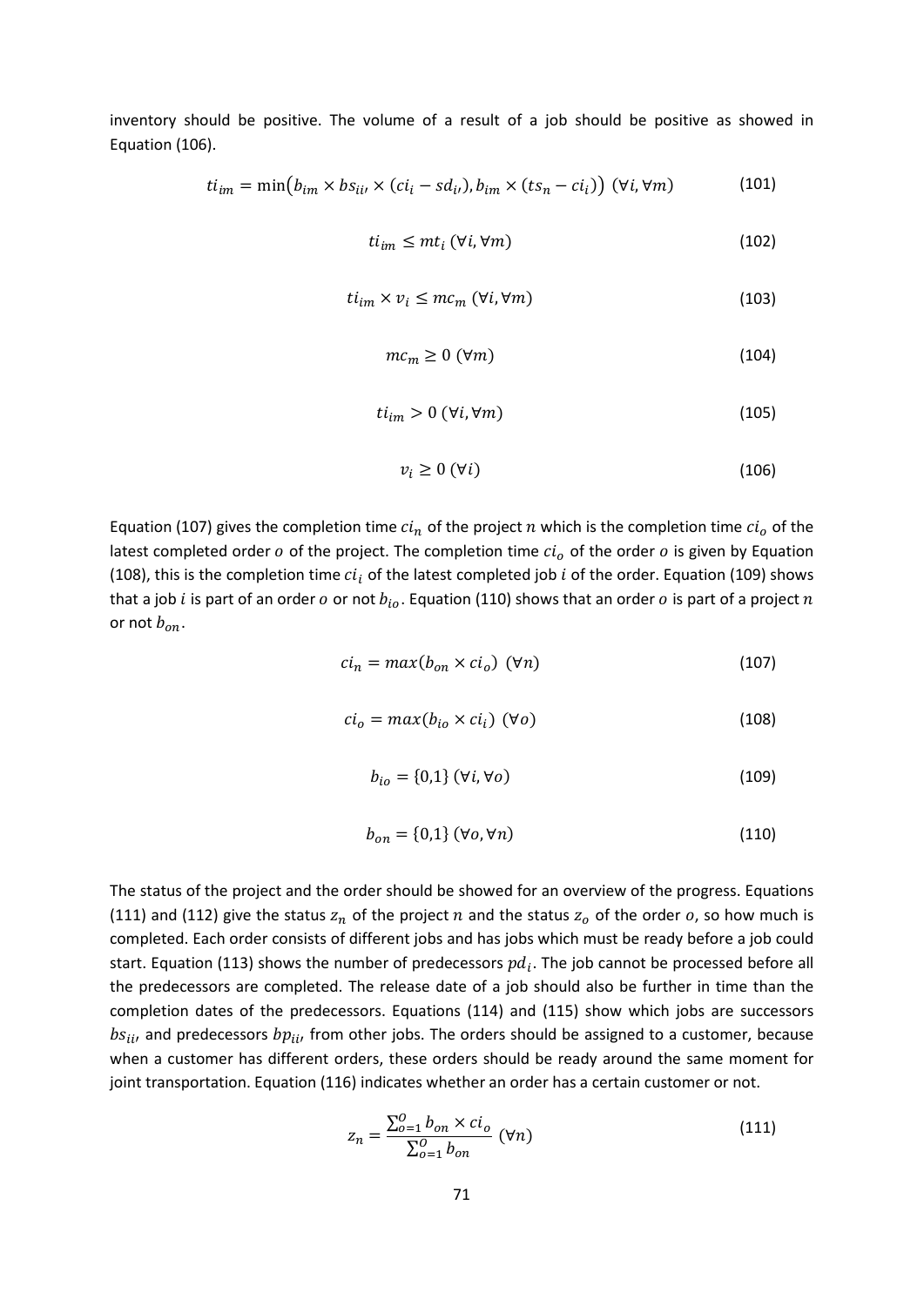inventory should be positive. The volume of a result of a job should be positive as showed in Equation (106).

$$ti_{im} = \min\left(b_{im} \times bs_{ii'} \times (ci_i - sd_{i'}), b_{im} \times (ts_n - ci_i)\right) \; (\forall i, \forall m) \tag{101}$$

$$ti_{im} \leq mt_i \; (\forall i, \forall m) \tag{102}$$

$$ti_{im} \times v_i \leq mc_m \; (\forall i, \forall m) \tag{103}$$

$$mc_m \geq 0 \; (\forall m) \tag{104}$$

$$ti_{im} > 0 \; (\forall i, \forall m) \tag{105}$$

$$v_i \geq 0 \; (\forall i) \tag{106}$$

Equation (107) gives the completion time $ci_n$ of the project $n$ which is the completion time $ci_o$ of the latest completed order $o$ of the project. The completion time $ci_o$ of the order $o$ is given by Equation (108), this is the completion time $ci_i$ of the latest completed job $i$ of the order. Equation (109) shows that a job $i$ is part of an order $o$ or not $b_{io}$. Equation (110) shows that an order $o$ is part of a project $n$ or not $b_{on}$.

$$ci_n = max(b_{on} \times ci_o) \; (\forall n) \tag{107}$$

$$ci_o = max(b_{io} \times ci_i) \; (\forall o) \tag{108}$$

$$b_{io} = \{0,1\} \; (\forall i, \forall o) \tag{109}$$

$$b_{on} = \{0,1\} \; (\forall o, \forall n) \tag{110}$$

The status of the project and the order should be showed for an overview of the progress. Equations (111) and (112) give the status $z_n$ of the project $n$ and the status $z_o$ of the order $o$, so how much is completed. Each order consists of different jobs and has jobs which must be ready before a job could start. Equation (113) shows the number of predecessors $pd_i$. The job cannot be processed before all the predecessors are completed. The release date of a job should also be further in time than the completion dates of the predecessors. Equations (114) and (115) show which jobs are successors $bs_{ii'}$ and predecessors $bp_{ii'}$ from other jobs. The orders should be assigned to a customer, because when a customer has different orders, these orders should be ready around the same moment for joint transportation. Equation (116) indicates whether an order has a certain customer or not.

$$z_n = \frac{\sum_{o=1}^{O} b_{on} \times ci_o}{\sum_{o=1}^{O} b_{on}} \; (\forall n) \tag{111}$$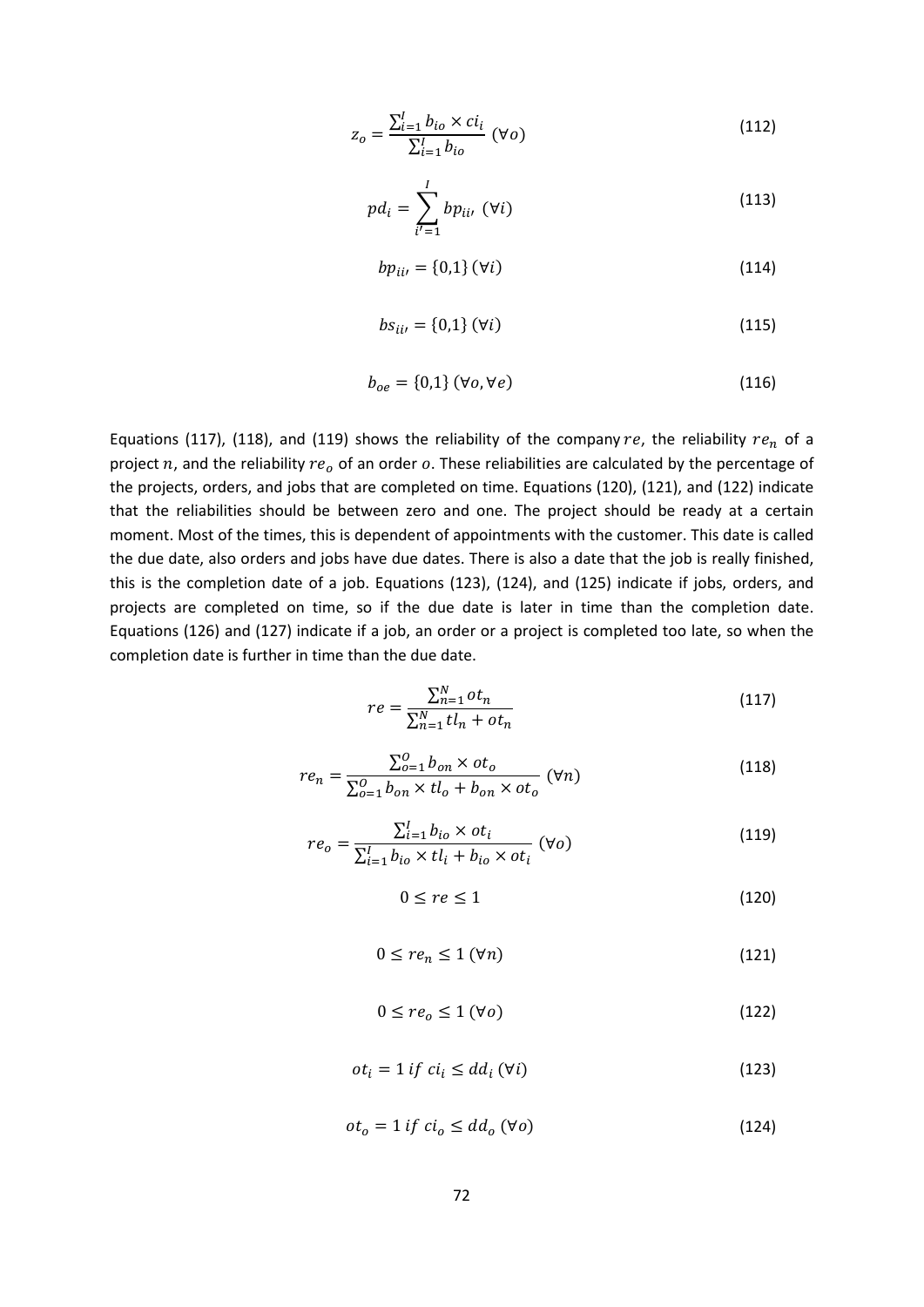$$z_o = \frac{\sum_{i=1}^{I} b_{io} \times ci_i}{\sum_{i=1}^{I} b_{io}} \; (\forall o) \tag{112}$$

$$pd_i = \sum_{i'=1}^{I} bp_{ii'} \; (\forall i) \tag{113}$$

$$bp_{ii'} = \{0,1\} \, (\forall i) \tag{114}$$

$$bs_{ii'} = \{0,1\} \, (\forall i) \tag{115}$$

$$b_{oe} = \{0,1\} \, (\forall o, \forall e) \tag{116}$$

Equations (117), (118), and (119) shows the reliability of the company $re$, the reliability $re_n$ of a project $n$, and the reliability $re_o$ of an order $o$. These reliabilities are calculated by the percentage of the projects, orders, and jobs that are completed on time. Equations (120), (121), and (122) indicate that the reliabilities should be between zero and one. The project should be ready at a certain moment. Most of the times, this is dependent of appointments with the customer. This date is called the due date, also orders and jobs have due dates. There is also a date that the job is really finished, this is the completion date of a job. Equations (123), (124), and (125) indicate if jobs, orders, and projects are completed on time, so if the due date is later in time than the completion date. Equations (126) and (127) indicate if a job, an order or a project is completed too late, so when the completion date is further in time than the due date.

$$re = \frac{\sum_{n=1}^{N} ot_n}{\sum_{n=1}^{N} tl_n + ot_n} \tag{117}$$

$$re_n = \frac{\sum_{o=1}^{O} b_{on} \times ot_o}{\sum_{o=1}^{O} b_{on} \times tl_o + b_{on} \times ot_o} \; (\forall n) \tag{118}$$

$$re_o = \frac{\sum_{i=1}^{I} b_{io} \times ot_i}{\sum_{i=1}^{I} b_{io} \times tl_i + b_{io} \times ot_i} \; (\forall o) \tag{119}$$

$$0 \leq re \leq 1 \tag{120}$$

$$0 \leq re_n \leq 1 \; (\forall n) \tag{121}$$

$$0 \leq re_o \leq 1 \; (\forall o) \tag{122}$$

$$ot_i = 1 \; if \; ci_i \leq dd_i \; (\forall i) \tag{123}$$

$$ot_o = 1 \; if \; ci_o \leq dd_o \; (\forall o) \tag{124}$$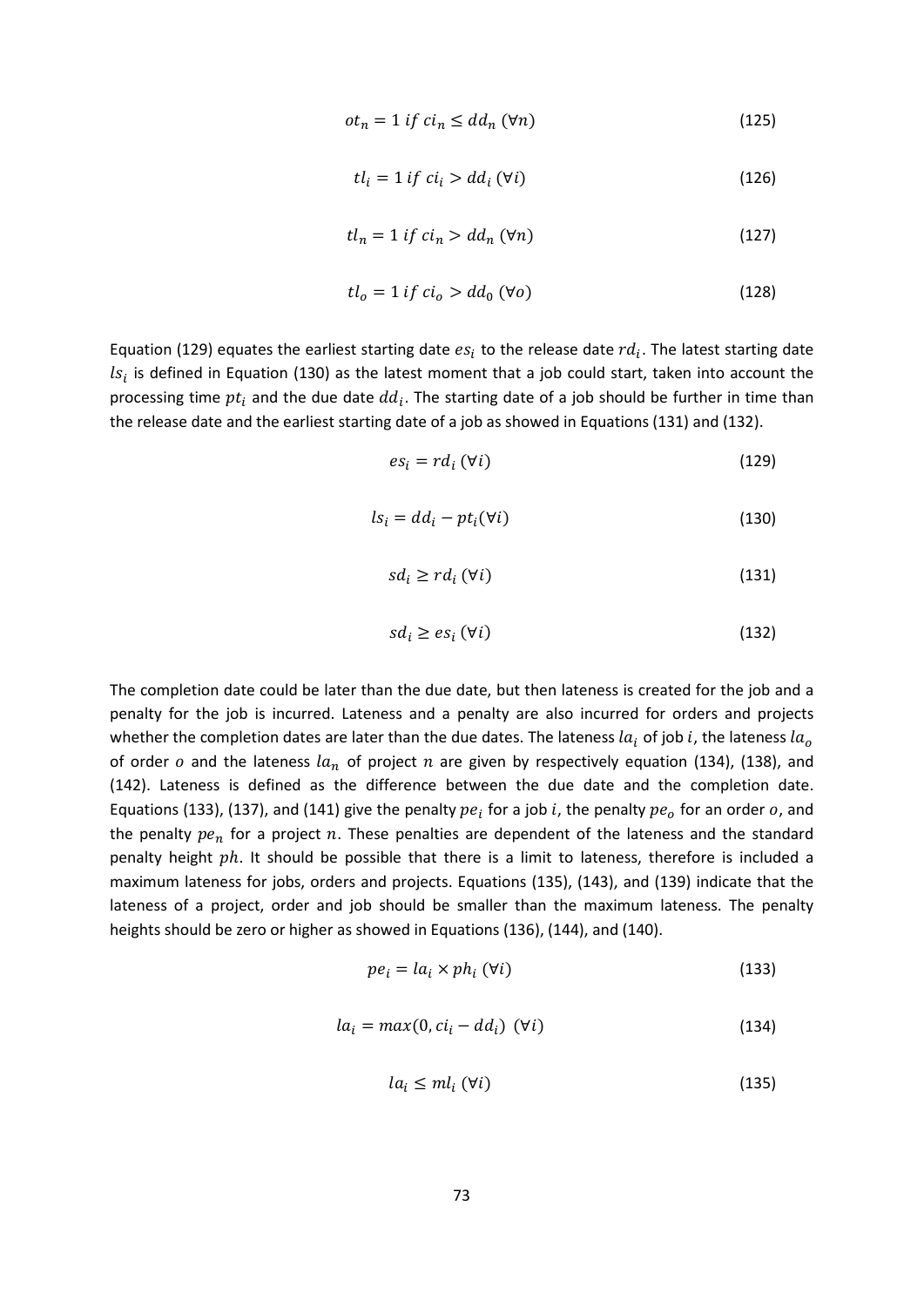$$ot_n = 1 \; if \; ci_n \leq dd_n \; (\forall n) \tag{125}$$

$$tl_i = 1 \; if \; ci_i > dd_i \; (\forall i) \tag{126}$$

$$tl_n = 1 \; if \; ci_n > dd_n \; (\forall n) \tag{127}$$

$$tl_o = 1 \; if \; ci_o > dd_0 \; (\forall o) \tag{128}$$

Equation (129) equates the earliest starting date $es_i$ to the release date $rd_i$. The latest starting date $ls_i$ is defined in Equation (130) as the latest moment that a job could start, taken into account the processing time $pt_i$ and the due date $dd_i$. The starting date of a job should be further in time than the release date and the earliest starting date of a job as showed in Equations (131) and (132).

$$es_i = rd_i \; (\forall i) \tag{129}$$

$$ls_i = dd_i - pt_i (\forall i) \tag{130}$$

$$sd_i \geq rd_i \; (\forall i) \tag{131}$$

$$sd_i \geq es_i \; (\forall i) \tag{132}$$

The completion date could be later than the due date, but then lateness is created for the job and a penalty for the job is incurred. Lateness and a penalty are also incurred for orders and projects whether the completion dates are later than the due dates. The lateness $la_i$ of job $i$, the lateness $la_o$ of order $o$ and the lateness $la_n$ of project $n$ are given by respectively equation (134), (138), and (142). Lateness is defined as the difference between the due date and the completion date. Equations (133), (137), and (141) give the penalty $pe_i$ for a job $i$, the penalty $pe_o$ for an order $o$, and the penalty $pe_n$ for a project $n$. These penalties are dependent of the lateness and the standard penalty height $ph$. It should be possible that there is a limit to lateness, therefore is included a maximum lateness for jobs, orders and projects. Equations (135), (143), and (139) indicate that the lateness of a project, order and job should be smaller than the maximum lateness. The penalty heights should be zero or higher as showed in Equations (136), (144), and (140).

$$pe_i = la_i \times ph_i \; (\forall i) \tag{133}$$

$$la_i = max(0, ci_i - dd_i) \; \; (\forall i) \tag{134}$$

$$la_i \leq ml_i \; (\forall i) \tag{135}$$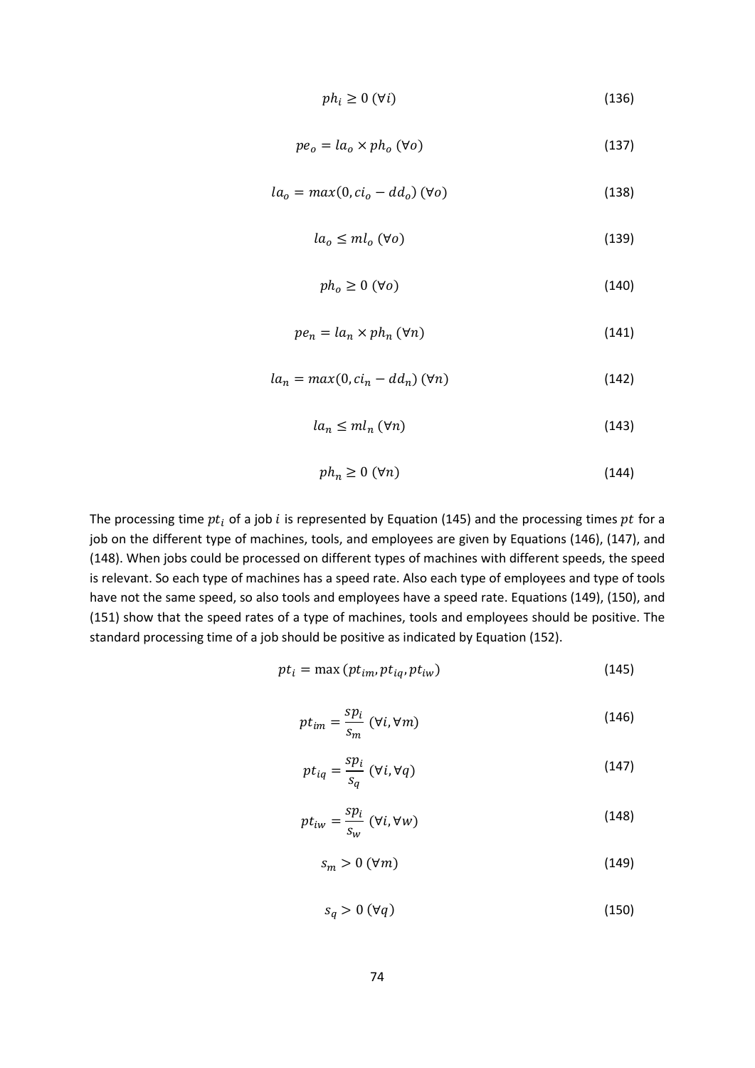$$ph_i \geq 0 \; (\forall i) \tag{136}$$

$$pe_o = la_o \times ph_o \; (\forall o) \tag{137}$$

$$la_o = max(0, ci_o - dd_o) \; (\forall o) \tag{138}$$

$$la_o \leq ml_o \; (\forall o) \tag{139}$$

$$ph_o \geq 0 \; (\forall o) \tag{140}$$

$$pe_n = la_n \times ph_n \; (\forall n) \tag{141}$$

$$la_n = max(0, ci_n - dd_n) \; (\forall n) \tag{142}$$

$$la_n \leq ml_n \; (\forall n) \tag{143}$$

$$ph_n \geq 0 \; (\forall n) \tag{144}$$

The processing time $pt_i$ of a job $i$ is represented by Equation (145) and the processing times $pt$ for a job on the different type of machines, tools, and employees are given by Equations (146), (147), and (148). When jobs could be processed on different types of machines with different speeds, the speed is relevant. So each type of machines has a speed rate. Also each type of employees and type of tools have not the same speed, so also tools and employees have a speed rate. Equations (149), (150), and (151) show that the speed rates of a type of machines, tools and employees should be positive. The standard processing time of a job should be positive as indicated by Equation (152).

$$pt_i = \max(pt_{im}, pt_{iq}, pt_{iw}) \tag{145}$$

$$pt_{im} = \frac{sp_i}{s_m} \; (\forall i, \forall m) \tag{146}$$

$$pt_{iq} = \frac{sp_i}{s_q} \; (\forall i, \forall q) \tag{147}$$

$$pt_{iw} = \frac{sp_i}{s_w} \; (\forall i, \forall w) \tag{148}$$

$$s_m > 0 \; (\forall m) \tag{149}$$

$$s_q > 0 \; (\forall q) \tag{150}$$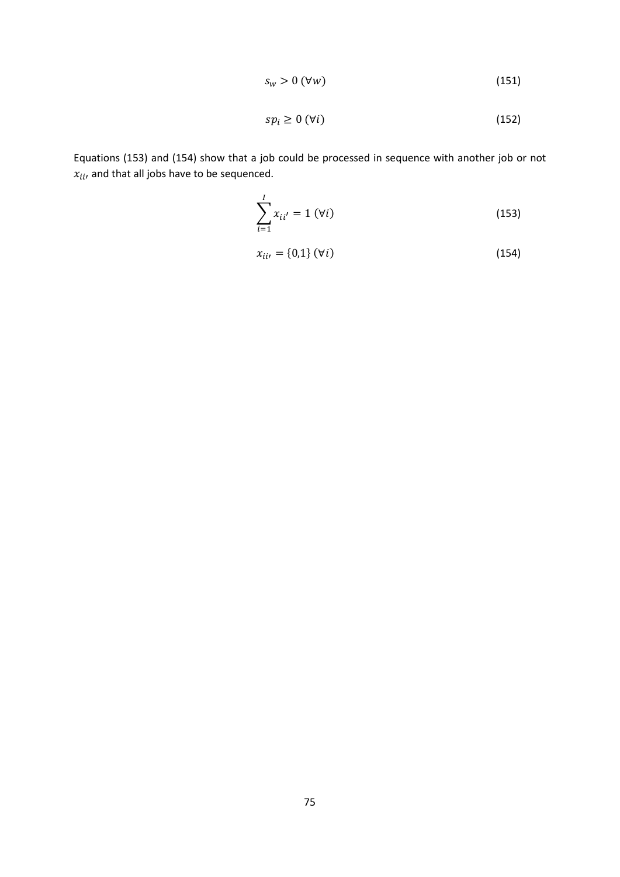$$s_w > 0 \ (\forall w) \tag{151}$$

$$sp_i \geq 0 \ (\forall i) \tag{152}$$

Equations (153) and (154) show that a job could be processed in sequence with another job or not $x_{ii'}$ and that all jobs have to be sequenced.

$$\sum_{i=1}^{I} x_{ii'} = 1 \ (\forall i) \tag{153}$$

$$x_{ii'} = \{0,1\} \ (\forall i) \tag{154}$$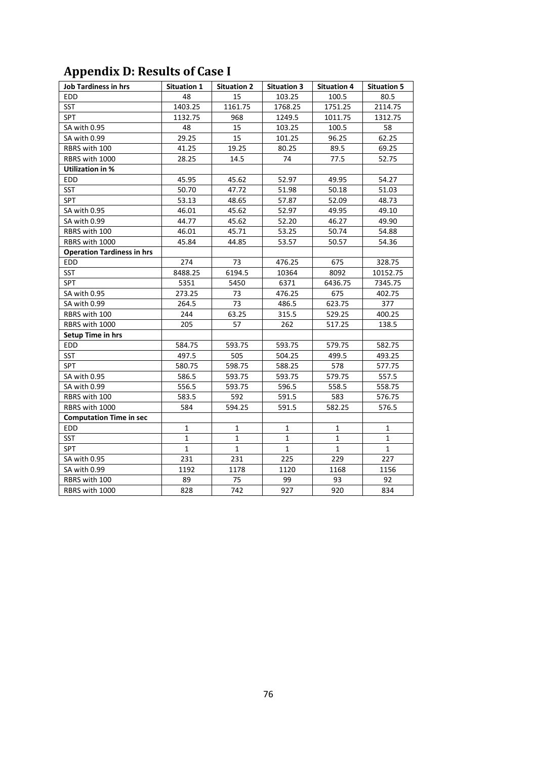## Appendix D: Results of Case I

| Job Tardiness in hrs | Situation 1 | Situation 2 | Situation 3 | Situation 4 | Situation 5 |
|---|---|---|---|---|---|
| EDD | 48 | 15 | 103.25 | 100.5 | 80.5 |
| SST | 1403.25 | 1161.75 | 1768.25 | 1751.25 | 2114.75 |
| SPT | 1132.75 | 968 | 1249.5 | 1011.75 | 1312.75 |
| SA with 0.95 | 48 | 15 | 103.25 | 100.5 | 58 |
| SA with 0.99 | 29.25 | 15 | 101.25 | 96.25 | 62.25 |
| RBRS with 100 | 41.25 | 19.25 | 80.25 | 89.5 | 69.25 |
| RBRS with 1000 | 28.25 | 14.5 | 74 | 77.5 | 52.75 |
| **Utilization in %** | | | | | |
| EDD | 45.95 | 45.62 | 52.97 | 49.95 | 54.27 |
| SST | 50.70 | 47.72 | 51.98 | 50.18 | 51.03 |
| SPT | 53.13 | 48.65 | 57.87 | 52.09 | 48.73 |
| SA with 0.95 | 46.01 | 45.62 | 52.97 | 49.95 | 49.10 |
| SA with 0.99 | 44.77 | 45.62 | 52.20 | 46.27 | 49.90 |
| RBRS with 100 | 46.01 | 45.71 | 53.25 | 50.74 | 54.88 |
| RBRS with 1000 | 45.84 | 44.85 | 53.57 | 50.57 | 54.36 |
| **Operation Tardiness in hrs** | | | | | |
| EDD | 274 | 73 | 476.25 | 675 | 328.75 |
| SST | 8488.25 | 6194.5 | 10364 | 8092 | 10152.75 |
| SPT | 5351 | 5450 | 6371 | 6436.75 | 7345.75 |
| SA with 0.95 | 273.25 | 73 | 476.25 | 675 | 402.75 |
| SA with 0.99 | 264.5 | 73 | 486.5 | 623.75 | 377 |
| RBRS with 100 | 244 | 63.25 | 315.5 | 529.25 | 400.25 |
| RBRS with 1000 | 205 | 57 | 262 | 517.25 | 138.5 |
| **Setup Time in hrs** | | | | | |
| EDD | 584.75 | 593.75 | 593.75 | 579.75 | 582.75 |
| SST | 497.5 | 505 | 504.25 | 499.5 | 493.25 |
| SPT | 580.75 | 598.75 | 588.25 | 578 | 577.75 |
| SA with 0.95 | 586.5 | 593.75 | 593.75 | 579.75 | 557.5 |
| SA with 0.99 | 556.5 | 593.75 | 596.5 | 558.5 | 558.75 |
| RBRS with 100 | 583.5 | 592 | 591.5 | 583 | 576.75 |
| RBRS with 1000 | 584 | 594.25 | 591.5 | 582.25 | 576.5 |
| **Computation Time in sec** | | | | | |
| EDD | 1 | 1 | 1 | 1 | 1 |
| SST | 1 | 1 | 1 | 1 | 1 |
| SPT | 1 | 1 | 1 | 1 | 1 |
| SA with 0.95 | 231 | 231 | 225 | 229 | 227 |
| SA with 0.99 | 1192 | 1178 | 1120 | 1168 | 1156 |
| RBRS with 100 | 89 | 75 | 99 | 93 | 92 |
| RBRS with 1000 | 828 | 742 | 927 | 920 | 834 |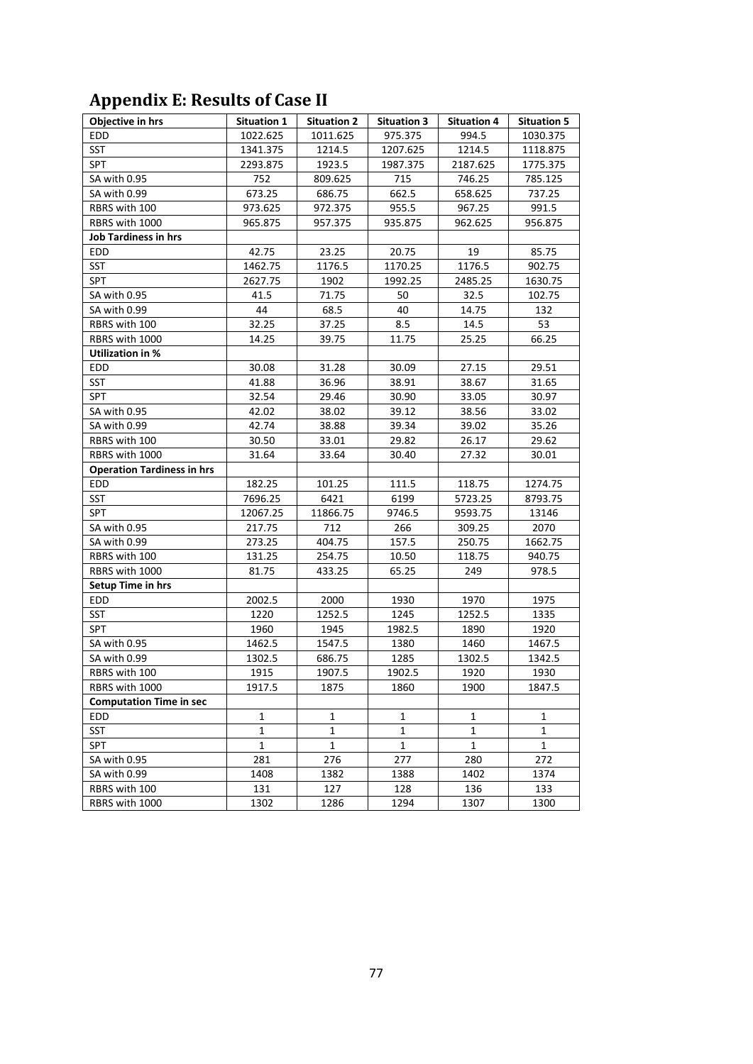## Appendix E: Results of Case II

| Objective in hrs | Situation 1 | Situation 2 | Situation 3 | Situation 4 | Situation 5 |
|---|---|---|---|---|---|
| EDD | 1022.625 | 1011.625 | 975.375 | 994.5 | 1030.375 |
| SST | 1341.375 | 1214.5 | 1207.625 | 1214.5 | 1118.875 |
| SPT | 2293.875 | 1923.5 | 1987.375 | 2187.625 | 1775.375 |
| SA with 0.95 | 752 | 809.625 | 715 | 746.25 | 785.125 |
| SA with 0.99 | 673.25 | 686.75 | 662.5 | 658.625 | 737.25 |
| RBRS with 100 | 973.625 | 972.375 | 955.5 | 967.25 | 991.5 |
| RBRS with 1000 | 965.875 | 957.375 | 935.875 | 962.625 | 956.875 |
| **Job Tardiness in hrs** | | | | | |
| EDD | 42.75 | 23.25 | 20.75 | 19 | 85.75 |
| SST | 1462.75 | 1176.5 | 1170.25 | 1176.5 | 902.75 |
| SPT | 2627.75 | 1902 | 1992.25 | 2485.25 | 1630.75 |
| SA with 0.95 | 41.5 | 71.75 | 50 | 32.5 | 102.75 |
| SA with 0.99 | 44 | 68.5 | 40 | 14.75 | 132 |
| RBRS with 100 | 32.25 | 37.25 | 8.5 | 14.5 | 53 |
| RBRS with 1000 | 14.25 | 39.75 | 11.75 | 25.25 | 66.25 |
| **Utilization in %** | | | | | |
| EDD | 30.08 | 31.28 | 30.09 | 27.15 | 29.51 |
| SST | 41.88 | 36.96 | 38.91 | 38.67 | 31.65 |
| SPT | 32.54 | 29.46 | 30.90 | 33.05 | 30.97 |
| SA with 0.95 | 42.02 | 38.02 | 39.12 | 38.56 | 33.02 |
| SA with 0.99 | 42.74 | 38.88 | 39.34 | 39.02 | 35.26 |
| RBRS with 100 | 30.50 | 33.01 | 29.82 | 26.17 | 29.62 |
| RBRS with 1000 | 31.64 | 33.64 | 30.40 | 27.32 | 30.01 |
| **Operation Tardiness in hrs** | | | | | |
| EDD | 182.25 | 101.25 | 111.5 | 118.75 | 1274.75 |
| SST | 7696.25 | 6421 | 6199 | 5723.25 | 8793.75 |
| SPT | 12067.25 | 11866.75 | 9746.5 | 9593.75 | 13146 |
| SA with 0.95 | 217.75 | 712 | 266 | 309.25 | 2070 |
| SA with 0.99 | 273.25 | 404.75 | 157.5 | 250.75 | 1662.75 |
| RBRS with 100 | 131.25 | 254.75 | 10.50 | 118.75 | 940.75 |
| RBRS with 1000 | 81.75 | 433.25 | 65.25 | 249 | 978.5 |
| **Setup Time in hrs** | | | | | |
| EDD | 2002.5 | 2000 | 1930 | 1970 | 1975 |
| SST | 1220 | 1252.5 | 1245 | 1252.5 | 1335 |
| SPT | 1960 | 1945 | 1982.5 | 1890 | 1920 |
| SA with 0.95 | 1462.5 | 1547.5 | 1380 | 1460 | 1467.5 |
| SA with 0.99 | 1302.5 | 686.75 | 1285 | 1302.5 | 1342.5 |
| RBRS with 100 | 1915 | 1907.5 | 1902.5 | 1920 | 1930 |
| RBRS with 1000 | 1917.5 | 1875 | 1860 | 1900 | 1847.5 |
| **Computation Time in sec** | | | | | |
| EDD | 1 | 1 | 1 | 1 | 1 |
| SST | 1 | 1 | 1 | 1 | 1 |
| SPT | 1 | 1 | 1 | 1 | 1 |
| SA with 0.95 | 281 | 276 | 277 | 280 | 272 |
| SA with 0.99 | 1408 | 1382 | 1388 | 1402 | 1374 |
| RBRS with 100 | 131 | 127 | 128 | 136 | 133 |
| RBRS with 1000 | 1302 | 1286 | 1294 | 1307 | 1300 |